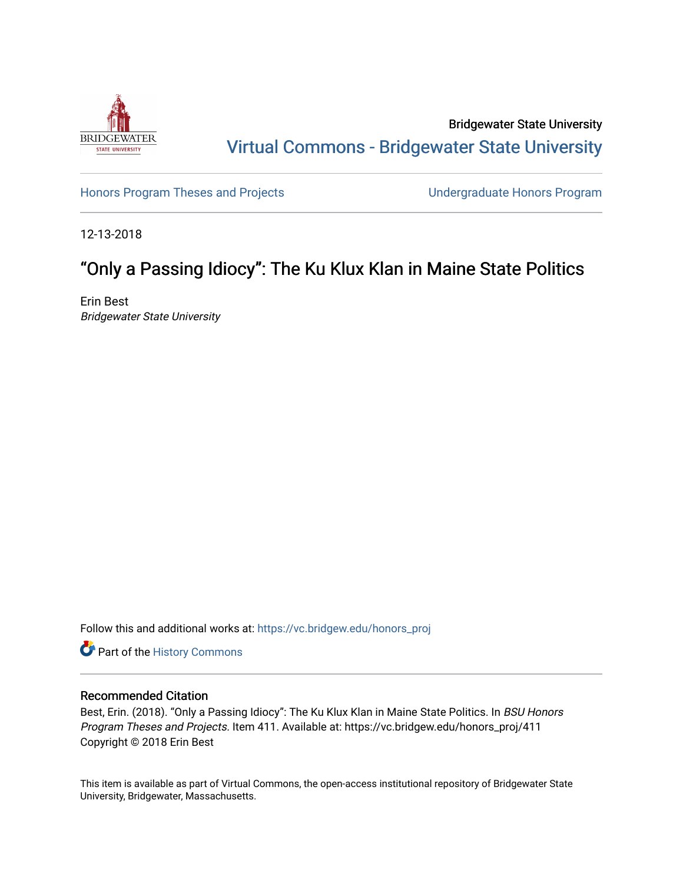Bridgewater State University

# Virtual Commons - Bridgewater State University

Honors Program Theses and Projects | Undergraduate Honors Program

12-13-2018

## “Only a Passing Idiocy”: The Ku Klux Klan in Maine State Politics

Erin Best
*Bridgewater State University*

Follow this and additional works at: https://vc.bridgew.edu/honors_proj

Part of the History Commons

### Recommended Citation

Best, Erin. (2018). “Only a Passing Idiocy”: The Ku Klux Klan in Maine State Politics. In *BSU Honors Program Theses and Projects.* Item 411. Available at: https://vc.bridgew.edu/honors_proj/411
Copyright © 2018 Erin Best

This item is available as part of Virtual Commons, the open-access institutional repository of Bridgewater State University, Bridgewater, Massachusetts.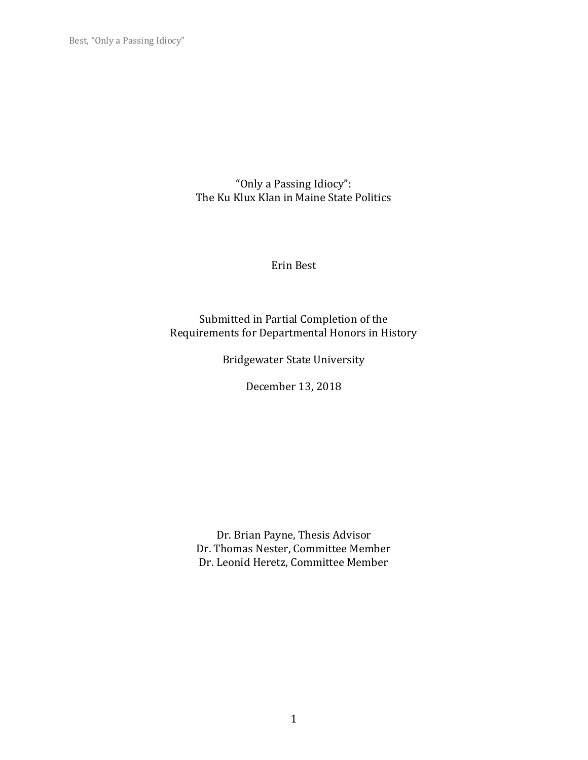# "Only a Passing Idiocy": The Ku Klux Klan in Maine State Politics

Erin Best

Submitted in Partial Completion of the
Requirements for Departmental Honors in History

Bridgewater State University

December 13, 2018

Dr. Brian Payne, Thesis Advisor
Dr. Thomas Nester, Committee Member
Dr. Leonid Heretz, Committee Member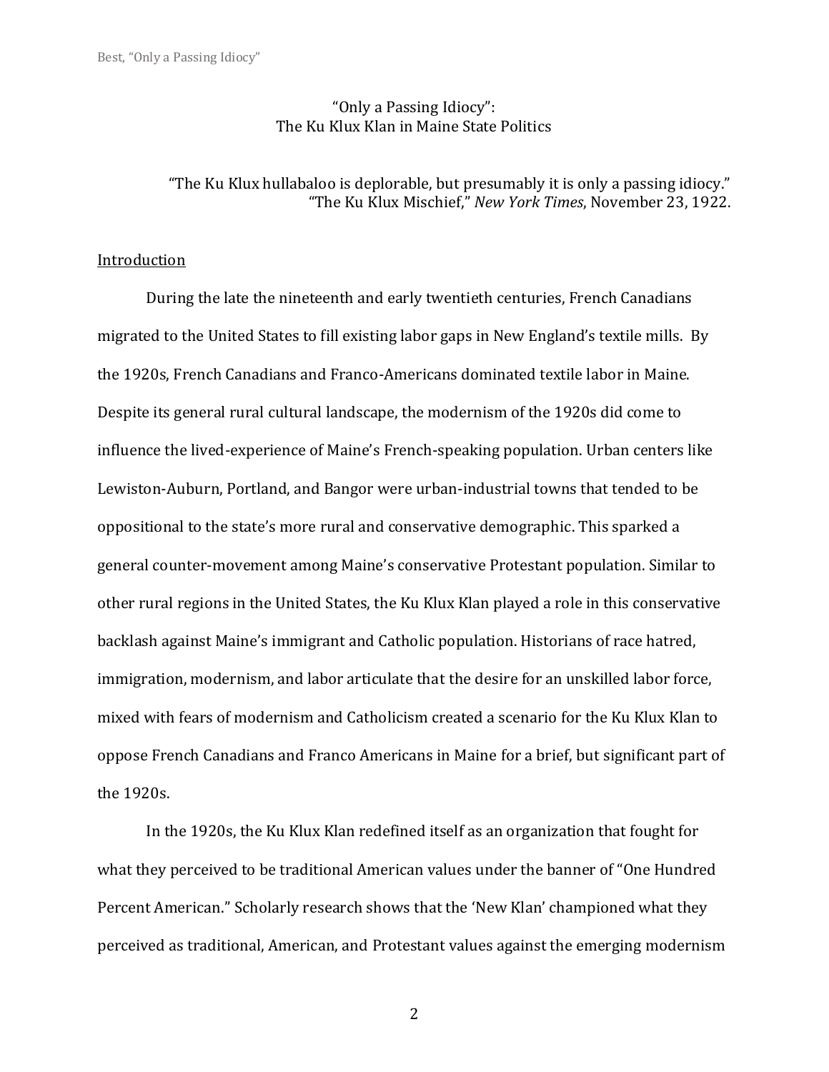# "Only a Passing Idiocy": The Ku Klux Klan in Maine State Politics

> "The Ku Klux hullabaloo is deplorable, but presumably it is only a passing idiocy."
> "The Ku Klux Mischief," *New York Times*, November 23, 1922.

## Introduction

During the late the nineteenth and early twentieth centuries, French Canadians migrated to the United States to fill existing labor gaps in New England's textile mills. By the 1920s, French Canadians and Franco-Americans dominated textile labor in Maine. Despite its general rural cultural landscape, the modernism of the 1920s did come to influence the lived-experience of Maine's French-speaking population. Urban centers like Lewiston-Auburn, Portland, and Bangor were urban-industrial towns that tended to be oppositional to the state's more rural and conservative demographic. This sparked a general counter-movement among Maine's conservative Protestant population. Similar to other rural regions in the United States, the Ku Klux Klan played a role in this conservative backlash against Maine's immigrant and Catholic population. Historians of race hatred, immigration, modernism, and labor articulate that the desire for an unskilled labor force, mixed with fears of modernism and Catholicism created a scenario for the Ku Klux Klan to oppose French Canadians and Franco Americans in Maine for a brief, but significant part of the 1920s.

In the 1920s, the Ku Klux Klan redefined itself as an organization that fought for what they perceived to be traditional American values under the banner of "One Hundred Percent American." Scholarly research shows that the 'New Klan' championed what they perceived as traditional, American, and Protestant values against the emerging modernism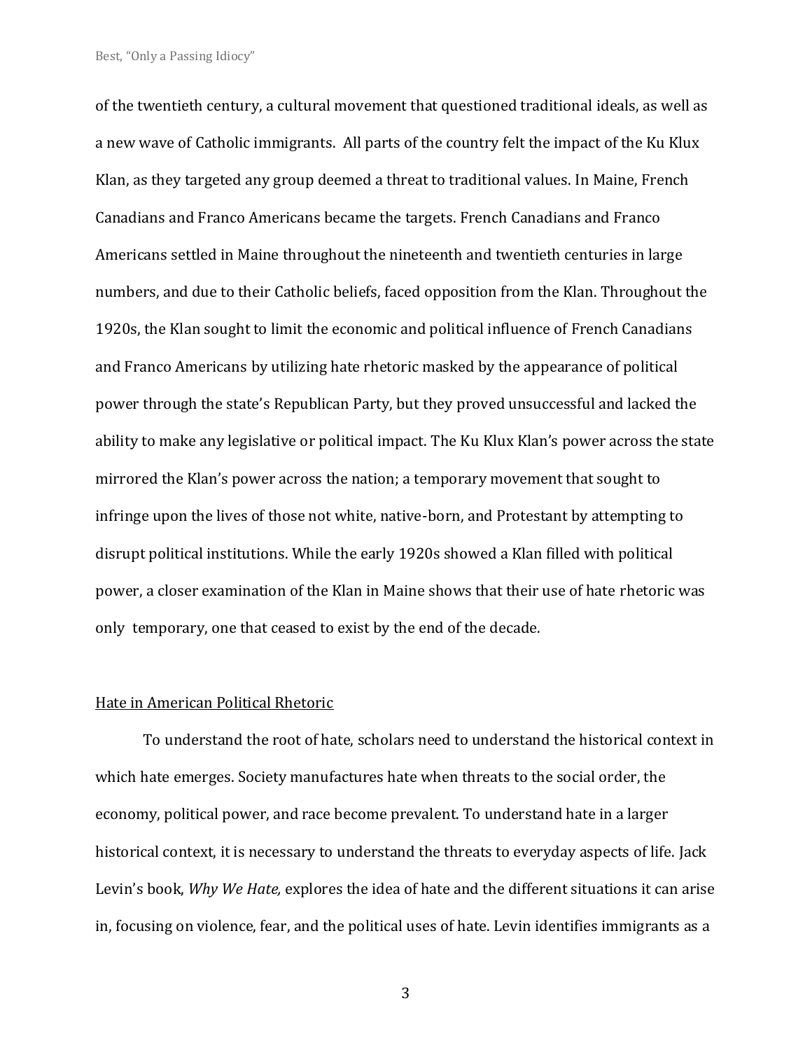of the twentieth century, a cultural movement that questioned traditional ideals, as well as a new wave of Catholic immigrants. All parts of the country felt the impact of the Ku Klux Klan, as they targeted any group deemed a threat to traditional values. In Maine, French Canadians and Franco Americans became the targets. French Canadians and Franco Americans settled in Maine throughout the nineteenth and twentieth centuries in large numbers, and due to their Catholic beliefs, faced opposition from the Klan. Throughout the 1920s, the Klan sought to limit the economic and political influence of French Canadians and Franco Americans by utilizing hate rhetoric masked by the appearance of political power through the state's Republican Party, but they proved unsuccessful and lacked the ability to make any legislative or political impact. The Ku Klux Klan's power across the state mirrored the Klan's power across the nation; a temporary movement that sought to infringe upon the lives of those not white, native-born, and Protestant by attempting to disrupt political institutions. While the early 1920s showed a Klan filled with political power, a closer examination of the Klan in Maine shows that their use of hate rhetoric was only temporary, one that ceased to exist by the end of the decade.

## Hate in American Political Rhetoric

To understand the root of hate, scholars need to understand the historical context in which hate emerges. Society manufactures hate when threats to the social order, the economy, political power, and race become prevalent. To understand hate in a larger historical context, it is necessary to understand the threats to everyday aspects of life. Jack Levin's book, *Why We Hate,* explores the idea of hate and the different situations it can arise in, focusing on violence, fear, and the political uses of hate. Levin identifies immigrants as a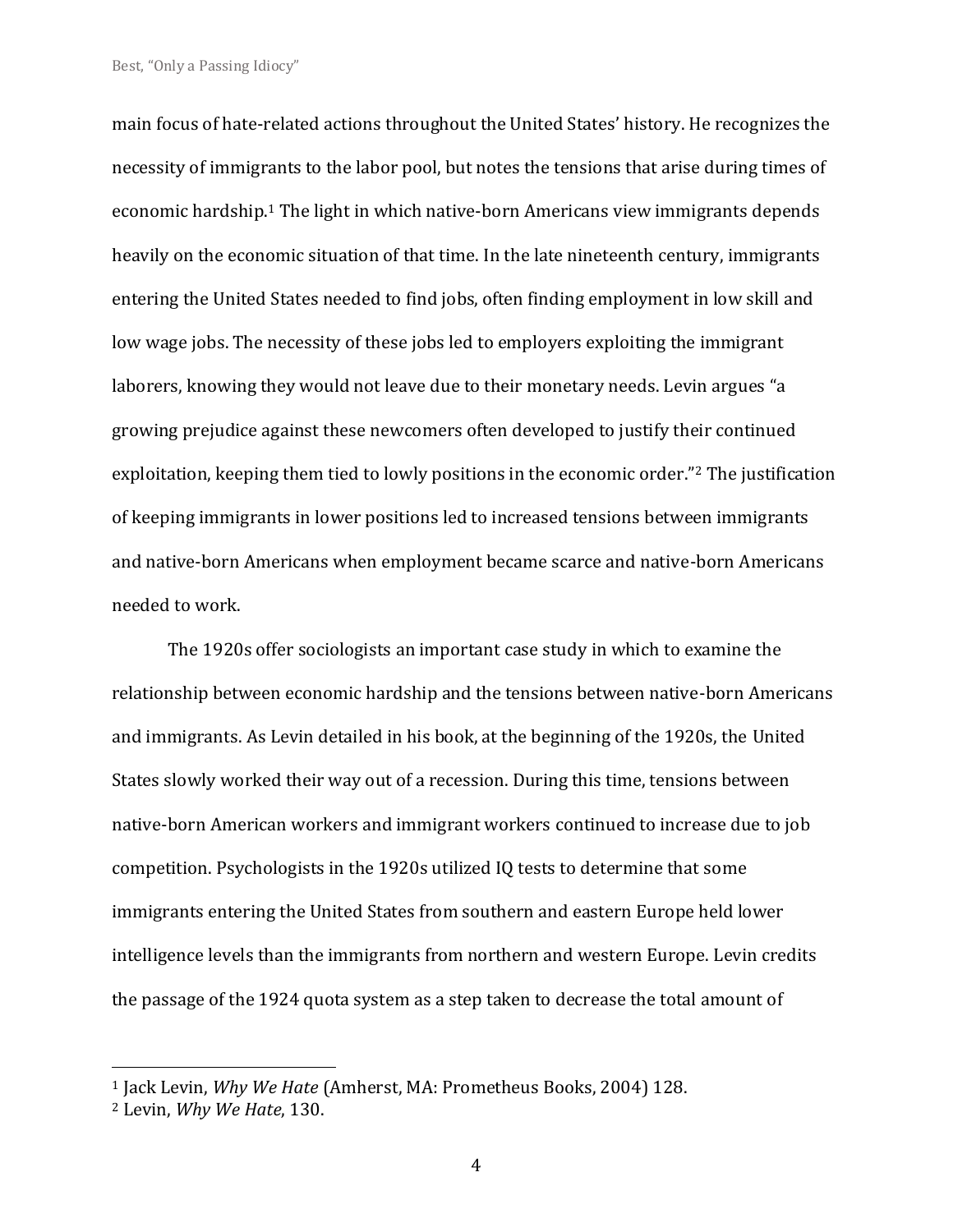main focus of hate-related actions throughout the United States' history. He recognizes the necessity of immigrants to the labor pool, but notes the tensions that arise during times of economic hardship.[1] The light in which native-born Americans view immigrants depends heavily on the economic situation of that time. In the late nineteenth century, immigrants entering the United States needed to find jobs, often finding employment in low skill and low wage jobs. The necessity of these jobs led to employers exploiting the immigrant laborers, knowing they would not leave due to their monetary needs. Levin argues "a growing prejudice against these newcomers often developed to justify their continued exploitation, keeping them tied to lowly positions in the economic order."[2] The justification of keeping immigrants in lower positions led to increased tensions between immigrants and native-born Americans when employment became scarce and native-born Americans needed to work.

The 1920s offer sociologists an important case study in which to examine the relationship between economic hardship and the tensions between native-born Americans and immigrants. As Levin detailed in his book, at the beginning of the 1920s, the United States slowly worked their way out of a recession. During this time, tensions between native-born American workers and immigrant workers continued to increase due to job competition. Psychologists in the 1920s utilized IQ tests to determine that some immigrants entering the United States from southern and eastern Europe held lower intelligence levels than the immigrants from northern and western Europe. Levin credits the passage of the 1924 quota system as a step taken to decrease the total amount of

---

[1] Jack Levin, *Why We Hate* (Amherst, MA: Prometheus Books, 2004) 128.

[2] Levin, *Why We Hate*, 130.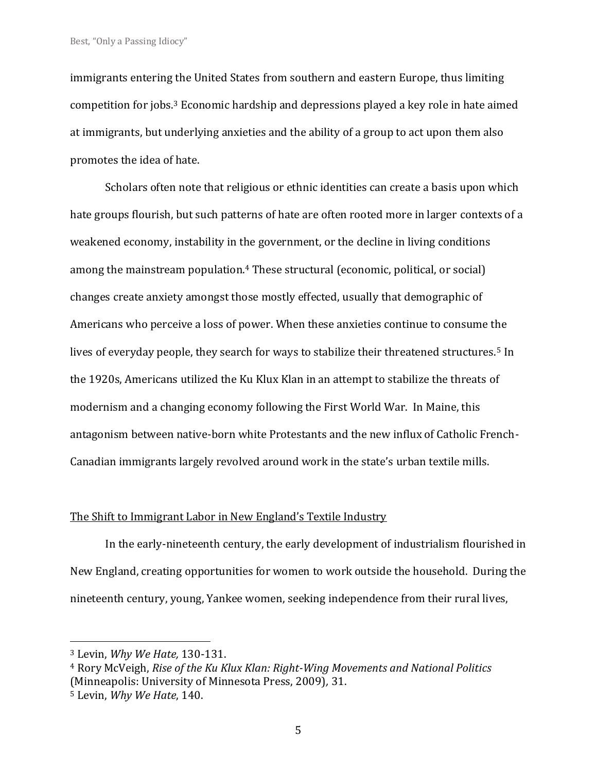immigrants entering the United States from southern and eastern Europe, thus limiting competition for jobs.[3] Economic hardship and depressions played a key role in hate aimed at immigrants, but underlying anxieties and the ability of a group to act upon them also promotes the idea of hate.

Scholars often note that religious or ethnic identities can create a basis upon which hate groups flourish, but such patterns of hate are often rooted more in larger contexts of a weakened economy, instability in the government, or the decline in living conditions among the mainstream population.[4] These structural (economic, political, or social) changes create anxiety amongst those mostly effected, usually that demographic of Americans who perceive a loss of power. When these anxieties continue to consume the lives of everyday people, they search for ways to stabilize their threatened structures.[5] In the 1920s, Americans utilized the Ku Klux Klan in an attempt to stabilize the threats of modernism and a changing economy following the First World War. In Maine, this antagonism between native-born white Protestants and the new influx of Catholic French-Canadian immigrants largely revolved around work in the state's urban textile mills.

<u>The Shift to Immigrant Labor in New England's Textile Industry</u>

In the early-nineteenth century, the early development of industrialism flourished in New England, creating opportunities for women to work outside the household. During the nineteenth century, young, Yankee women, seeking independence from their rural lives,

---

[3] Levin, *Why We Hate,* 130-131.

[4] Rory McVeigh, *Rise of the Ku Klux Klan: Right-Wing Movements and National Politics* (Minneapolis: University of Minnesota Press, 2009), 31.

[5] Levin, *Why We Hate*, 140.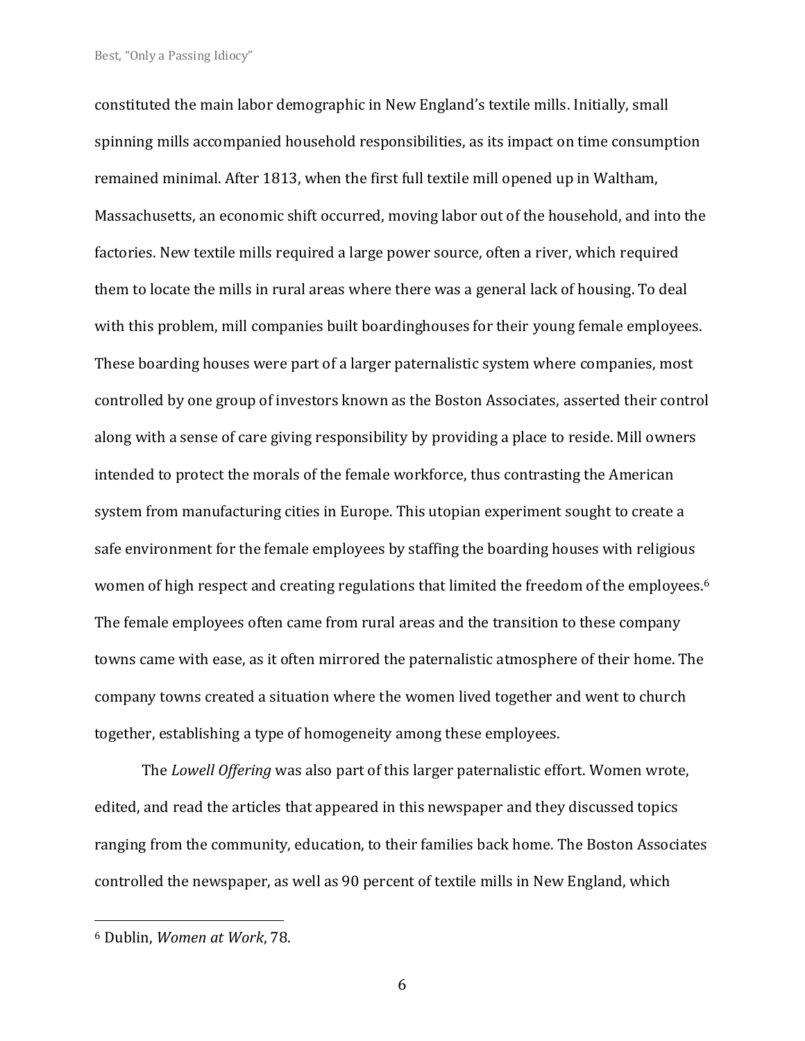constituted the main labor demographic in New England's textile mills. Initially, small spinning mills accompanied household responsibilities, as its impact on time consumption remained minimal. After 1813, when the first full textile mill opened up in Waltham, Massachusetts, an economic shift occurred, moving labor out of the household, and into the factories. New textile mills required a large power source, often a river, which required them to locate the mills in rural areas where there was a general lack of housing. To deal with this problem, mill companies built boardinghouses for their young female employees. These boarding houses were part of a larger paternalistic system where companies, most controlled by one group of investors known as the Boston Associates, asserted their control along with a sense of care giving responsibility by providing a place to reside. Mill owners intended to protect the morals of the female workforce, thus contrasting the American system from manufacturing cities in Europe. This utopian experiment sought to create a safe environment for the female employees by staffing the boarding houses with religious women of high respect and creating regulations that limited the freedom of the employees.[6] The female employees often came from rural areas and the transition to these company towns came with ease, as it often mirrored the paternalistic atmosphere of their home. The company towns created a situation where the women lived together and went to church together, establishing a type of homogeneity among these employees.

The *Lowell Offering* was also part of this larger paternalistic effort. Women wrote, edited, and read the articles that appeared in this newspaper and they discussed topics ranging from the community, education, to their families back home. The Boston Associates controlled the newspaper, as well as 90 percent of textile mills in New England, which

[6] Dublin, *Women at Work*, 78.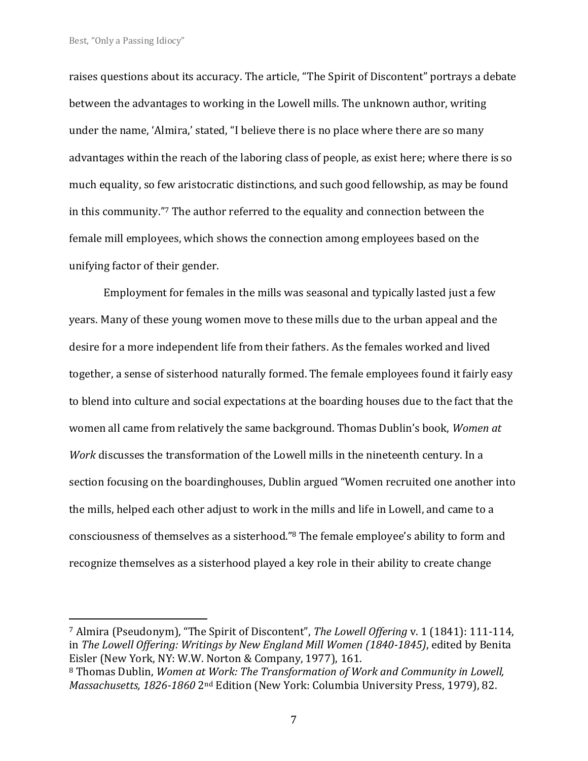raises questions about its accuracy. The article, "The Spirit of Discontent" portrays a debate between the advantages to working in the Lowell mills. The unknown author, writing under the name, 'Almira,' stated, "I believe there is no place where there are so many advantages within the reach of the laboring class of people, as exist here; where there is so much equality, so few aristocratic distinctions, and such good fellowship, as may be found in this community."[7] The author referred to the equality and connection between the female mill employees, which shows the connection among employees based on the unifying factor of their gender.

Employment for females in the mills was seasonal and typically lasted just a few years. Many of these young women move to these mills due to the urban appeal and the desire for a more independent life from their fathers. As the females worked and lived together, a sense of sisterhood naturally formed. The female employees found it fairly easy to blend into culture and social expectations at the boarding houses due to the fact that the women all came from relatively the same background. Thomas Dublin's book, *Women at Work* discusses the transformation of the Lowell mills in the nineteenth century. In a section focusing on the boardinghouses, Dublin argued "Women recruited one another into the mills, helped each other adjust to work in the mills and life in Lowell, and came to a consciousness of themselves as a sisterhood."[8] The female employee's ability to form and recognize themselves as a sisterhood played a key role in their ability to create change

---

[7] Almira (Pseudonym), "The Spirit of Discontent", *The Lowell Offering* v. 1 (1841): 111-114, in *The Lowell Offering: Writings by New England Mill Women (1840-1845)*, edited by Benita Eisler (New York, NY: W.W. Norton & Company, 1977), 161.

[8] Thomas Dublin, *Women at Work: The Transformation of Work and Community in Lowell, Massachusetts, 1826-1860* 2nd Edition (New York: Columbia University Press, 1979), 82.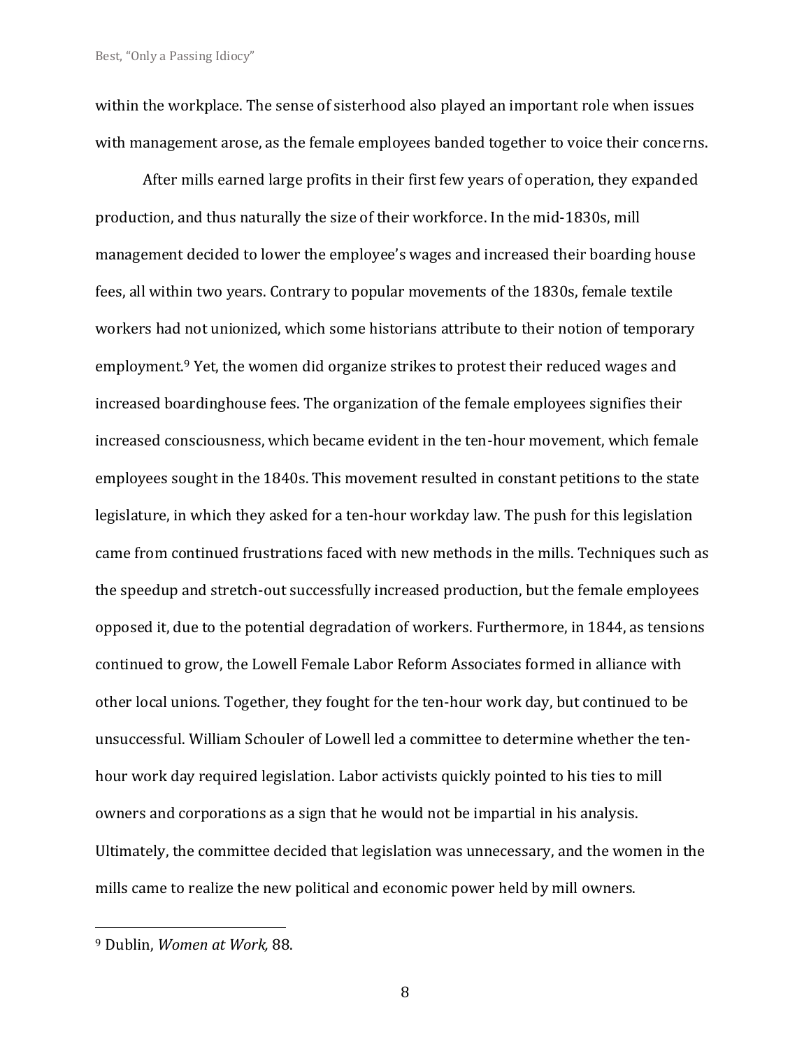within the workplace. The sense of sisterhood also played an important role when issues with management arose, as the female employees banded together to voice their concerns.

After mills earned large profits in their first few years of operation, they expanded production, and thus naturally the size of their workforce. In the mid-1830s, mill management decided to lower the employee's wages and increased their boarding house fees, all within two years. Contrary to popular movements of the 1830s, female textile workers had not unionized, which some historians attribute to their notion of temporary employment.[9] Yet, the women did organize strikes to protest their reduced wages and increased boardinghouse fees. The organization of the female employees signifies their increased consciousness, which became evident in the ten-hour movement, which female employees sought in the 1840s. This movement resulted in constant petitions to the state legislature, in which they asked for a ten-hour workday law. The push for this legislation came from continued frustrations faced with new methods in the mills. Techniques such as the speedup and stretch-out successfully increased production, but the female employees opposed it, due to the potential degradation of workers. Furthermore, in 1844, as tensions continued to grow, the Lowell Female Labor Reform Associates formed in alliance with other local unions. Together, they fought for the ten-hour work day, but continued to be unsuccessful. William Schouler of Lowell led a committee to determine whether the ten-hour work day required legislation. Labor activists quickly pointed to his ties to mill owners and corporations as a sign that he would not be impartial in his analysis. Ultimately, the committee decided that legislation was unnecessary, and the women in the mills came to realize the new political and economic power held by mill owners.

---

[9] Dublin, *Women at Work,* 88.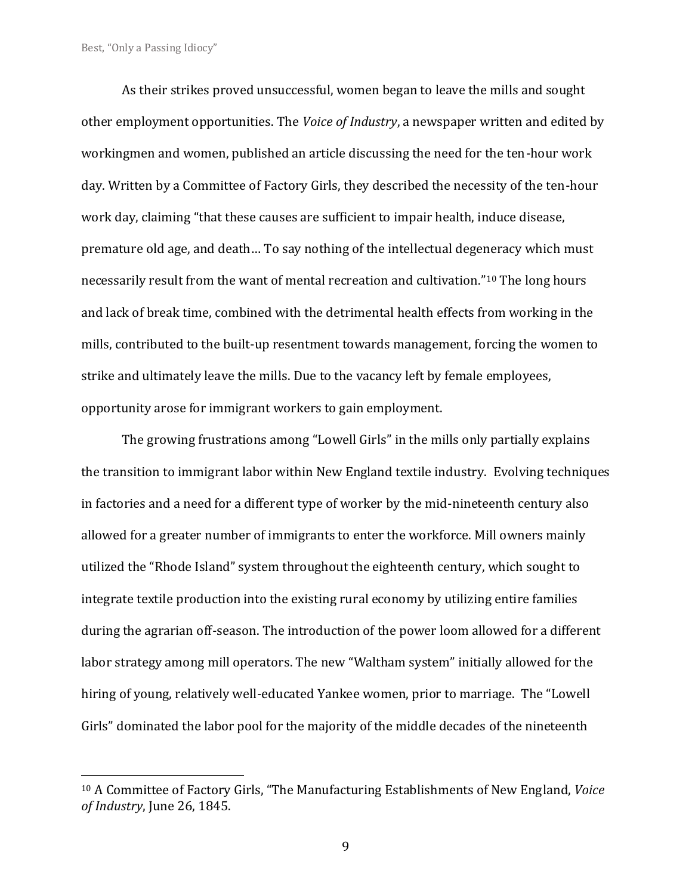As their strikes proved unsuccessful, women began to leave the mills and sought other employment opportunities. The *Voice of Industry*, a newspaper written and edited by workingmen and women, published an article discussing the need for the ten-hour work day. Written by a Committee of Factory Girls, they described the necessity of the ten-hour work day, claiming "that these causes are sufficient to impair health, induce disease, premature old age, and death… To say nothing of the intellectual degeneracy which must necessarily result from the want of mental recreation and cultivation."[10] The long hours and lack of break time, combined with the detrimental health effects from working in the mills, contributed to the built-up resentment towards management, forcing the women to strike and ultimately leave the mills. Due to the vacancy left by female employees, opportunity arose for immigrant workers to gain employment.

The growing frustrations among "Lowell Girls" in the mills only partially explains the transition to immigrant labor within New England textile industry. Evolving techniques in factories and a need for a different type of worker by the mid-nineteenth century also allowed for a greater number of immigrants to enter the workforce. Mill owners mainly utilized the "Rhode Island" system throughout the eighteenth century, which sought to integrate textile production into the existing rural economy by utilizing entire families during the agrarian off-season. The introduction of the power loom allowed for a different labor strategy among mill operators. The new "Waltham system" initially allowed for the hiring of young, relatively well-educated Yankee women, prior to marriage. The "Lowell Girls" dominated the labor pool for the majority of the middle decades of the nineteenth

---

[10] A Committee of Factory Girls, "The Manufacturing Establishments of New England, *Voice of Industry*, June 26, 1845.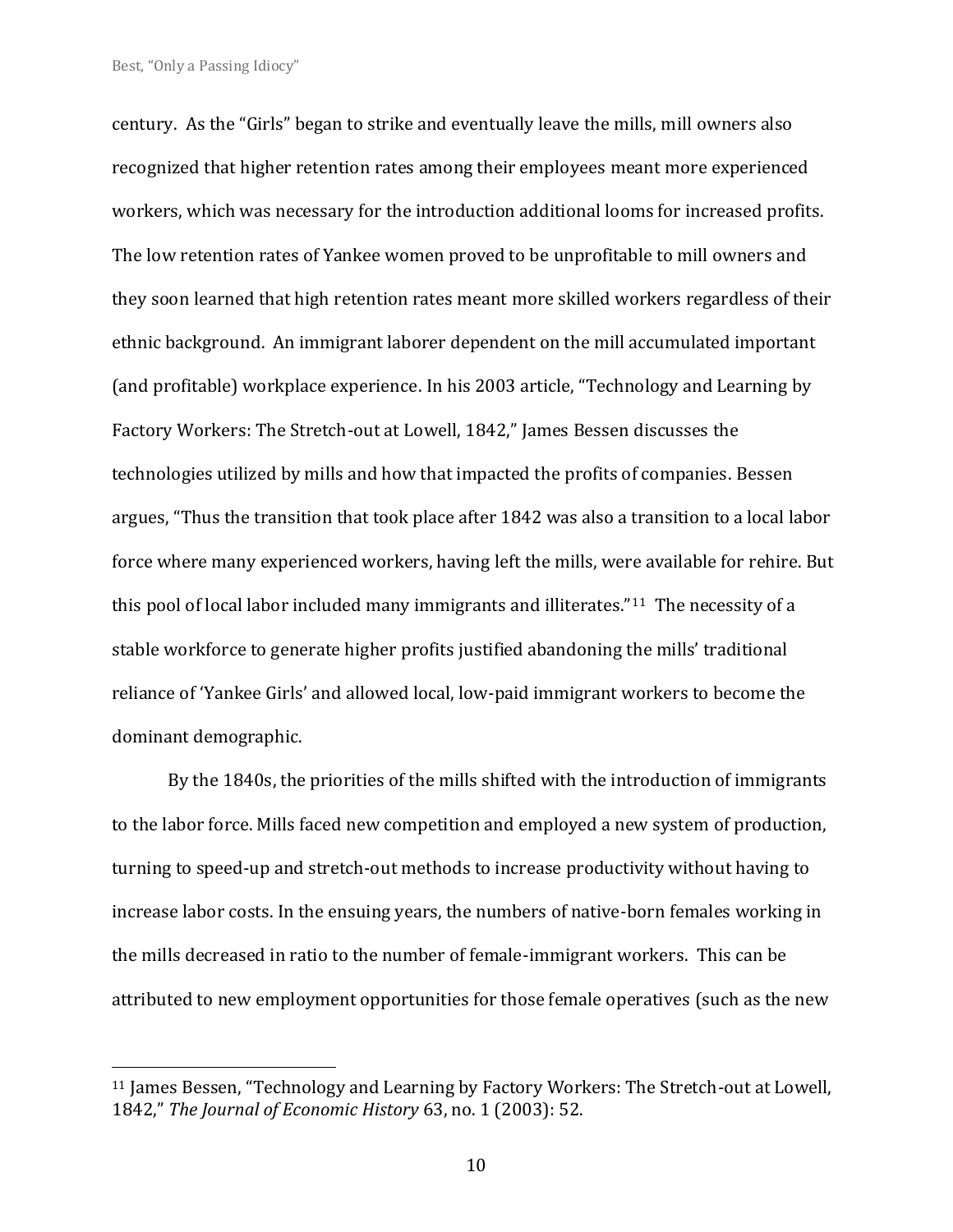century. As the "Girls" began to strike and eventually leave the mills, mill owners also recognized that higher retention rates among their employees meant more experienced workers, which was necessary for the introduction additional looms for increased profits. The low retention rates of Yankee women proved to be unprofitable to mill owners and they soon learned that high retention rates meant more skilled workers regardless of their ethnic background. An immigrant laborer dependent on the mill accumulated important (and profitable) workplace experience. In his 2003 article, "Technology and Learning by Factory Workers: The Stretch-out at Lowell, 1842," James Bessen discusses the technologies utilized by mills and how that impacted the profits of companies. Bessen argues, "Thus the transition that took place after 1842 was also a transition to a local labor force where many experienced workers, having left the mills, were available for rehire. But this pool of local labor included many immigrants and illiterates."[11] The necessity of a stable workforce to generate higher profits justified abandoning the mills' traditional reliance of 'Yankee Girls' and allowed local, low-paid immigrant workers to become the dominant demographic.

By the 1840s, the priorities of the mills shifted with the introduction of immigrants to the labor force. Mills faced new competition and employed a new system of production, turning to speed-up and stretch-out methods to increase productivity without having to increase labor costs. In the ensuing years, the numbers of native-born females working in the mills decreased in ratio to the number of female-immigrant workers. This can be attributed to new employment opportunities for those female operatives (such as the new

---

[11] James Bessen, "Technology and Learning by Factory Workers: The Stretch-out at Lowell, 1842," *The Journal of Economic History* 63, no. 1 (2003): 52.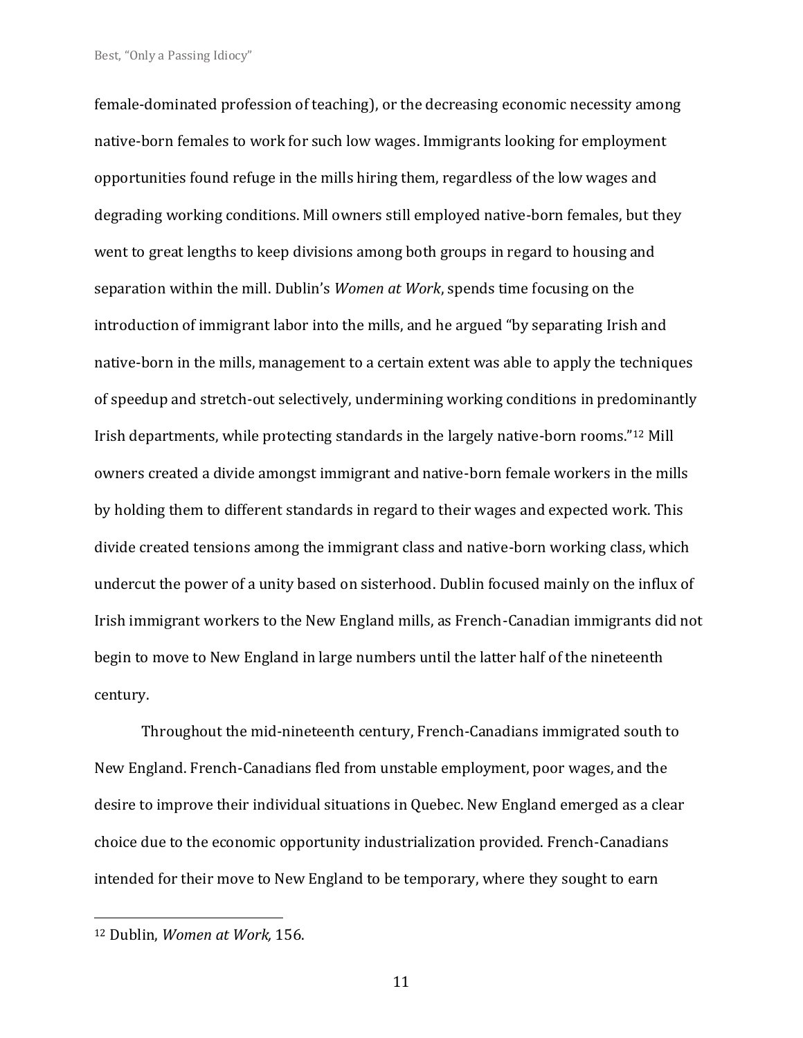female-dominated profession of teaching), or the decreasing economic necessity among native-born females to work for such low wages. Immigrants looking for employment opportunities found refuge in the mills hiring them, regardless of the low wages and degrading working conditions. Mill owners still employed native-born females, but they went to great lengths to keep divisions among both groups in regard to housing and separation within the mill. Dublin's *Women at Work*, spends time focusing on the introduction of immigrant labor into the mills, and he argued "by separating Irish and native-born in the mills, management to a certain extent was able to apply the techniques of speedup and stretch-out selectively, undermining working conditions in predominantly Irish departments, while protecting standards in the largely native-born rooms."[12] Mill owners created a divide amongst immigrant and native-born female workers in the mills by holding them to different standards in regard to their wages and expected work. This divide created tensions among the immigrant class and native-born working class, which undercut the power of a unity based on sisterhood. Dublin focused mainly on the influx of Irish immigrant workers to the New England mills, as French-Canadian immigrants did not begin to move to New England in large numbers until the latter half of the nineteenth century.

Throughout the mid-nineteenth century, French-Canadians immigrated south to New England. French-Canadians fled from unstable employment, poor wages, and the desire to improve their individual situations in Quebec. New England emerged as a clear choice due to the economic opportunity industrialization provided. French-Canadians intended for their move to New England to be temporary, where they sought to earn

---

[12] Dublin, *Women at Work,* 156.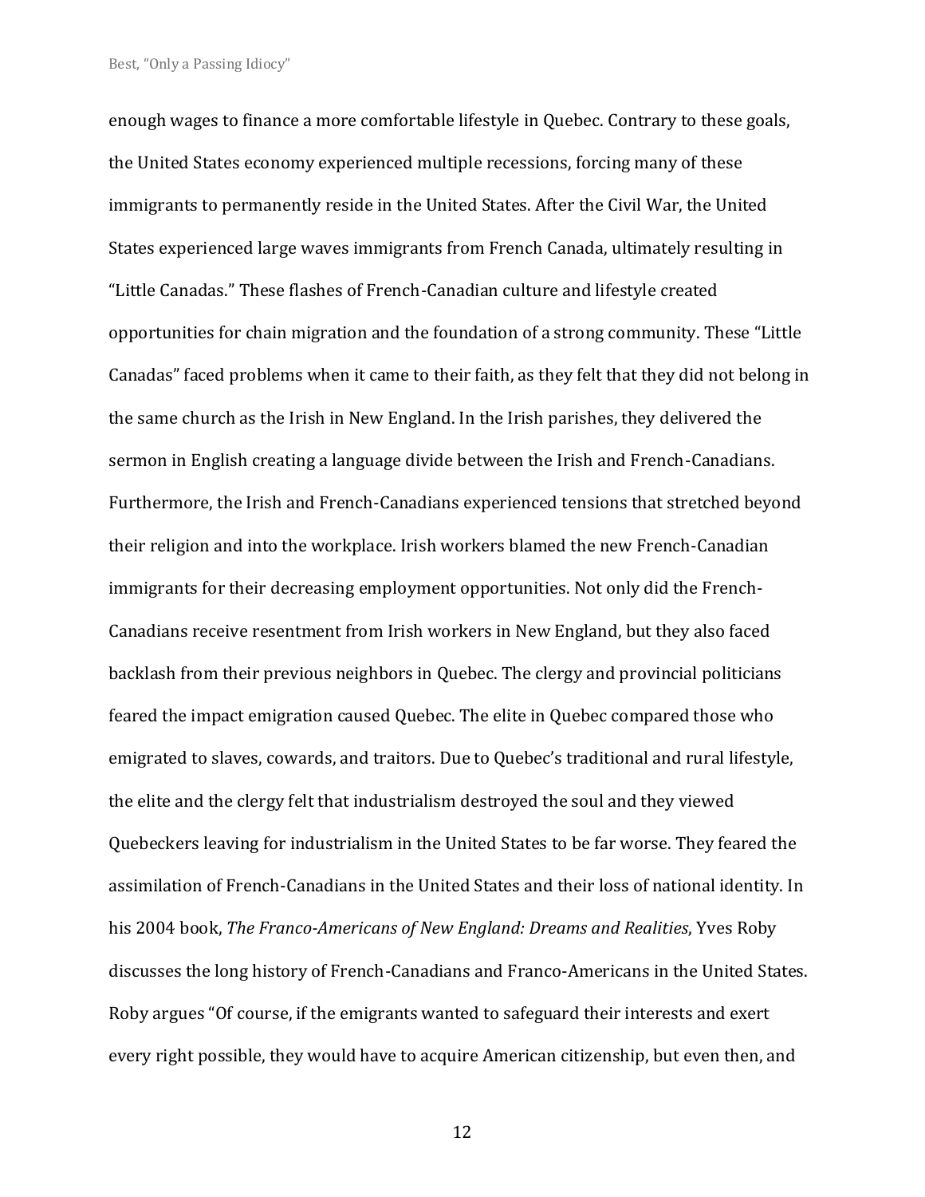enough wages to finance a more comfortable lifestyle in Quebec. Contrary to these goals, the United States economy experienced multiple recessions, forcing many of these immigrants to permanently reside in the United States. After the Civil War, the United States experienced large waves immigrants from French Canada, ultimately resulting in "Little Canadas." These flashes of French-Canadian culture and lifestyle created opportunities for chain migration and the foundation of a strong community. These "Little Canadas" faced problems when it came to their faith, as they felt that they did not belong in the same church as the Irish in New England. In the Irish parishes, they delivered the sermon in English creating a language divide between the Irish and French-Canadians. Furthermore, the Irish and French-Canadians experienced tensions that stretched beyond their religion and into the workplace. Irish workers blamed the new French-Canadian immigrants for their decreasing employment opportunities. Not only did the French-Canadians receive resentment from Irish workers in New England, but they also faced backlash from their previous neighbors in Quebec. The clergy and provincial politicians feared the impact emigration caused Quebec. The elite in Quebec compared those who emigrated to slaves, cowards, and traitors. Due to Quebec's traditional and rural lifestyle, the elite and the clergy felt that industrialism destroyed the soul and they viewed Quebeckers leaving for industrialism in the United States to be far worse. They feared the assimilation of French-Canadians in the United States and their loss of national identity. In his 2004 book, *The Franco-Americans of New England: Dreams and Realities*, Yves Roby discusses the long history of French-Canadians and Franco-Americans in the United States. Roby argues "Of course, if the emigrants wanted to safeguard their interests and exert every right possible, they would have to acquire American citizenship, but even then, and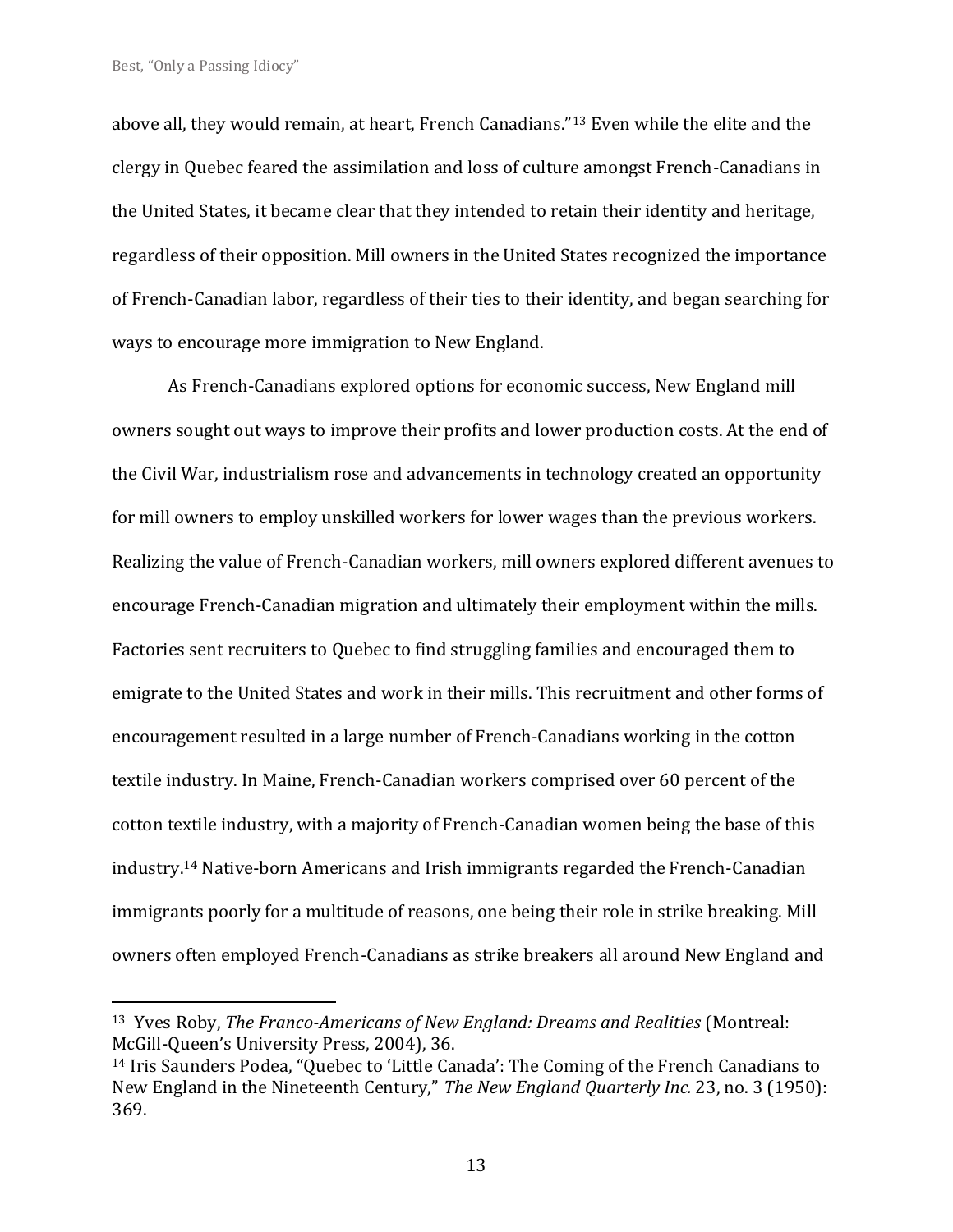above all, they would remain, at heart, French Canadians."[13] Even while the elite and the clergy in Quebec feared the assimilation and loss of culture amongst French-Canadians in the United States, it became clear that they intended to retain their identity and heritage, regardless of their opposition. Mill owners in the United States recognized the importance of French-Canadian labor, regardless of their ties to their identity, and began searching for ways to encourage more immigration to New England.

As French-Canadians explored options for economic success, New England mill owners sought out ways to improve their profits and lower production costs. At the end of the Civil War, industrialism rose and advancements in technology created an opportunity for mill owners to employ unskilled workers for lower wages than the previous workers. Realizing the value of French-Canadian workers, mill owners explored different avenues to encourage French-Canadian migration and ultimately their employment within the mills. Factories sent recruiters to Quebec to find struggling families and encouraged them to emigrate to the United States and work in their mills. This recruitment and other forms of encouragement resulted in a large number of French-Canadians working in the cotton textile industry. In Maine, French-Canadian workers comprised over 60 percent of the cotton textile industry, with a majority of French-Canadian women being the base of this industry.[14] Native-born Americans and Irish immigrants regarded the French-Canadian immigrants poorly for a multitude of reasons, one being their role in strike breaking. Mill owners often employed French-Canadians as strike breakers all around New England and

---

[13] Yves Roby, *The Franco-Americans of New England: Dreams and Realities* (Montreal: McGill-Queen's University Press, 2004), 36.

[14] Iris Saunders Podea, "Quebec to 'Little Canada': The Coming of the French Canadians to New England in the Nineteenth Century," *The New England Quarterly Inc.* 23, no. 3 (1950): 369.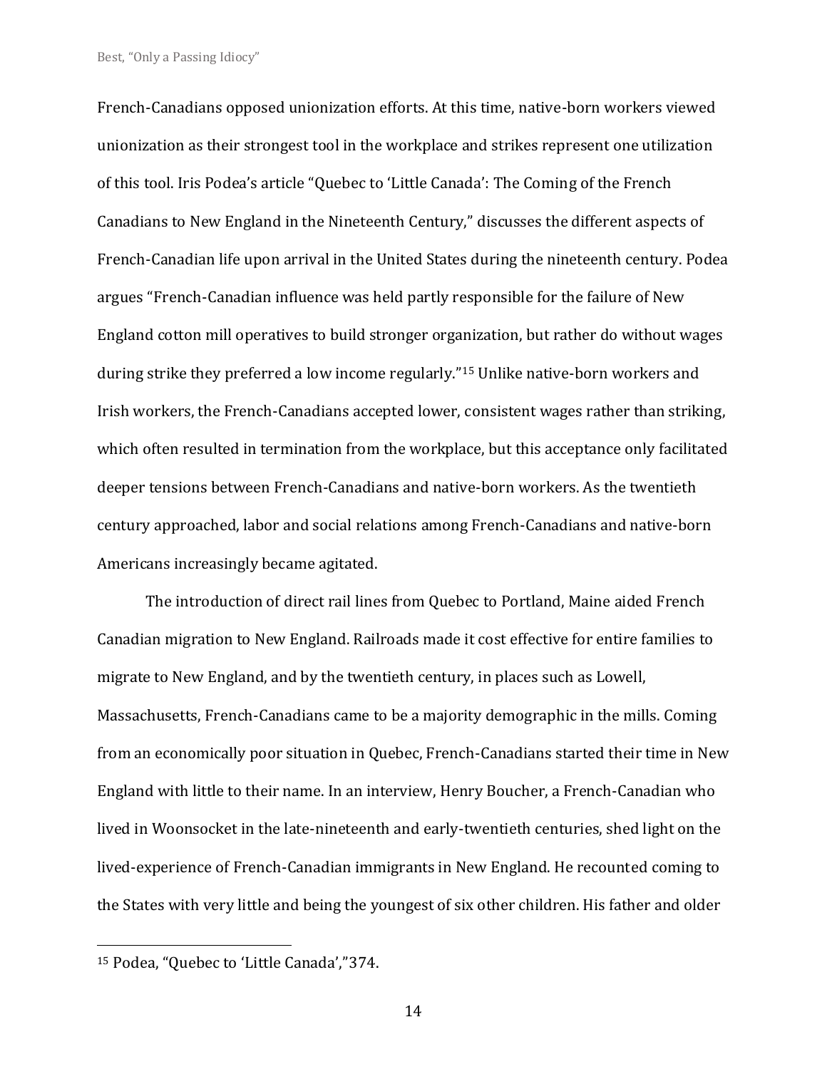French-Canadians opposed unionization efforts. At this time, native-born workers viewed unionization as their strongest tool in the workplace and strikes represent one utilization of this tool. Iris Podea's article "Quebec to 'Little Canada': The Coming of the French Canadians to New England in the Nineteenth Century," discusses the different aspects of French-Canadian life upon arrival in the United States during the nineteenth century. Podea argues "French-Canadian influence was held partly responsible for the failure of New England cotton mill operatives to build stronger organization, but rather do without wages during strike they preferred a low income regularly."[15] Unlike native-born workers and Irish workers, the French-Canadians accepted lower, consistent wages rather than striking, which often resulted in termination from the workplace, but this acceptance only facilitated deeper tensions between French-Canadians and native-born workers. As the twentieth century approached, labor and social relations among French-Canadians and native-born Americans increasingly became agitated.

The introduction of direct rail lines from Quebec to Portland, Maine aided French Canadian migration to New England. Railroads made it cost effective for entire families to migrate to New England, and by the twentieth century, in places such as Lowell, Massachusetts, French-Canadians came to be a majority demographic in the mills. Coming from an economically poor situation in Quebec, French-Canadians started their time in New England with little to their name. In an interview, Henry Boucher, a French-Canadian who lived in Woonsocket in the late-nineteenth and early-twentieth centuries, shed light on the lived-experience of French-Canadian immigrants in New England. He recounted coming to the States with very little and being the youngest of six other children. His father and older

---

[15] Podea, "Quebec to 'Little Canada',"374.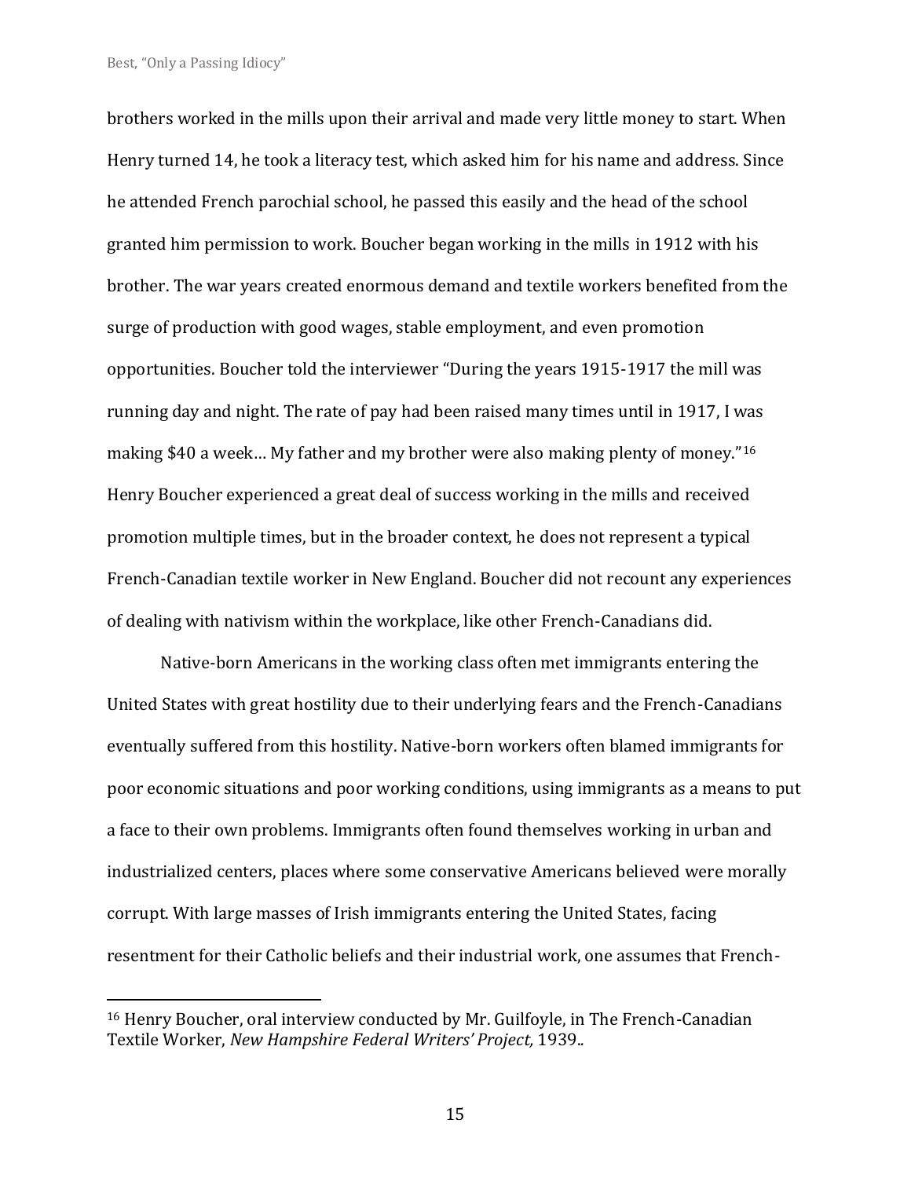brothers worked in the mills upon their arrival and made very little money to start. When Henry turned 14, he took a literacy test, which asked him for his name and address. Since he attended French parochial school, he passed this easily and the head of the school granted him permission to work. Boucher began working in the mills in 1912 with his brother. The war years created enormous demand and textile workers benefited from the surge of production with good wages, stable employment, and even promotion opportunities. Boucher told the interviewer "During the years 1915-1917 the mill was running day and night. The rate of pay had been raised many times until in 1917, I was making $40 a week… My father and my brother were also making plenty of money."[16] Henry Boucher experienced a great deal of success working in the mills and received promotion multiple times, but in the broader context, he does not represent a typical French-Canadian textile worker in New England. Boucher did not recount any experiences of dealing with nativism within the workplace, like other French-Canadians did.

Native-born Americans in the working class often met immigrants entering the United States with great hostility due to their underlying fears and the French-Canadians eventually suffered from this hostility. Native-born workers often blamed immigrants for poor economic situations and poor working conditions, using immigrants as a means to put a face to their own problems. Immigrants often found themselves working in urban and industrialized centers, places where some conservative Americans believed were morally corrupt. With large masses of Irish immigrants entering the United States, facing resentment for their Catholic beliefs and their industrial work, one assumes that French-

---

[16] Henry Boucher, oral interview conducted by Mr. Guilfoyle, in The French-Canadian Textile Worker, *New Hampshire Federal Writers' Project,* 1939..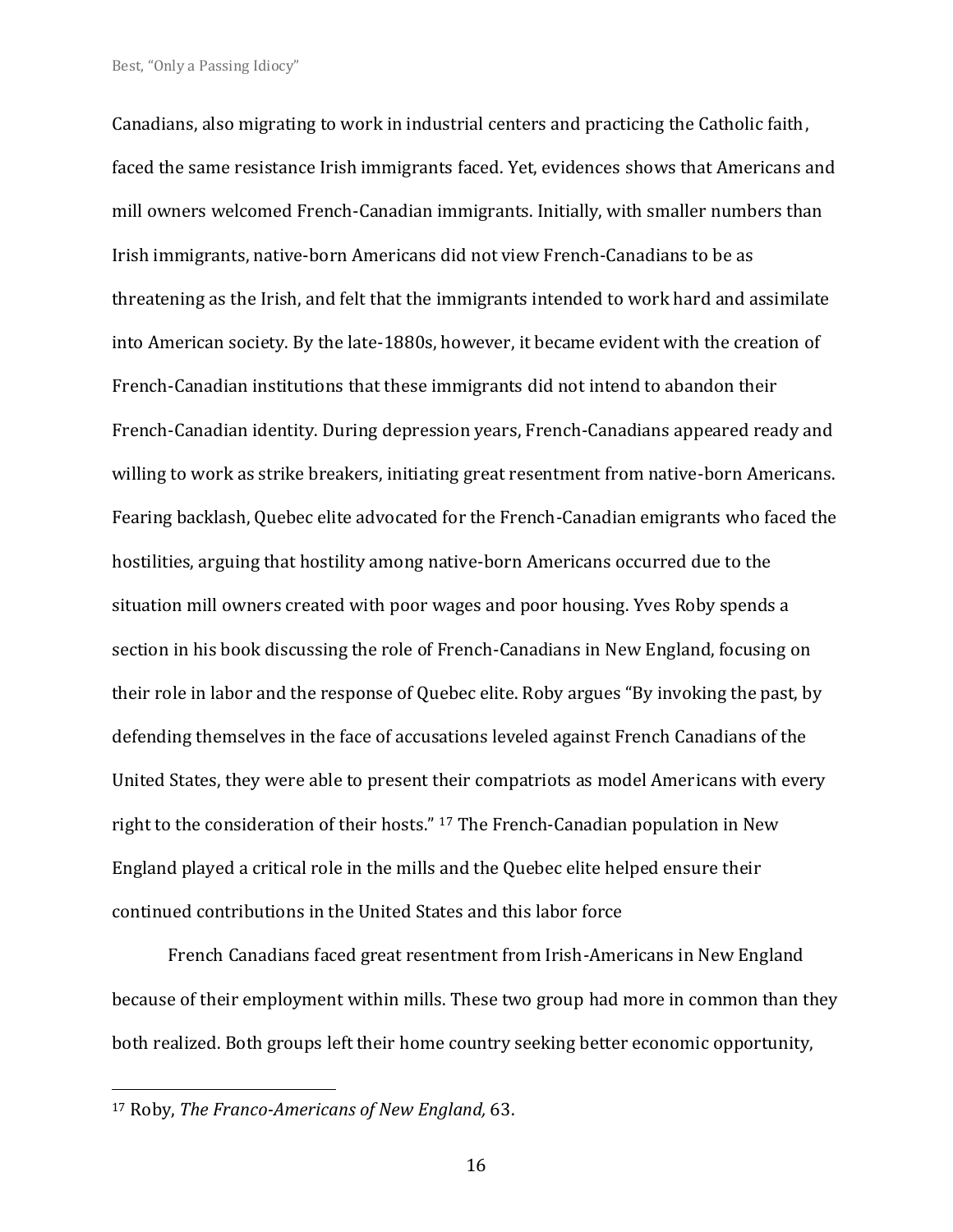Canadians, also migrating to work in industrial centers and practicing the Catholic faith, faced the same resistance Irish immigrants faced. Yet, evidences shows that Americans and mill owners welcomed French-Canadian immigrants. Initially, with smaller numbers than Irish immigrants, native-born Americans did not view French-Canadians to be as threatening as the Irish, and felt that the immigrants intended to work hard and assimilate into American society. By the late-1880s, however, it became evident with the creation of French-Canadian institutions that these immigrants did not intend to abandon their French-Canadian identity. During depression years, French-Canadians appeared ready and willing to work as strike breakers, initiating great resentment from native-born Americans. Fearing backlash, Quebec elite advocated for the French-Canadian emigrants who faced the hostilities, arguing that hostility among native-born Americans occurred due to the situation mill owners created with poor wages and poor housing. Yves Roby spends a section in his book discussing the role of French-Canadians in New England, focusing on their role in labor and the response of Quebec elite. Roby argues "By invoking the past, by defending themselves in the face of accusations leveled against French Canadians of the United States, they were able to present their compatriots as model Americans with every right to the consideration of their hosts." [17] The French-Canadian population in New England played a critical role in the mills and the Quebec elite helped ensure their continued contributions in the United States and this labor force

French Canadians faced great resentment from Irish-Americans in New England because of their employment within mills. These two group had more in common than they both realized. Both groups left their home country seeking better economic opportunity,

---

[17] Roby, *The Franco-Americans of New England,* 63.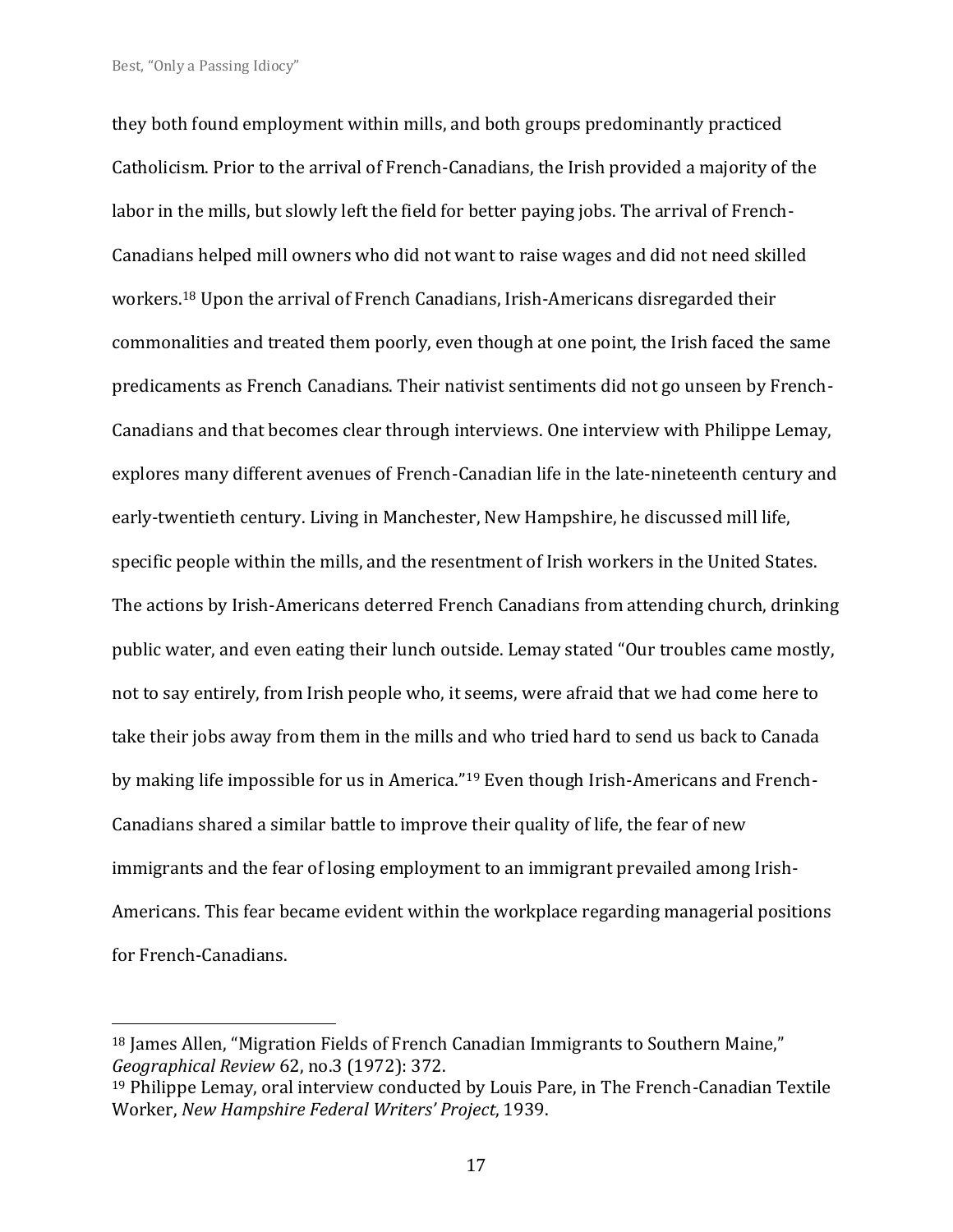they both found employment within mills, and both groups predominantly practiced Catholicism. Prior to the arrival of French-Canadians, the Irish provided a majority of the labor in the mills, but slowly left the field for better paying jobs. The arrival of French-Canadians helped mill owners who did not want to raise wages and did not need skilled workers.[18] Upon the arrival of French Canadians, Irish-Americans disregarded their commonalities and treated them poorly, even though at one point, the Irish faced the same predicaments as French Canadians. Their nativist sentiments did not go unseen by French-Canadians and that becomes clear through interviews. One interview with Philippe Lemay, explores many different avenues of French-Canadian life in the late-nineteenth century and early-twentieth century. Living in Manchester, New Hampshire, he discussed mill life, specific people within the mills, and the resentment of Irish workers in the United States. The actions by Irish-Americans deterred French Canadians from attending church, drinking public water, and even eating their lunch outside. Lemay stated "Our troubles came mostly, not to say entirely, from Irish people who, it seems, were afraid that we had come here to take their jobs away from them in the mills and who tried hard to send us back to Canada by making life impossible for us in America."[19] Even though Irish-Americans and French-Canadians shared a similar battle to improve their quality of life, the fear of new immigrants and the fear of losing employment to an immigrant prevailed among Irish-Americans. This fear became evident within the workplace regarding managerial positions for French-Canadians.

---

[18] James Allen, "Migration Fields of French Canadian Immigrants to Southern Maine," *Geographical Review* 62, no.3 (1972): 372.

[19] Philippe Lemay, oral interview conducted by Louis Pare, in The French-Canadian Textile Worker, *New Hampshire Federal Writers' Project*, 1939.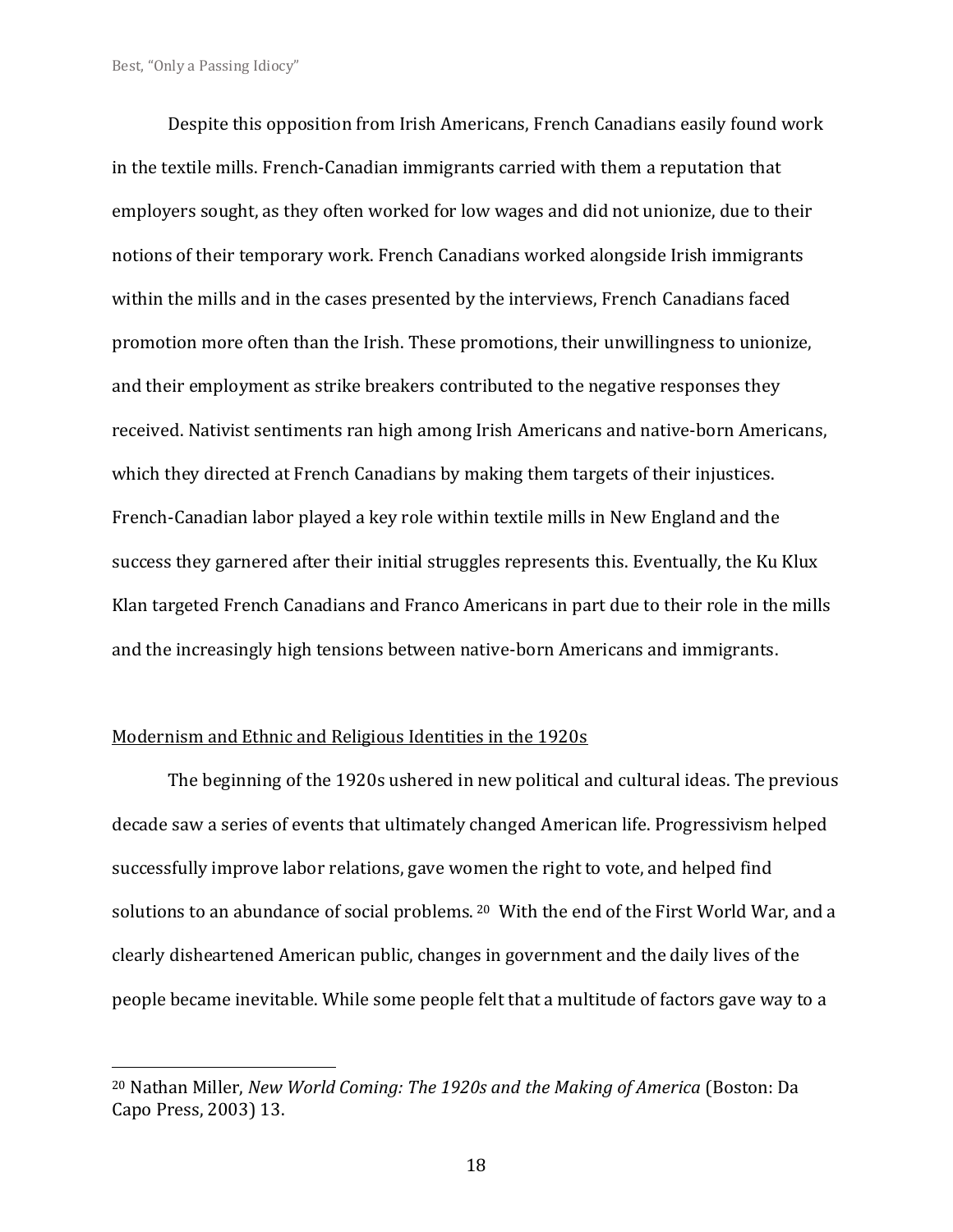Despite this opposition from Irish Americans, French Canadians easily found work in the textile mills. French-Canadian immigrants carried with them a reputation that employers sought, as they often worked for low wages and did not unionize, due to their notions of their temporary work. French Canadians worked alongside Irish immigrants within the mills and in the cases presented by the interviews, French Canadians faced promotion more often than the Irish. These promotions, their unwillingness to unionize, and their employment as strike breakers contributed to the negative responses they received. Nativist sentiments ran high among Irish Americans and native-born Americans, which they directed at French Canadians by making them targets of their injustices. French-Canadian labor played a key role within textile mills in New England and the success they garnered after their initial struggles represents this. Eventually, the Ku Klux Klan targeted French Canadians and Franco Americans in part due to their role in the mills and the increasingly high tensions between native-born Americans and immigrants.

## Modernism and Ethnic and Religious Identities in the 1920s

The beginning of the 1920s ushered in new political and cultural ideas. The previous decade saw a series of events that ultimately changed American life. Progressivism helped successfully improve labor relations, gave women the right to vote, and helped find solutions to an abundance of social problems. [20] With the end of the First World War, and a clearly disheartened American public, changes in government and the daily lives of the people became inevitable. While some people felt that a multitude of factors gave way to a

---

[20] Nathan Miller, *New World Coming: The 1920s and the Making of America* (Boston: Da Capo Press, 2003) 13.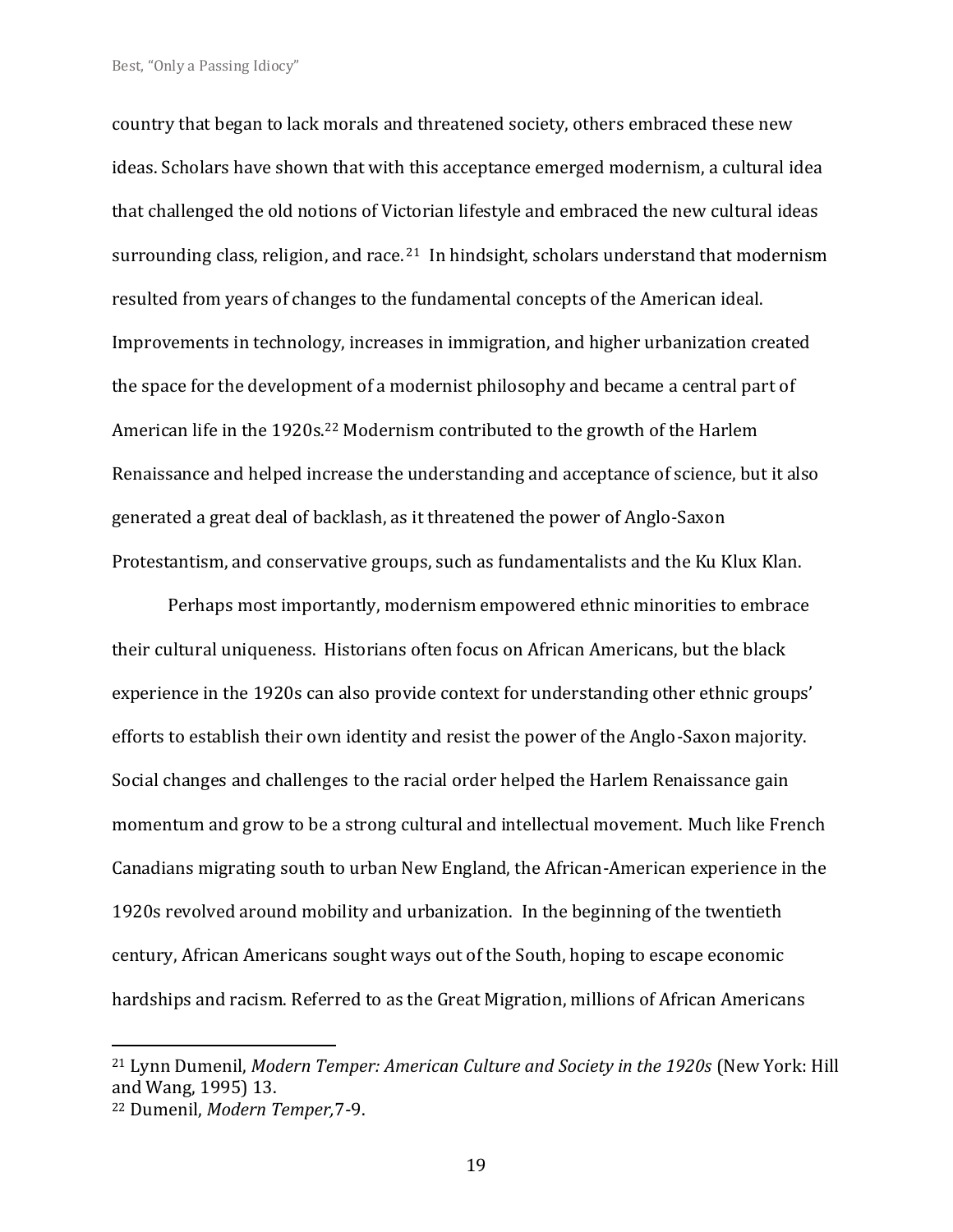country that began to lack morals and threatened society, others embraced these new ideas. Scholars have shown that with this acceptance emerged modernism, a cultural idea that challenged the old notions of Victorian lifestyle and embraced the new cultural ideas surrounding class, religion, and race.[21] In hindsight, scholars understand that modernism resulted from years of changes to the fundamental concepts of the American ideal. Improvements in technology, increases in immigration, and higher urbanization created the space for the development of a modernist philosophy and became a central part of American life in the 1920s.[22] Modernism contributed to the growth of the Harlem Renaissance and helped increase the understanding and acceptance of science, but it also generated a great deal of backlash, as it threatened the power of Anglo-Saxon Protestantism, and conservative groups, such as fundamentalists and the Ku Klux Klan.

Perhaps most importantly, modernism empowered ethnic minorities to embrace their cultural uniqueness. Historians often focus on African Americans, but the black experience in the 1920s can also provide context for understanding other ethnic groups' efforts to establish their own identity and resist the power of the Anglo-Saxon majority. Social changes and challenges to the racial order helped the Harlem Renaissance gain momentum and grow to be a strong cultural and intellectual movement. Much like French Canadians migrating south to urban New England, the African-American experience in the 1920s revolved around mobility and urbanization. In the beginning of the twentieth century, African Americans sought ways out of the South, hoping to escape economic hardships and racism. Referred to as the Great Migration, millions of African Americans

---

[21] Lynn Dumenil, *Modern Temper: American Culture and Society in the 1920s* (New York: Hill and Wang, 1995) 13.

[22] Dumenil, *Modern Temper,* 7-9.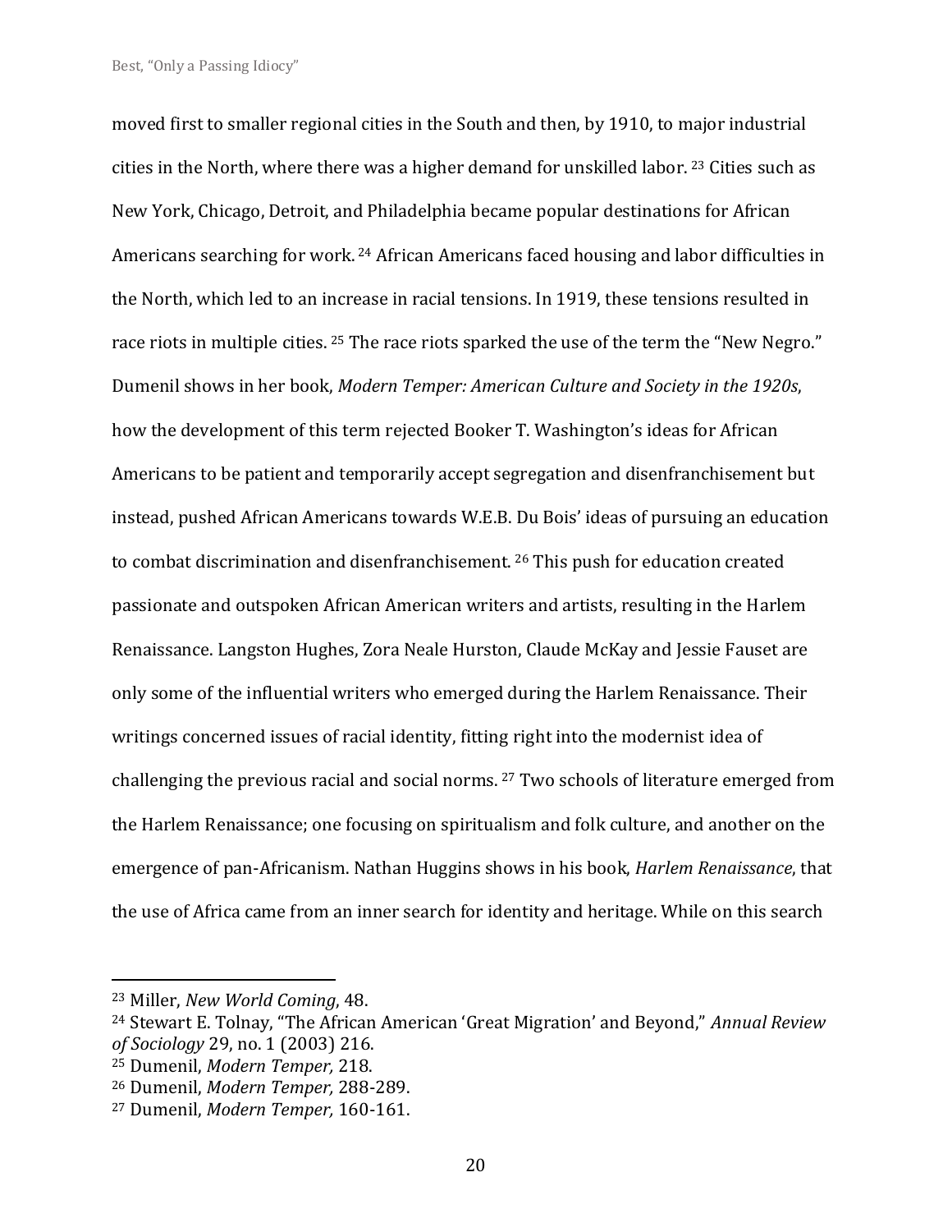moved first to smaller regional cities in the South and then, by 1910, to major industrial cities in the North, where there was a higher demand for unskilled labor. [23] Cities such as New York, Chicago, Detroit, and Philadelphia became popular destinations for African Americans searching for work. [24] African Americans faced housing and labor difficulties in the North, which led to an increase in racial tensions. In 1919, these tensions resulted in race riots in multiple cities. [25] The race riots sparked the use of the term the "New Negro." Dumenil shows in her book, *Modern Temper: American Culture and Society in the 1920s*, how the development of this term rejected Booker T. Washington's ideas for African Americans to be patient and temporarily accept segregation and disenfranchisement but instead, pushed African Americans towards W.E.B. Du Bois' ideas of pursuing an education to combat discrimination and disenfranchisement. [26] This push for education created passionate and outspoken African American writers and artists, resulting in the Harlem Renaissance. Langston Hughes, Zora Neale Hurston, Claude McKay and Jessie Fauset are only some of the influential writers who emerged during the Harlem Renaissance. Their writings concerned issues of racial identity, fitting right into the modernist idea of challenging the previous racial and social norms. [27] Two schools of literature emerged from the Harlem Renaissance; one focusing on spiritualism and folk culture, and another on the emergence of pan-Africanism. Nathan Huggins shows in his book, *Harlem Renaissance*, that the use of Africa came from an inner search for identity and heritage. While on this search

---

[23] Miller, *New World Coming*, 48.

[24] Stewart E. Tolnay, "The African American 'Great Migration' and Beyond," *Annual Review of Sociology* 29, no. 1 (2003) 216.

[25] Dumenil, *Modern Temper,* 218.

[26] Dumenil, *Modern Temper,* 288-289.

[27] Dumenil, *Modern Temper,* 160-161.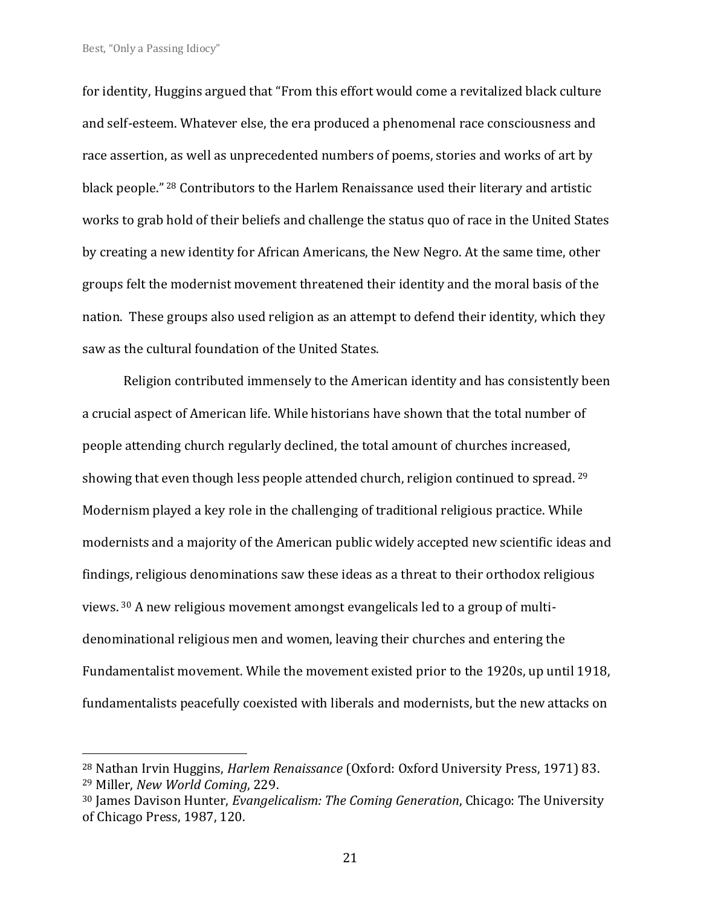for identity, Huggins argued that "From this effort would come a revitalized black culture and self-esteem. Whatever else, the era produced a phenomenal race consciousness and race assertion, as well as unprecedented numbers of poems, stories and works of art by black people." [28] Contributors to the Harlem Renaissance used their literary and artistic works to grab hold of their beliefs and challenge the status quo of race in the United States by creating a new identity for African Americans, the New Negro. At the same time, other groups felt the modernist movement threatened their identity and the moral basis of the nation. These groups also used religion as an attempt to defend their identity, which they saw as the cultural foundation of the United States.

Religion contributed immensely to the American identity and has consistently been a crucial aspect of American life. While historians have shown that the total number of people attending church regularly declined, the total amount of churches increased, showing that even though less people attended church, religion continued to spread. [29] Modernism played a key role in the challenging of traditional religious practice. While modernists and a majority of the American public widely accepted new scientific ideas and findings, religious denominations saw these ideas as a threat to their orthodox religious views. [30] A new religious movement amongst evangelicals led to a group of multi-denominational religious men and women, leaving their churches and entering the Fundamentalist movement. While the movement existed prior to the 1920s, up until 1918, fundamentalists peacefully coexisted with liberals and modernists, but the new attacks on

---

[28] Nathan Irvin Huggins, *Harlem Renaissance* (Oxford: Oxford University Press, 1971) 83.

[29] Miller, *New World Coming*, 229.

[30] James Davison Hunter, *Evangelicalism: The Coming Generation*, Chicago: The University of Chicago Press, 1987, 120.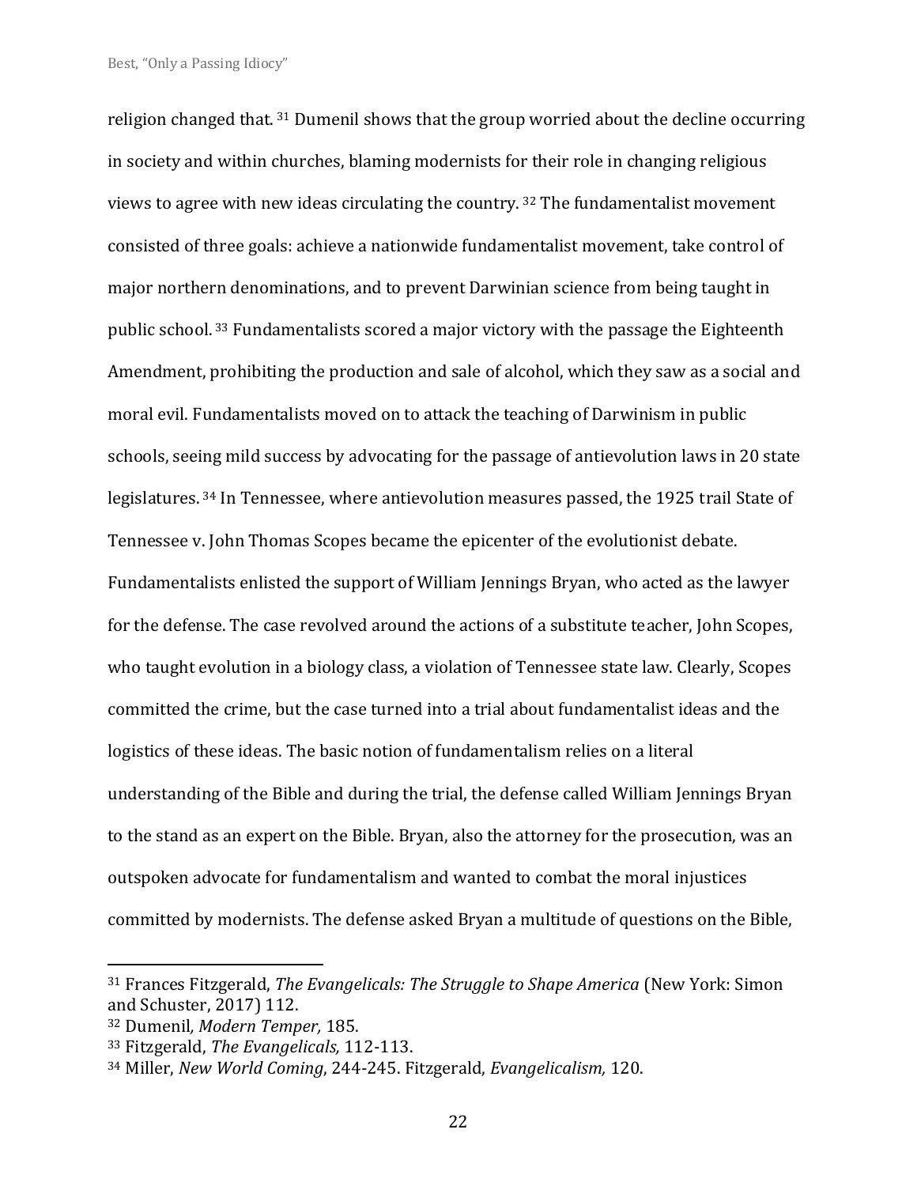religion changed that.[31] Dumenil shows that the group worried about the decline occurring in society and within churches, blaming modernists for their role in changing religious views to agree with new ideas circulating the country.[32] The fundamentalist movement consisted of three goals: achieve a nationwide fundamentalist movement, take control of major northern denominations, and to prevent Darwinian science from being taught in public school.[33] Fundamentalists scored a major victory with the passage the Eighteenth Amendment, prohibiting the production and sale of alcohol, which they saw as a social and moral evil. Fundamentalists moved on to attack the teaching of Darwinism in public schools, seeing mild success by advocating for the passage of antievolution laws in 20 state legislatures.[34] In Tennessee, where antievolution measures passed, the 1925 trail State of Tennessee v. John Thomas Scopes became the epicenter of the evolutionist debate. Fundamentalists enlisted the support of William Jennings Bryan, who acted as the lawyer for the defense. The case revolved around the actions of a substitute teacher, John Scopes, who taught evolution in a biology class, a violation of Tennessee state law. Clearly, Scopes committed the crime, but the case turned into a trial about fundamentalist ideas and the logistics of these ideas. The basic notion of fundamentalism relies on a literal understanding of the Bible and during the trial, the defense called William Jennings Bryan to the stand as an expert on the Bible. Bryan, also the attorney for the prosecution, was an outspoken advocate for fundamentalism and wanted to combat the moral injustices committed by modernists. The defense asked Bryan a multitude of questions on the Bible,

---

[31] Frances Fitzgerald, *The Evangelicals: The Struggle to Shape America* (New York: Simon and Schuster, 2017) 112.

[32] Dumenil*, Modern Temper,* 185.

[33] Fitzgerald, *The Evangelicals,* 112-113.

[34] Miller, *New World Coming*, 244-245. Fitzgerald, *Evangelicalism,* 120.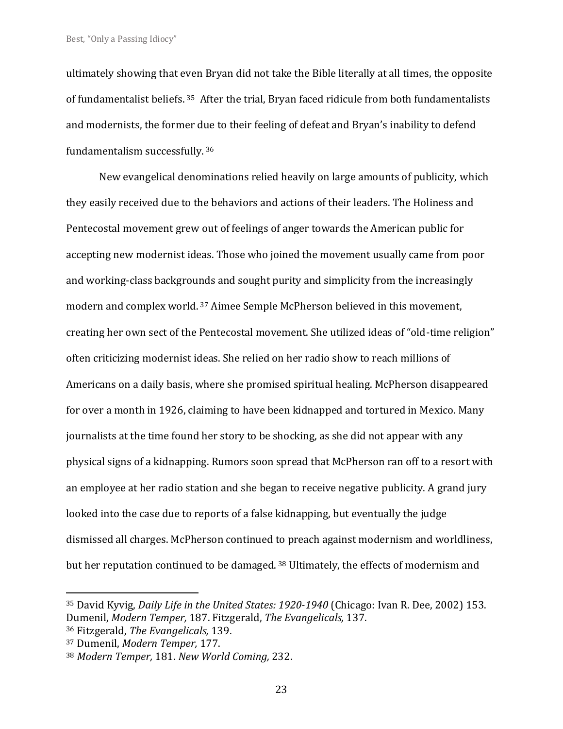ultimately showing that even Bryan did not take the Bible literally at all times, the opposite of fundamentalist beliefs.[35] After the trial, Bryan faced ridicule from both fundamentalists and modernists, the former due to their feeling of defeat and Bryan's inability to defend fundamentalism successfully.[36]

New evangelical denominations relied heavily on large amounts of publicity, which they easily received due to the behaviors and actions of their leaders. The Holiness and Pentecostal movement grew out of feelings of anger towards the American public for accepting new modernist ideas. Those who joined the movement usually came from poor and working-class backgrounds and sought purity and simplicity from the increasingly modern and complex world.[37] Aimee Semple McPherson believed in this movement, creating her own sect of the Pentecostal movement. She utilized ideas of "old-time religion" often criticizing modernist ideas. She relied on her radio show to reach millions of Americans on a daily basis, where she promised spiritual healing. McPherson disappeared for over a month in 1926, claiming to have been kidnapped and tortured in Mexico. Many journalists at the time found her story to be shocking, as she did not appear with any physical signs of a kidnapping. Rumors soon spread that McPherson ran off to a resort with an employee at her radio station and she began to receive negative publicity. A grand jury looked into the case due to reports of a false kidnapping, but eventually the judge dismissed all charges. McPherson continued to preach against modernism and worldliness, but her reputation continued to be damaged.[38] Ultimately, the effects of modernism and

---

[35] David Kyvig, *Daily Life in the United States: 1920-1940* (Chicago: Ivan R. Dee, 2002) 153. Dumenil, *Modern Temper,* 187. Fitzgerald, *The Evangelicals,* 137.

[36] Fitzgerald, *The Evangelicals,* 139.

[37] Dumenil, *Modern Temper,* 177.

[38] *Modern Temper,* 181. *New World Coming,* 232.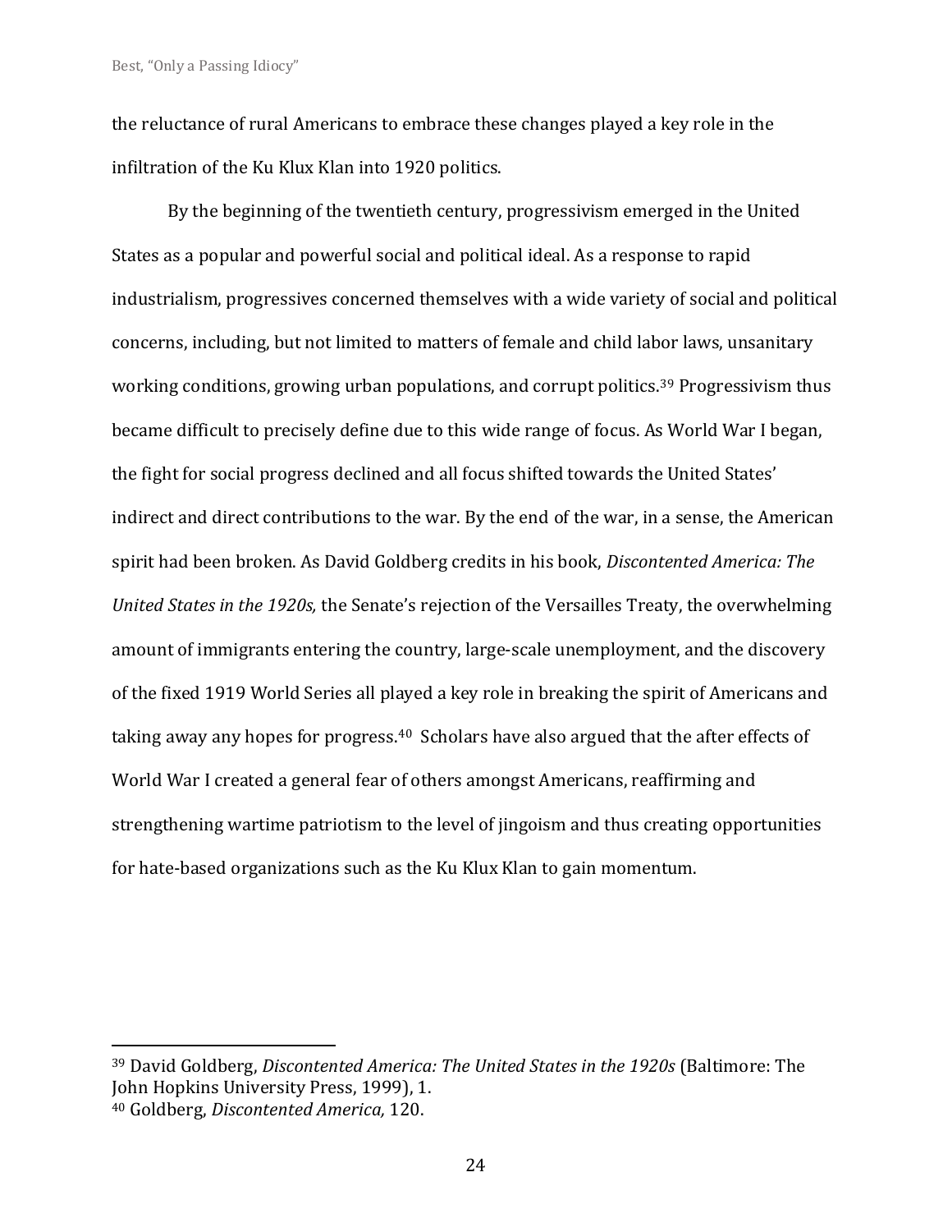the reluctance of rural Americans to embrace these changes played a key role in the infiltration of the Ku Klux Klan into 1920 politics.

By the beginning of the twentieth century, progressivism emerged in the United States as a popular and powerful social and political ideal. As a response to rapid industrialism, progressives concerned themselves with a wide variety of social and political concerns, including, but not limited to matters of female and child labor laws, unsanitary working conditions, growing urban populations, and corrupt politics.[39] Progressivism thus became difficult to precisely define due to this wide range of focus. As World War I began, the fight for social progress declined and all focus shifted towards the United States' indirect and direct contributions to the war. By the end of the war, in a sense, the American spirit had been broken. As David Goldberg credits in his book, *Discontented America: The United States in the 1920s,* the Senate's rejection of the Versailles Treaty, the overwhelming amount of immigrants entering the country, large-scale unemployment, and the discovery of the fixed 1919 World Series all played a key role in breaking the spirit of Americans and taking away any hopes for progress.[40] Scholars have also argued that the after effects of World War I created a general fear of others amongst Americans, reaffirming and strengthening wartime patriotism to the level of jingoism and thus creating opportunities for hate-based organizations such as the Ku Klux Klan to gain momentum.

---

[39] David Goldberg, *Discontented America: The United States in the 1920s* (Baltimore: The John Hopkins University Press, 1999), 1.

[40] Goldberg, *Discontented America,* 120.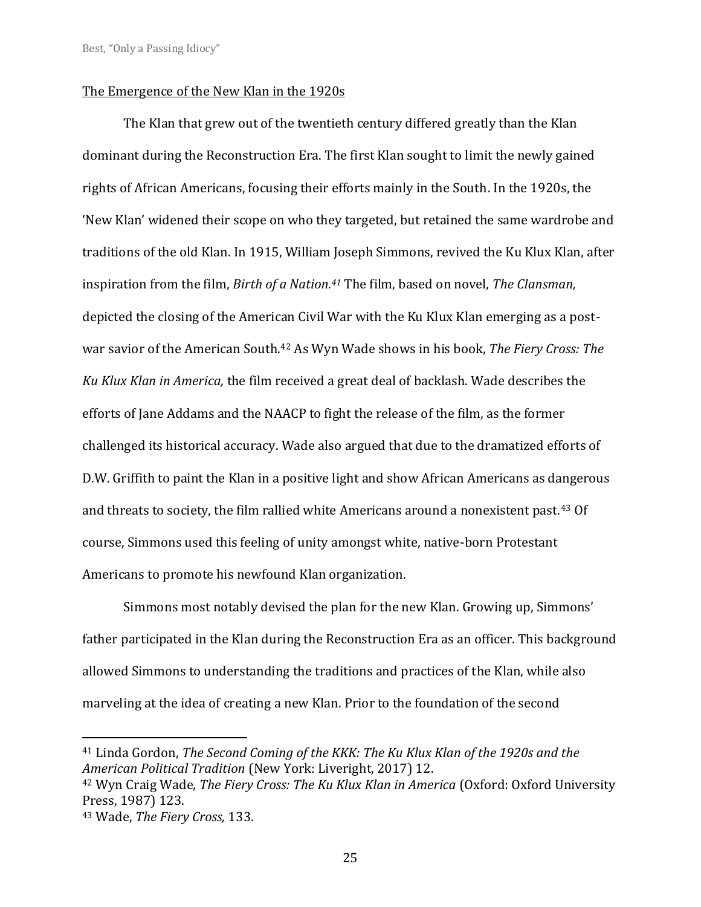The Emergence of the New Klan in the 1920s

The Klan that grew out of the twentieth century differed greatly than the Klan dominant during the Reconstruction Era. The first Klan sought to limit the newly gained rights of African Americans, focusing their efforts mainly in the South. In the 1920s, the 'New Klan' widened their scope on who they targeted, but retained the same wardrobe and traditions of the old Klan. In 1915, William Joseph Simmons, revived the Ku Klux Klan, after inspiration from the film, *Birth of a Nation.*[41] The film, based on novel, *The Clansman,* depicted the closing of the American Civil War with the Ku Klux Klan emerging as a post-war savior of the American South.[42] As Wyn Wade shows in his book, *The Fiery Cross: The Ku Klux Klan in America,* the film received a great deal of backlash. Wade describes the efforts of Jane Addams and the NAACP to fight the release of the film, as the former challenged its historical accuracy. Wade also argued that due to the dramatized efforts of D.W. Griffith to paint the Klan in a positive light and show African Americans as dangerous and threats to society, the film rallied white Americans around a nonexistent past.[43] Of course, Simmons used this feeling of unity amongst white, native-born Protestant Americans to promote his newfound Klan organization.

Simmons most notably devised the plan for the new Klan. Growing up, Simmons' father participated in the Klan during the Reconstruction Era as an officer. This background allowed Simmons to understanding the traditions and practices of the Klan, while also marveling at the idea of creating a new Klan. Prior to the foundation of the second

---

[41] Linda Gordon, *The Second Coming of the KKK: The Ku Klux Klan of the 1920s and the American Political Tradition* (New York: Liveright, 2017) 12.

[42] Wyn Craig Wade, *The Fiery Cross: The Ku Klux Klan in America* (Oxford: Oxford University Press, 1987) 123.

[43] Wade, *The Fiery Cross,* 133.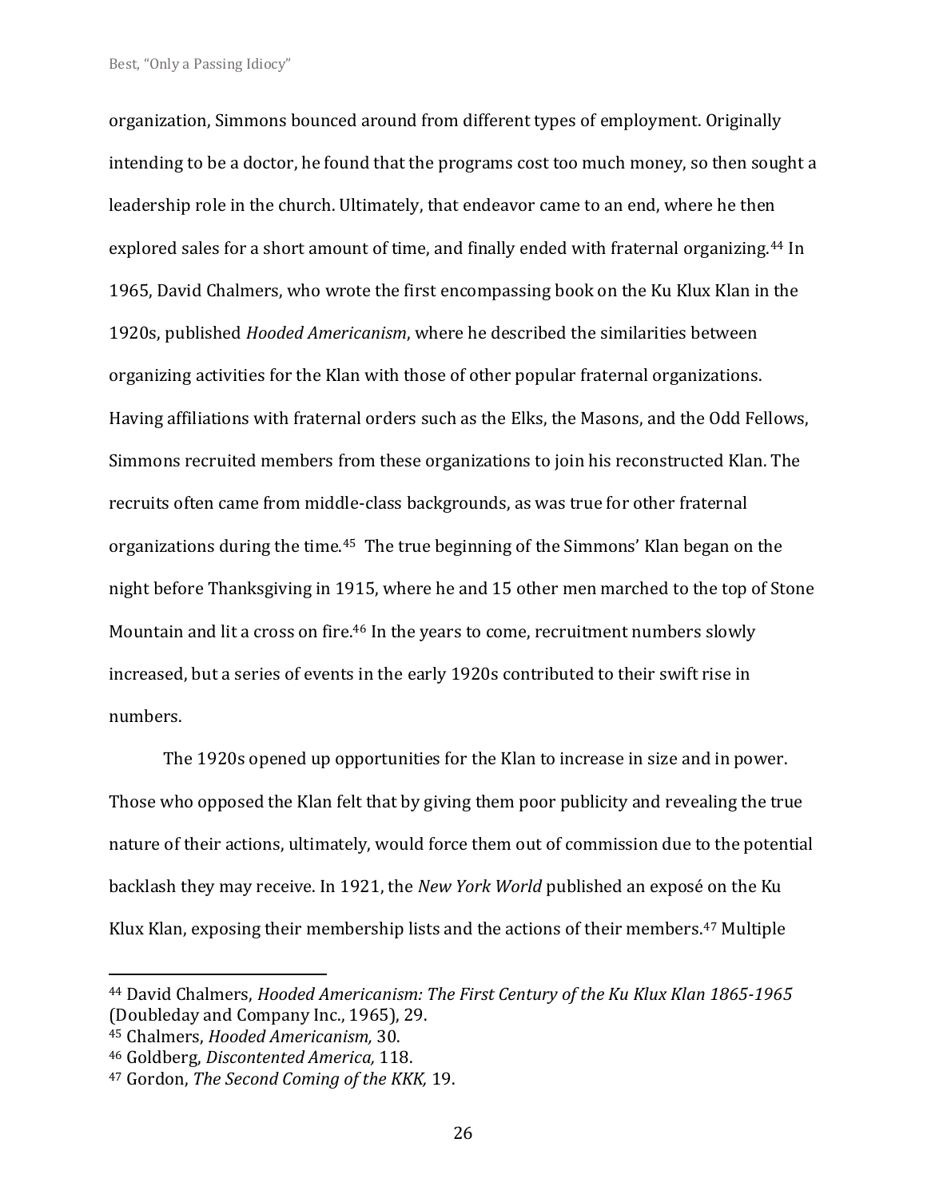organization, Simmons bounced around from different types of employment. Originally intending to be a doctor, he found that the programs cost too much money, so then sought a leadership role in the church. Ultimately, that endeavor came to an end, where he then explored sales for a short amount of time, and finally ended with fraternal organizing.[44] In 1965, David Chalmers, who wrote the first encompassing book on the Ku Klux Klan in the 1920s, published *Hooded Americanism*, where he described the similarities between organizing activities for the Klan with those of other popular fraternal organizations. Having affiliations with fraternal orders such as the Elks, the Masons, and the Odd Fellows, Simmons recruited members from these organizations to join his reconstructed Klan. The recruits often came from middle-class backgrounds, as was true for other fraternal organizations during the time.[45] The true beginning of the Simmons' Klan began on the night before Thanksgiving in 1915, where he and 15 other men marched to the top of Stone Mountain and lit a cross on fire.[46] In the years to come, recruitment numbers slowly increased, but a series of events in the early 1920s contributed to their swift rise in numbers.

The 1920s opened up opportunities for the Klan to increase in size and in power. Those who opposed the Klan felt that by giving them poor publicity and revealing the true nature of their actions, ultimately, would force them out of commission due to the potential backlash they may receive. In 1921, the *New York World* published an exposé on the Ku Klux Klan, exposing their membership lists and the actions of their members.[47] Multiple

---

[44] David Chalmers, *Hooded Americanism: The First Century of the Ku Klux Klan 1865-1965* (Doubleday and Company Inc., 1965), 29.
[45] Chalmers, *Hooded Americanism,* 30.
[46] Goldberg, *Discontented America,* 118.
[47] Gordon, *The Second Coming of the KKK,* 19.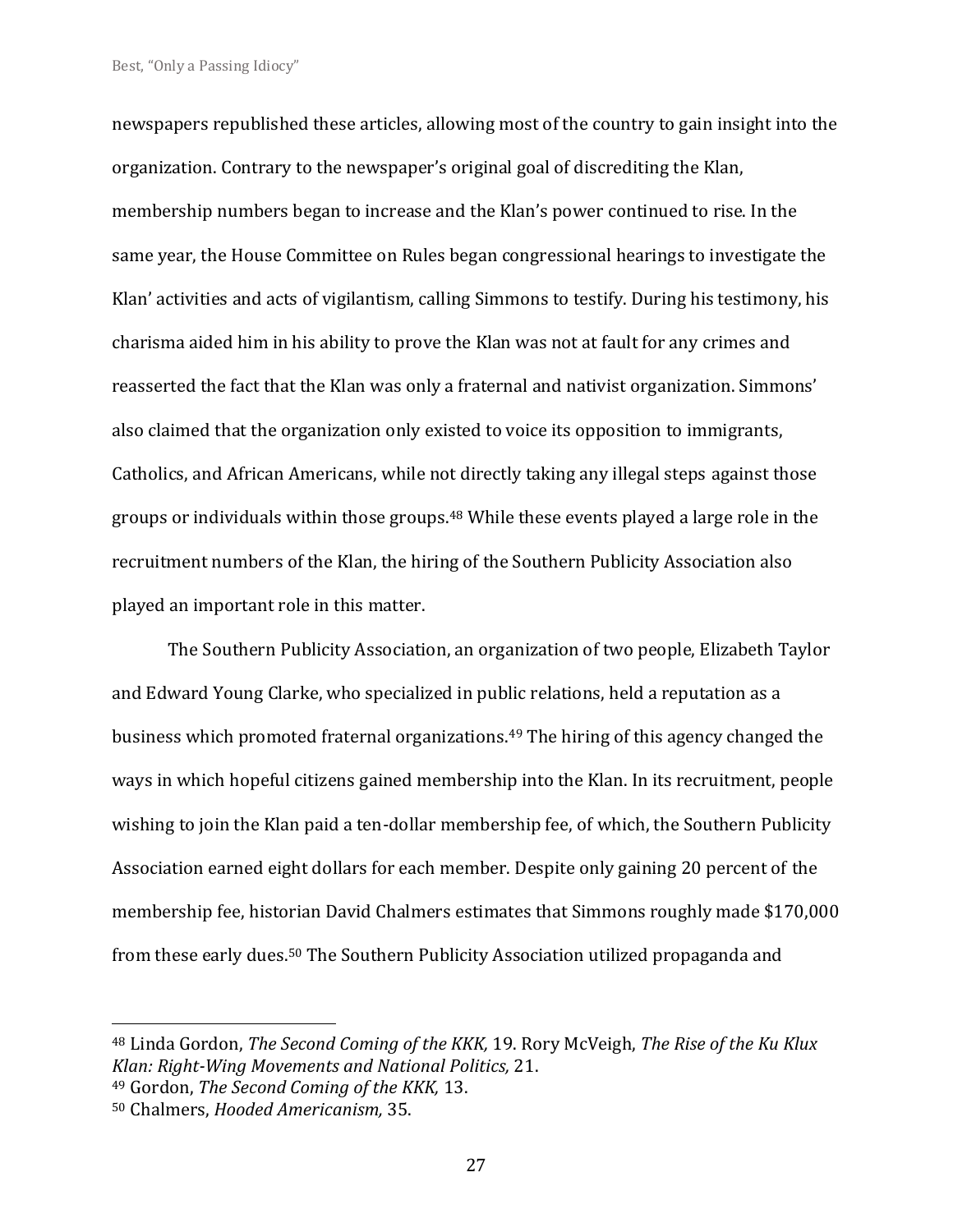newspapers republished these articles, allowing most of the country to gain insight into the organization. Contrary to the newspaper's original goal of discrediting the Klan, membership numbers began to increase and the Klan's power continued to rise. In the same year, the House Committee on Rules began congressional hearings to investigate the Klan' activities and acts of vigilantism, calling Simmons to testify. During his testimony, his charisma aided him in his ability to prove the Klan was not at fault for any crimes and reasserted the fact that the Klan was only a fraternal and nativist organization. Simmons' also claimed that the organization only existed to voice its opposition to immigrants, Catholics, and African Americans, while not directly taking any illegal steps against those groups or individuals within those groups.[48] While these events played a large role in the recruitment numbers of the Klan, the hiring of the Southern Publicity Association also played an important role in this matter.

The Southern Publicity Association, an organization of two people, Elizabeth Taylor and Edward Young Clarke, who specialized in public relations, held a reputation as a business which promoted fraternal organizations.[49] The hiring of this agency changed the ways in which hopeful citizens gained membership into the Klan. In its recruitment, people wishing to join the Klan paid a ten-dollar membership fee, of which, the Southern Publicity Association earned eight dollars for each member. Despite only gaining 20 percent of the membership fee, historian David Chalmers estimates that Simmons roughly made $170,000 from these early dues.[50] The Southern Publicity Association utilized propaganda and

---

[48] Linda Gordon, *The Second Coming of the KKK,* 19. Rory McVeigh, *The Rise of the Ku Klux Klan: Right-Wing Movements and National Politics,* 21.

[49] Gordon, *The Second Coming of the KKK,* 13.

[50] Chalmers, *Hooded Americanism,* 35.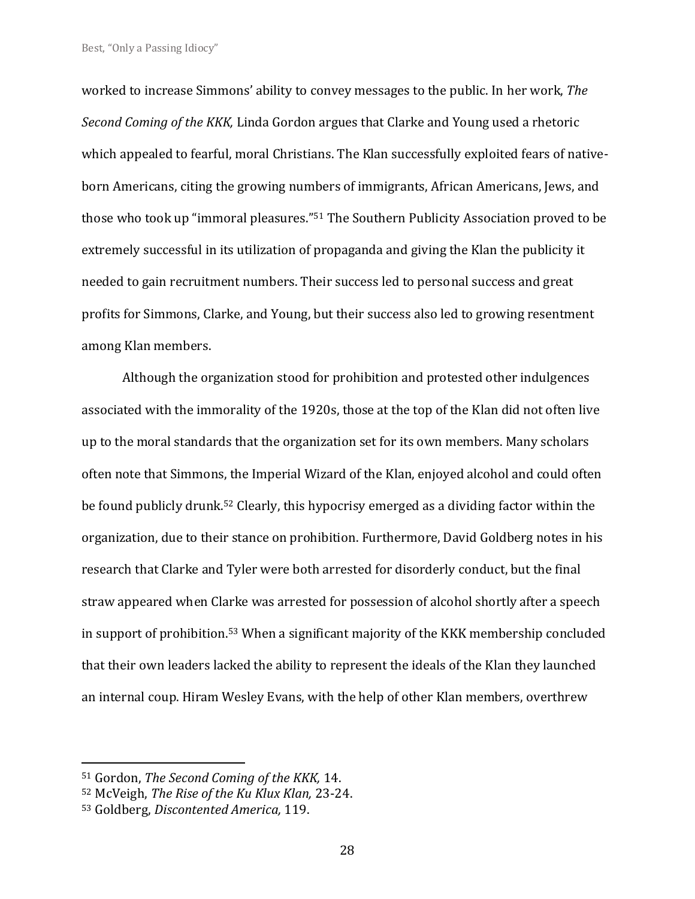worked to increase Simmons' ability to convey messages to the public. In her work, *The Second Coming of the KKK,* Linda Gordon argues that Clarke and Young used a rhetoric which appealed to fearful, moral Christians. The Klan successfully exploited fears of native-born Americans, citing the growing numbers of immigrants, African Americans, Jews, and those who took up "immoral pleasures."[51] The Southern Publicity Association proved to be extremely successful in its utilization of propaganda and giving the Klan the publicity it needed to gain recruitment numbers. Their success led to personal success and great profits for Simmons, Clarke, and Young, but their success also led to growing resentment among Klan members.

Although the organization stood for prohibition and protested other indulgences associated with the immorality of the 1920s, those at the top of the Klan did not often live up to the moral standards that the organization set for its own members. Many scholars often note that Simmons, the Imperial Wizard of the Klan, enjoyed alcohol and could often be found publicly drunk.[52] Clearly, this hypocrisy emerged as a dividing factor within the organization, due to their stance on prohibition. Furthermore, David Goldberg notes in his research that Clarke and Tyler were both arrested for disorderly conduct, but the final straw appeared when Clarke was arrested for possession of alcohol shortly after a speech in support of prohibition.[53] When a significant majority of the KKK membership concluded that their own leaders lacked the ability to represent the ideals of the Klan they launched an internal coup. Hiram Wesley Evans, with the help of other Klan members, overthrew

---

[51] Gordon, *The Second Coming of the KKK,* 14.

[52] McVeigh, *The Rise of the Ku Klux Klan,* 23-24.

[53] Goldberg, *Discontented America,* 119.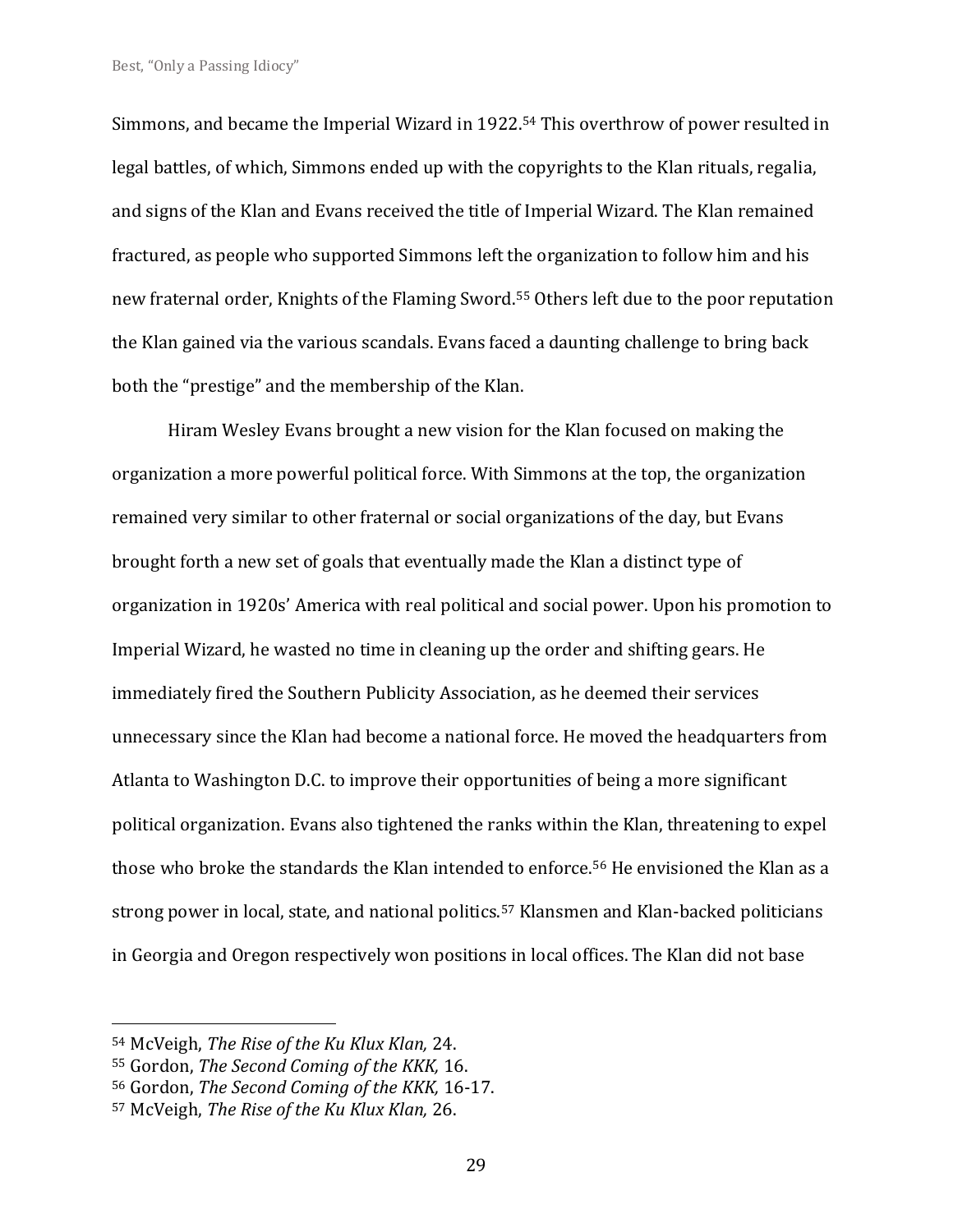Simmons, and became the Imperial Wizard in 1922.[54] This overthrow of power resulted in legal battles, of which, Simmons ended up with the copyrights to the Klan rituals, regalia, and signs of the Klan and Evans received the title of Imperial Wizard. The Klan remained fractured, as people who supported Simmons left the organization to follow him and his new fraternal order, Knights of the Flaming Sword.[55] Others left due to the poor reputation the Klan gained via the various scandals. Evans faced a daunting challenge to bring back both the "prestige" and the membership of the Klan.

Hiram Wesley Evans brought a new vision for the Klan focused on making the organization a more powerful political force. With Simmons at the top, the organization remained very similar to other fraternal or social organizations of the day, but Evans brought forth a new set of goals that eventually made the Klan a distinct type of organization in 1920s' America with real political and social power. Upon his promotion to Imperial Wizard, he wasted no time in cleaning up the order and shifting gears. He immediately fired the Southern Publicity Association, as he deemed their services unnecessary since the Klan had become a national force. He moved the headquarters from Atlanta to Washington D.C. to improve their opportunities of being a more significant political organization. Evans also tightened the ranks within the Klan, threatening to expel those who broke the standards the Klan intended to enforce.[56] He envisioned the Klan as a strong power in local, state, and national politics.[57] Klansmen and Klan-backed politicians in Georgia and Oregon respectively won positions in local offices. The Klan did not base

---

[54] McVeigh, *The Rise of the Ku Klux Klan,* 24.

[55] Gordon, *The Second Coming of the KKK,* 16.

[56] Gordon, *The Second Coming of the KKK,* 16-17.

[57] McVeigh, *The Rise of the Ku Klux Klan,* 26.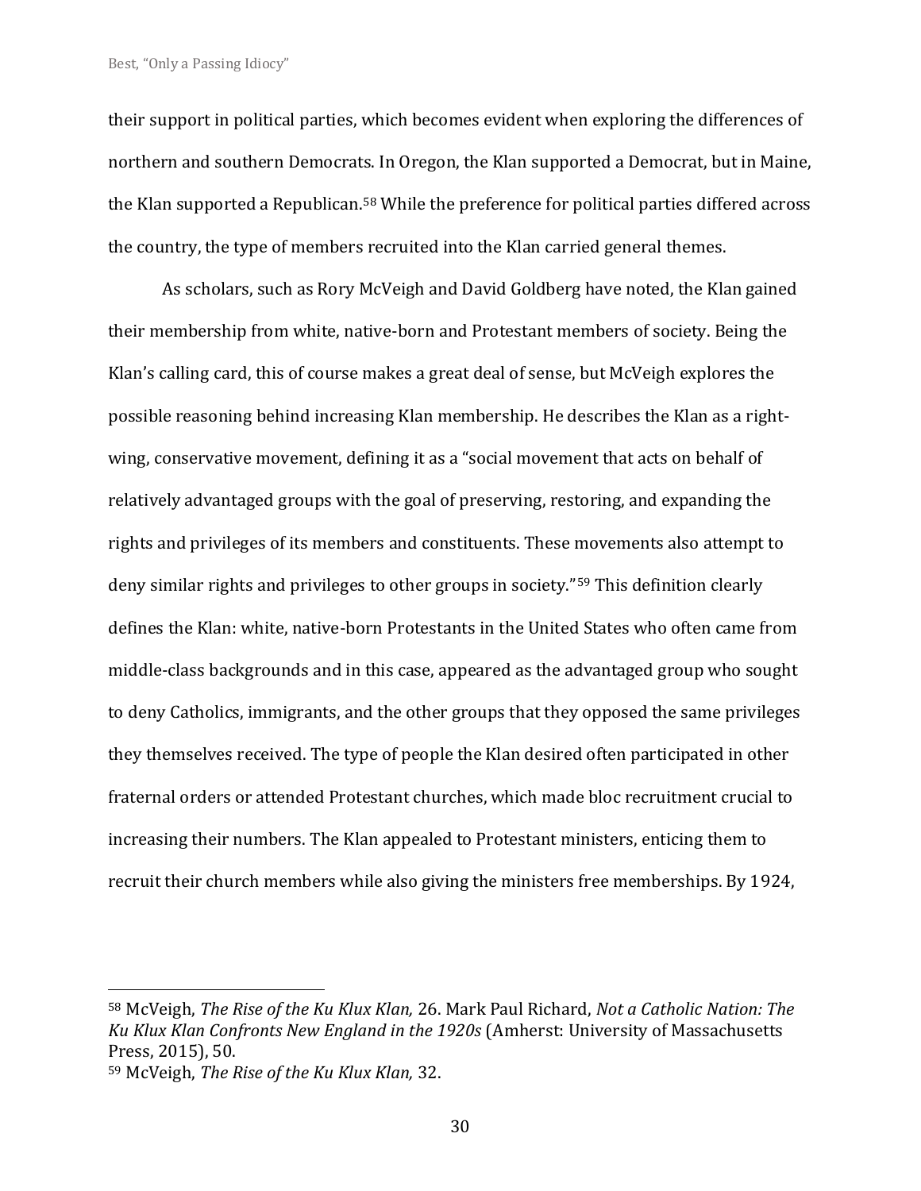their support in political parties, which becomes evident when exploring the differences of northern and southern Democrats. In Oregon, the Klan supported a Democrat, but in Maine, the Klan supported a Republican.[58] While the preference for political parties differed across the country, the type of members recruited into the Klan carried general themes.

As scholars, such as Rory McVeigh and David Goldberg have noted, the Klan gained their membership from white, native-born and Protestant members of society. Being the Klan's calling card, this of course makes a great deal of sense, but McVeigh explores the possible reasoning behind increasing Klan membership. He describes the Klan as a right-wing, conservative movement, defining it as a "social movement that acts on behalf of relatively advantaged groups with the goal of preserving, restoring, and expanding the rights and privileges of its members and constituents. These movements also attempt to deny similar rights and privileges to other groups in society."[59] This definition clearly defines the Klan: white, native-born Protestants in the United States who often came from middle-class backgrounds and in this case, appeared as the advantaged group who sought to deny Catholics, immigrants, and the other groups that they opposed the same privileges they themselves received. The type of people the Klan desired often participated in other fraternal orders or attended Protestant churches, which made bloc recruitment crucial to increasing their numbers. The Klan appealed to Protestant ministers, enticing them to recruit their church members while also giving the ministers free memberships. By 1924,

---

[58] McVeigh, *The Rise of the Ku Klux Klan,* 26. Mark Paul Richard, *Not a Catholic Nation: The Ku Klux Klan Confronts New England in the 1920s* (Amherst: University of Massachusetts Press, 2015), 50.

[59] McVeigh, *The Rise of the Ku Klux Klan,* 32.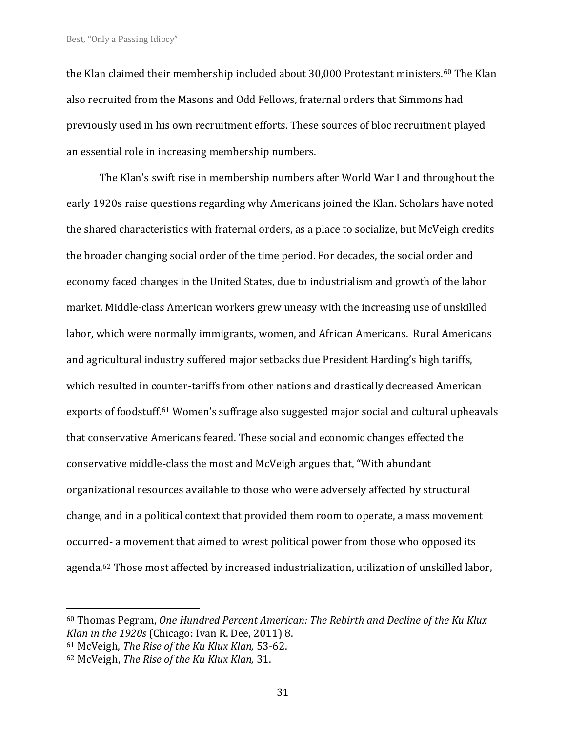the Klan claimed their membership included about 30,000 Protestant ministers.[60] The Klan also recruited from the Masons and Odd Fellows, fraternal orders that Simmons had previously used in his own recruitment efforts. These sources of bloc recruitment played an essential role in increasing membership numbers.

The Klan's swift rise in membership numbers after World War I and throughout the early 1920s raise questions regarding why Americans joined the Klan. Scholars have noted the shared characteristics with fraternal orders, as a place to socialize, but McVeigh credits the broader changing social order of the time period. For decades, the social order and economy faced changes in the United States, due to industrialism and growth of the labor market. Middle-class American workers grew uneasy with the increasing use of unskilled labor, which were normally immigrants, women, and African Americans. Rural Americans and agricultural industry suffered major setbacks due President Harding's high tariffs, which resulted in counter-tariffs from other nations and drastically decreased American exports of foodstuff.[61] Women's suffrage also suggested major social and cultural upheavals that conservative Americans feared. These social and economic changes effected the conservative middle-class the most and McVeigh argues that, "With abundant organizational resources available to those who were adversely affected by structural change, and in a political context that provided them room to operate, a mass movement occurred- a movement that aimed to wrest political power from those who opposed its agenda.[62] Those most affected by increased industrialization, utilization of unskilled labor,

---

[60] Thomas Pegram, *One Hundred Percent American: The Rebirth and Decline of the Ku Klux Klan in the 1920s* (Chicago: Ivan R. Dee, 2011) 8.

[61] McVeigh, *The Rise of the Ku Klux Klan,* 53-62.

[62] McVeigh, *The Rise of the Ku Klux Klan,* 31.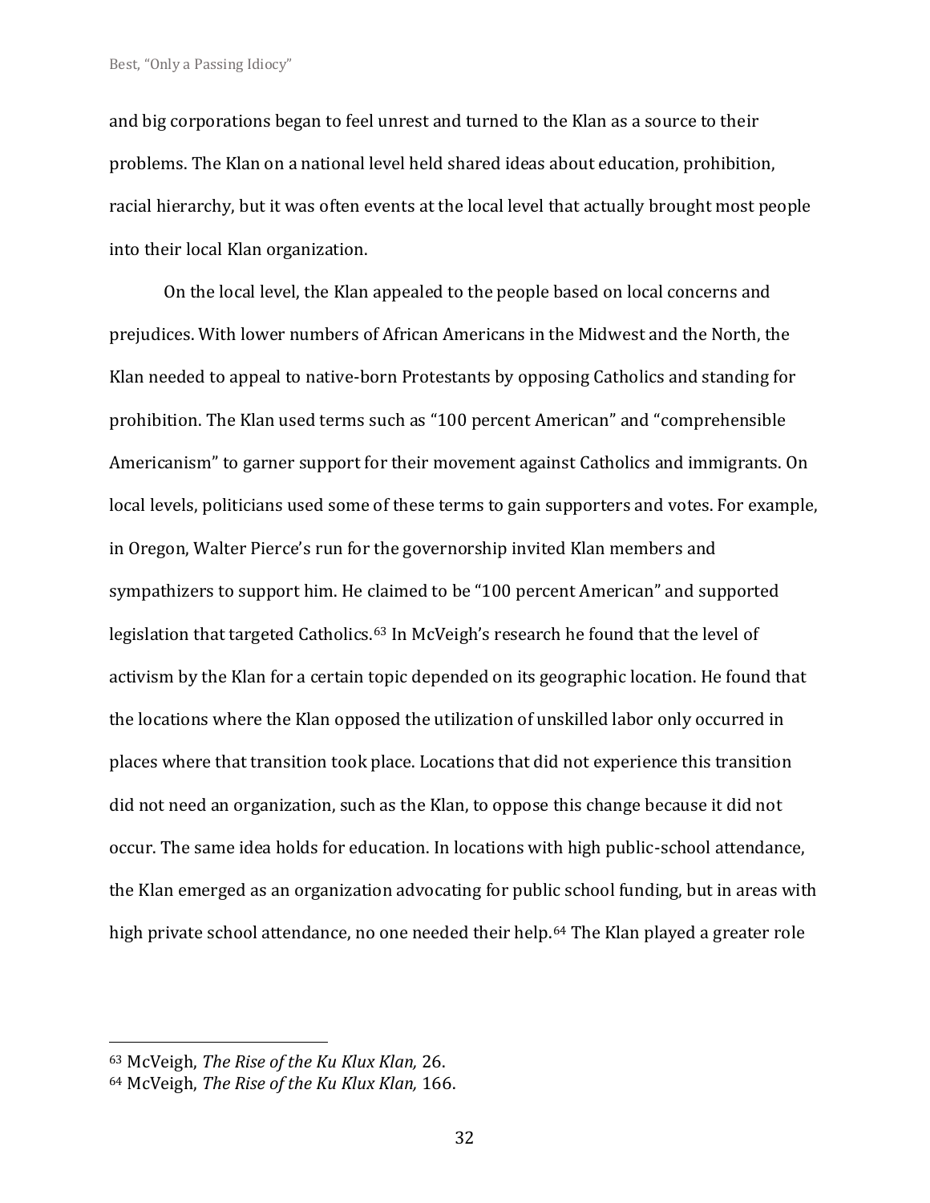and big corporations began to feel unrest and turned to the Klan as a source to their problems. The Klan on a national level held shared ideas about education, prohibition, racial hierarchy, but it was often events at the local level that actually brought most people into their local Klan organization.

On the local level, the Klan appealed to the people based on local concerns and prejudices. With lower numbers of African Americans in the Midwest and the North, the Klan needed to appeal to native-born Protestants by opposing Catholics and standing for prohibition. The Klan used terms such as "100 percent American" and "comprehensible Americanism" to garner support for their movement against Catholics and immigrants. On local levels, politicians used some of these terms to gain supporters and votes. For example, in Oregon, Walter Pierce's run for the governorship invited Klan members and sympathizers to support him. He claimed to be "100 percent American" and supported legislation that targeted Catholics.[63] In McVeigh's research he found that the level of activism by the Klan for a certain topic depended on its geographic location. He found that the locations where the Klan opposed the utilization of unskilled labor only occurred in places where that transition took place. Locations that did not experience this transition did not need an organization, such as the Klan, to oppose this change because it did not occur. The same idea holds for education. In locations with high public-school attendance, the Klan emerged as an organization advocating for public school funding, but in areas with high private school attendance, no one needed their help.[64] The Klan played a greater role

---

[63] McVeigh, *The Rise of the Ku Klux Klan,* 26.

[64] McVeigh, *The Rise of the Ku Klux Klan,* 166.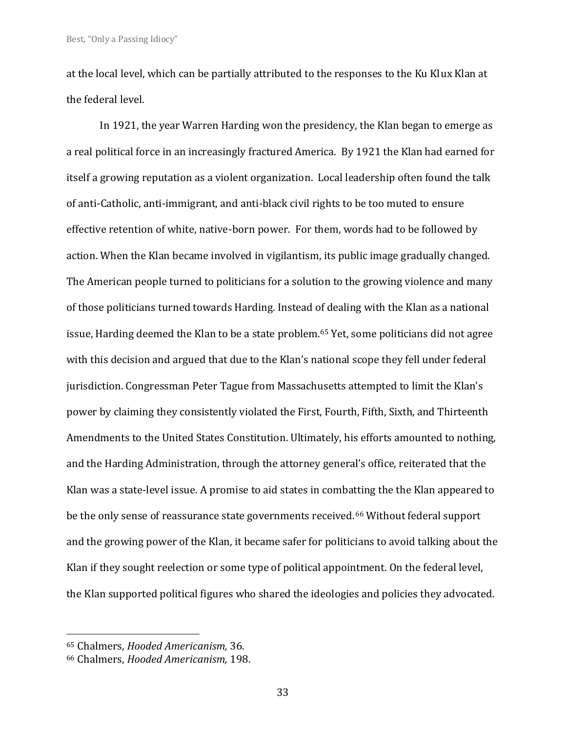at the local level, which can be partially attributed to the responses to the Ku Klux Klan at the federal level.

In 1921, the year Warren Harding won the presidency, the Klan began to emerge as a real political force in an increasingly fractured America. By 1921 the Klan had earned for itself a growing reputation as a violent organization. Local leadership often found the talk of anti-Catholic, anti-immigrant, and anti-black civil rights to be too muted to ensure effective retention of white, native-born power. For them, words had to be followed by action. When the Klan became involved in vigilantism, its public image gradually changed. The American people turned to politicians for a solution to the growing violence and many of those politicians turned towards Harding. Instead of dealing with the Klan as a national issue, Harding deemed the Klan to be a state problem.[65] Yet, some politicians did not agree with this decision and argued that due to the Klan's national scope they fell under federal jurisdiction. Congressman Peter Tague from Massachusetts attempted to limit the Klan's power by claiming they consistently violated the First, Fourth, Fifth, Sixth, and Thirteenth Amendments to the United States Constitution. Ultimately, his efforts amounted to nothing, and the Harding Administration, through the attorney general's office, reiterated that the Klan was a state-level issue. A promise to aid states in combatting the the Klan appeared to be the only sense of reassurance state governments received.[66] Without federal support and the growing power of the Klan, it became safer for politicians to avoid talking about the Klan if they sought reelection or some type of political appointment. On the federal level, the Klan supported political figures who shared the ideologies and policies they advocated.

---

[65] Chalmers, *Hooded Americanism,* 36.

[66] Chalmers, *Hooded Americanism,* 198.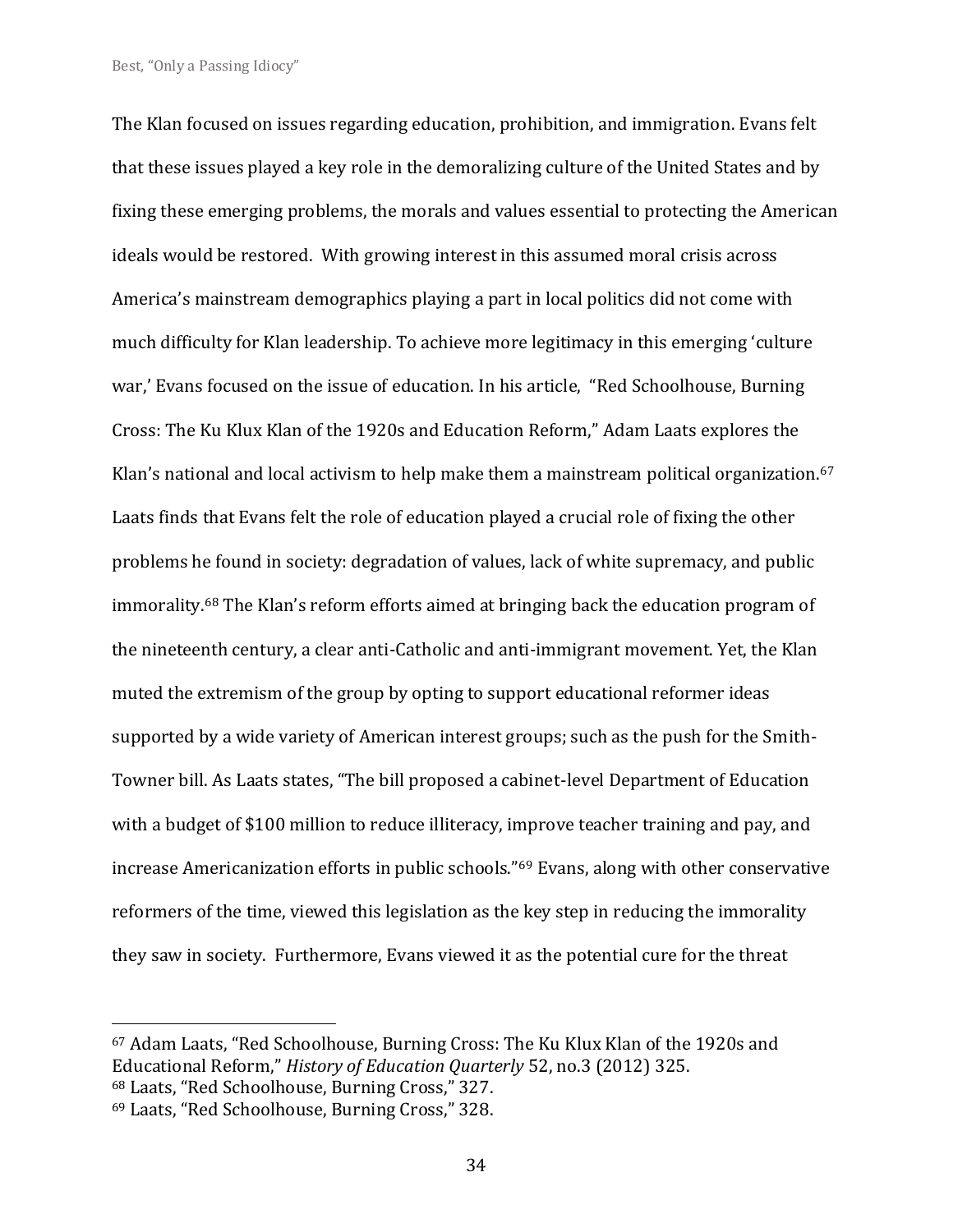The Klan focused on issues regarding education, prohibition, and immigration. Evans felt that these issues played a key role in the demoralizing culture of the United States and by fixing these emerging problems, the morals and values essential to protecting the American ideals would be restored. With growing interest in this assumed moral crisis across America's mainstream demographics playing a part in local politics did not come with much difficulty for Klan leadership. To achieve more legitimacy in this emerging 'culture war,' Evans focused on the issue of education. In his article, "Red Schoolhouse, Burning Cross: The Ku Klux Klan of the 1920s and Education Reform," Adam Laats explores the Klan's national and local activism to help make them a mainstream political organization.[67] Laats finds that Evans felt the role of education played a crucial role of fixing the other problems he found in society: degradation of values, lack of white supremacy, and public immorality.[68] The Klan's reform efforts aimed at bringing back the education program of the nineteenth century, a clear anti-Catholic and anti-immigrant movement. Yet, the Klan muted the extremism of the group by opting to support educational reformer ideas supported by a wide variety of American interest groups; such as the push for the Smith-Towner bill. As Laats states, "The bill proposed a cabinet-level Department of Education with a budget of $100 million to reduce illiteracy, improve teacher training and pay, and increase Americanization efforts in public schools."[69] Evans, along with other conservative reformers of the time, viewed this legislation as the key step in reducing the immorality they saw in society. Furthermore, Evans viewed it as the potential cure for the threat

---

[67] Adam Laats, "Red Schoolhouse, Burning Cross: The Ku Klux Klan of the 1920s and Educational Reform," *History of Education Quarterly* 52, no.3 (2012) 325.

[68] Laats, "Red Schoolhouse, Burning Cross," 327.

[69] Laats, "Red Schoolhouse, Burning Cross," 328.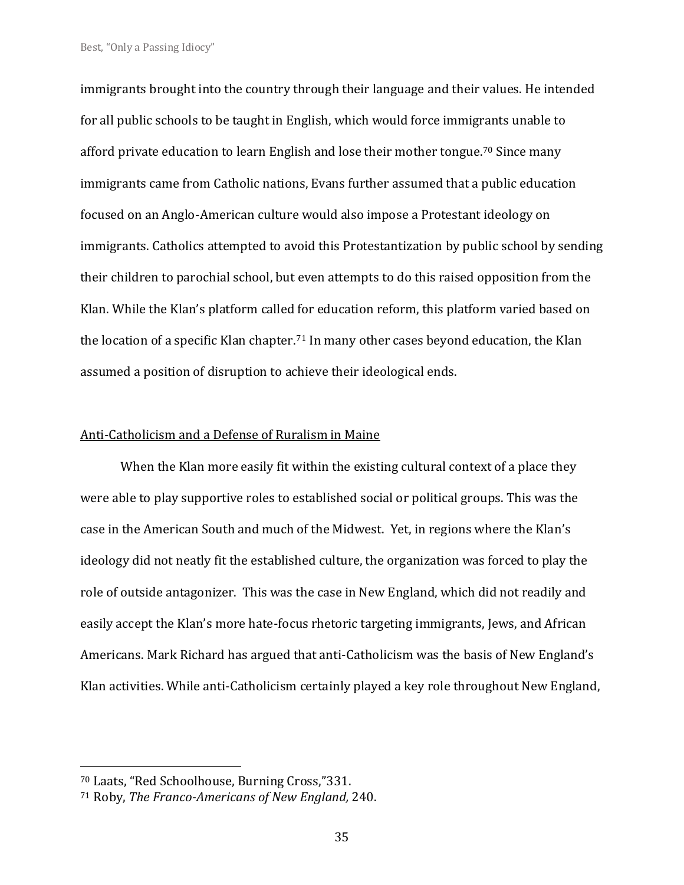immigrants brought into the country through their language and their values. He intended for all public schools to be taught in English, which would force immigrants unable to afford private education to learn English and lose their mother tongue.[70] Since many immigrants came from Catholic nations, Evans further assumed that a public education focused on an Anglo-American culture would also impose a Protestant ideology on immigrants. Catholics attempted to avoid this Protestantization by public school by sending their children to parochial school, but even attempts to do this raised opposition from the Klan. While the Klan's platform called for education reform, this platform varied based on the location of a specific Klan chapter.[71] In many other cases beyond education, the Klan assumed a position of disruption to achieve their ideological ends.

## Anti-Catholicism and a Defense of Ruralism in Maine

When the Klan more easily fit within the existing cultural context of a place they were able to play supportive roles to established social or political groups. This was the case in the American South and much of the Midwest. Yet, in regions where the Klan's ideology did not neatly fit the established culture, the organization was forced to play the role of outside antagonizer. This was the case in New England, which did not readily and easily accept the Klan's more hate-focus rhetoric targeting immigrants, Jews, and African Americans. Mark Richard has argued that anti-Catholicism was the basis of New England's Klan activities. While anti-Catholicism certainly played a key role throughout New England,

---

[70] Laats, "Red Schoolhouse, Burning Cross,"331.

[71] Roby, *The Franco-Americans of New England,* 240.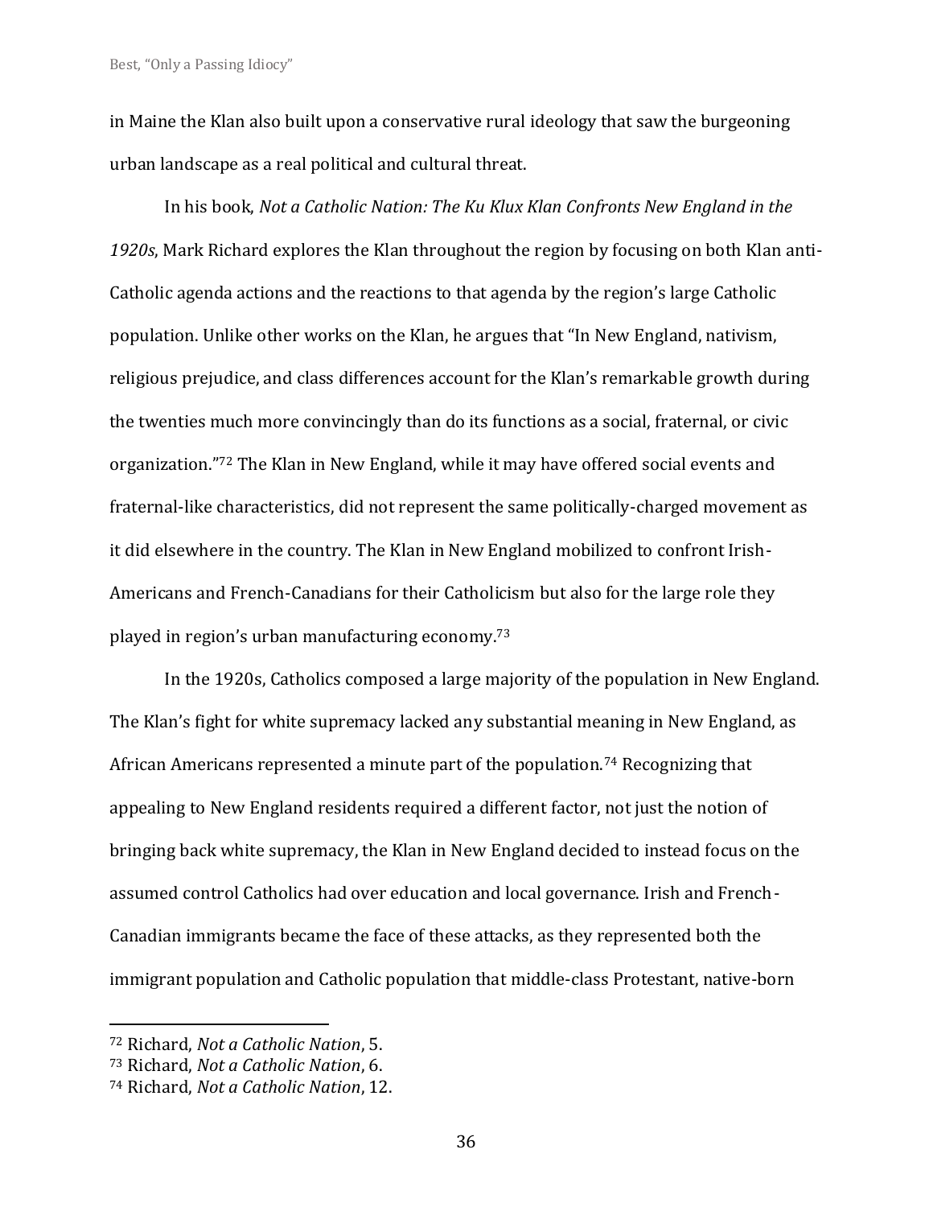in Maine the Klan also built upon a conservative rural ideology that saw the burgeoning urban landscape as a real political and cultural threat.

In his book, *Not a Catholic Nation: The Ku Klux Klan Confronts New England in the 1920s*, Mark Richard explores the Klan throughout the region by focusing on both Klan anti-Catholic agenda actions and the reactions to that agenda by the region's large Catholic population. Unlike other works on the Klan, he argues that "In New England, nativism, religious prejudice, and class differences account for the Klan's remarkable growth during the twenties much more convincingly than do its functions as a social, fraternal, or civic organization."[72] The Klan in New England, while it may have offered social events and fraternal-like characteristics, did not represent the same politically-charged movement as it did elsewhere in the country. The Klan in New England mobilized to confront Irish-Americans and French-Canadians for their Catholicism but also for the large role they played in region's urban manufacturing economy.[73]

In the 1920s, Catholics composed a large majority of the population in New England. The Klan's fight for white supremacy lacked any substantial meaning in New England, as African Americans represented a minute part of the population.[74] Recognizing that appealing to New England residents required a different factor, not just the notion of bringing back white supremacy, the Klan in New England decided to instead focus on the assumed control Catholics had over education and local governance. Irish and French-Canadian immigrants became the face of these attacks, as they represented both the immigrant population and Catholic population that middle-class Protestant, native-born

---

[72] Richard, *Not a Catholic Nation*, 5.
[73] Richard, *Not a Catholic Nation*, 6.
[74] Richard, *Not a Catholic Nation*, 12.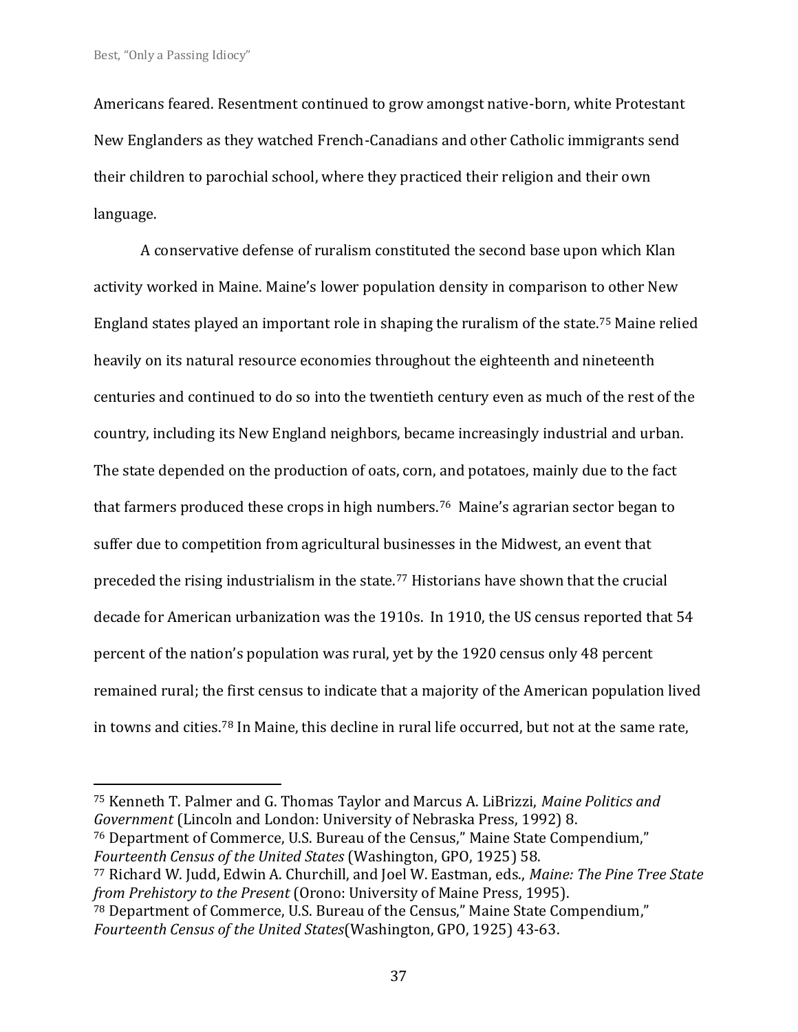Americans feared. Resentment continued to grow amongst native-born, white Protestant New Englanders as they watched French-Canadians and other Catholic immigrants send their children to parochial school, where they practiced their religion and their own language.

A conservative defense of ruralism constituted the second base upon which Klan activity worked in Maine. Maine's lower population density in comparison to other New England states played an important role in shaping the ruralism of the state.[75] Maine relied heavily on its natural resource economies throughout the eighteenth and nineteenth centuries and continued to do so into the twentieth century even as much of the rest of the country, including its New England neighbors, became increasingly industrial and urban. The state depended on the production of oats, corn, and potatoes, mainly due to the fact that farmers produced these crops in high numbers.[76] Maine's agrarian sector began to suffer due to competition from agricultural businesses in the Midwest, an event that preceded the rising industrialism in the state.[77] Historians have shown that the crucial decade for American urbanization was the 1910s. In 1910, the US census reported that 54 percent of the nation's population was rural, yet by the 1920 census only 48 percent remained rural; the first census to indicate that a majority of the American population lived in towns and cities.[78] In Maine, this decline in rural life occurred, but not at the same rate,

---

[75] Kenneth T. Palmer and G. Thomas Taylor and Marcus A. LiBrizzi, *Maine Politics and Government* (Lincoln and London: University of Nebraska Press, 1992) 8.

[76] Department of Commerce, U.S. Bureau of the Census," Maine State Compendium," *Fourteenth Census of the United States* (Washington, GPO, 1925) 58.

[77] Richard W. Judd, Edwin A. Churchill, and Joel W. Eastman, eds., *Maine: The Pine Tree State from Prehistory to the Present* (Orono: University of Maine Press, 1995).

[78] Department of Commerce, U.S. Bureau of the Census," Maine State Compendium," *Fourteenth Census of the United States*(Washington, GPO, 1925) 43-63.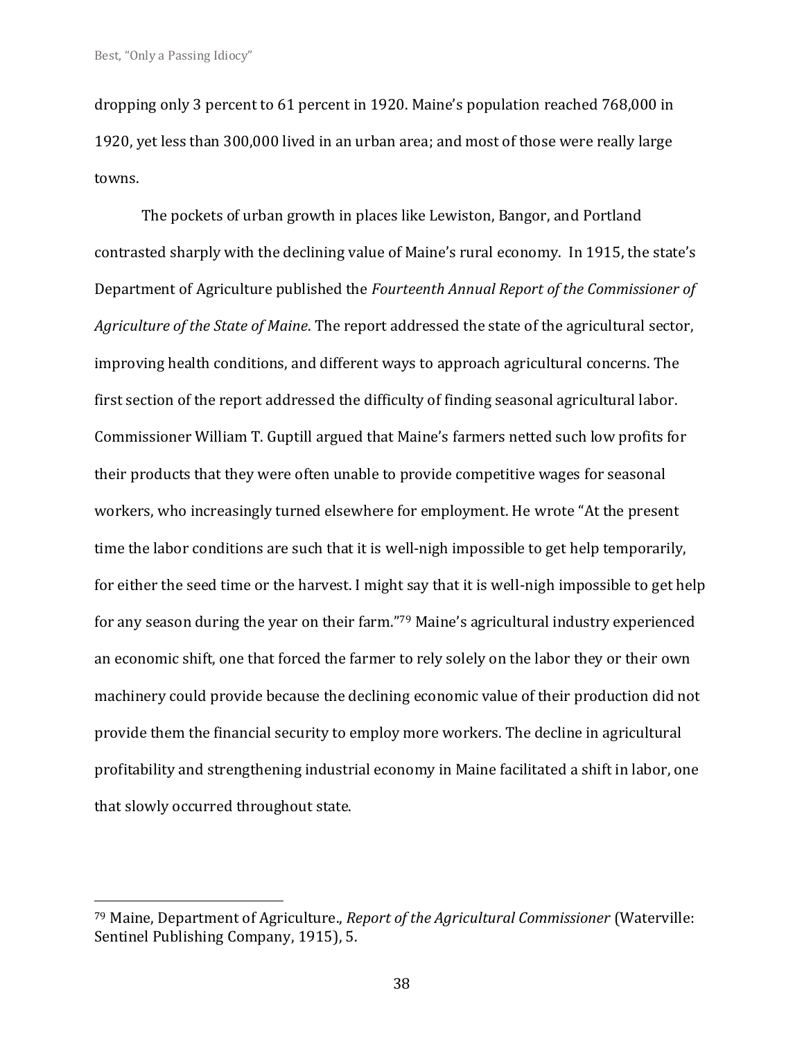dropping only 3 percent to 61 percent in 1920. Maine's population reached 768,000 in 1920, yet less than 300,000 lived in an urban area; and most of those were really large towns.

The pockets of urban growth in places like Lewiston, Bangor, and Portland contrasted sharply with the declining value of Maine's rural economy. In 1915, the state's Department of Agriculture published the *Fourteenth Annual Report of the Commissioner of Agriculture of the State of Maine*. The report addressed the state of the agricultural sector, improving health conditions, and different ways to approach agricultural concerns. The first section of the report addressed the difficulty of finding seasonal agricultural labor. Commissioner William T. Guptill argued that Maine's farmers netted such low profits for their products that they were often unable to provide competitive wages for seasonal workers, who increasingly turned elsewhere for employment. He wrote "At the present time the labor conditions are such that it is well-nigh impossible to get help temporarily, for either the seed time or the harvest. I might say that it is well-nigh impossible to get help for any season during the year on their farm."[79] Maine's agricultural industry experienced an economic shift, one that forced the farmer to rely solely on the labor they or their own machinery could provide because the declining economic value of their production did not provide them the financial security to employ more workers. The decline in agricultural profitability and strengthening industrial economy in Maine facilitated a shift in labor, one that slowly occurred throughout state.

---

[79] Maine, Department of Agriculture., *Report of the Agricultural Commissioner* (Waterville: Sentinel Publishing Company, 1915), 5.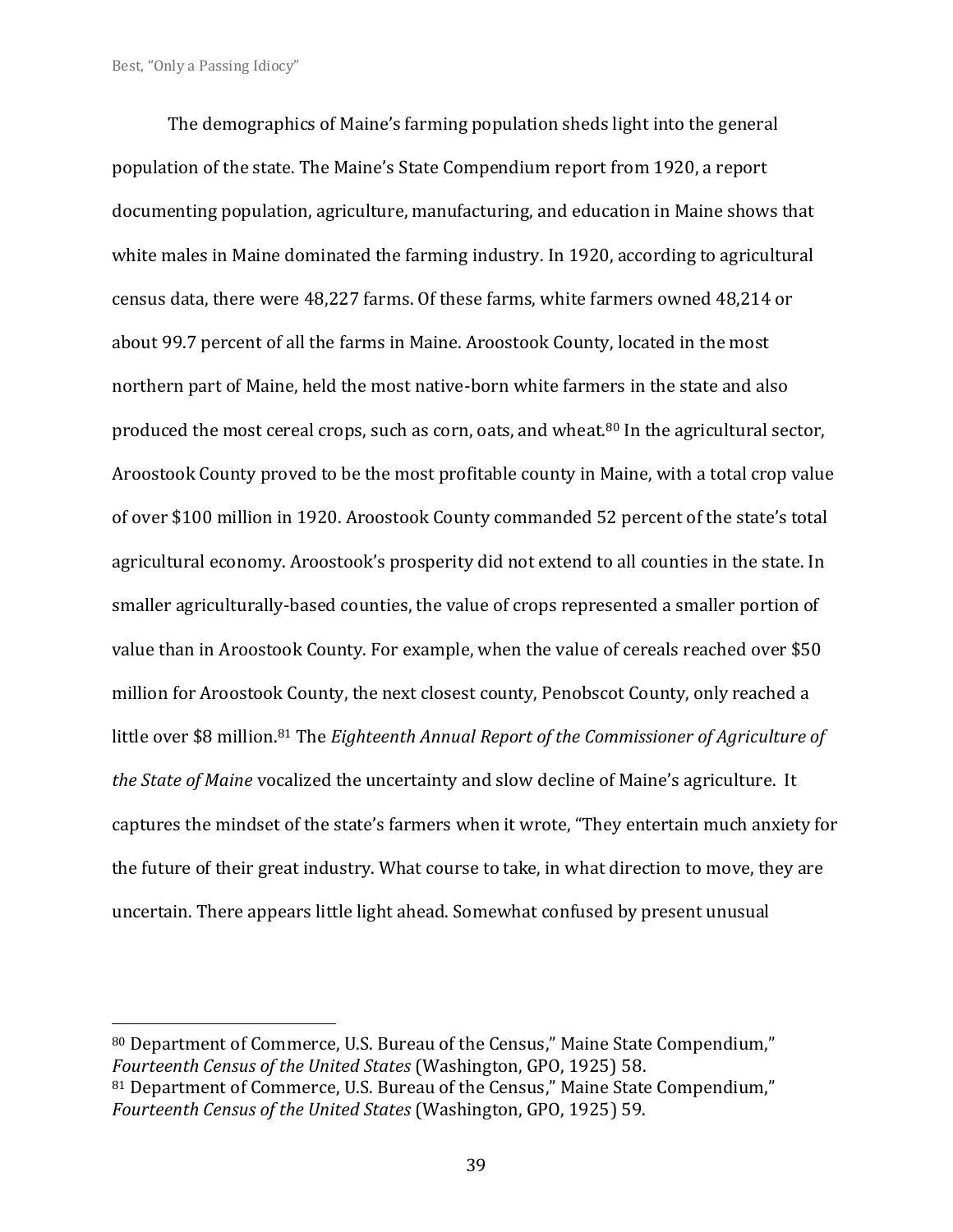The demographics of Maine's farming population sheds light into the general population of the state. The Maine's State Compendium report from 1920, a report documenting population, agriculture, manufacturing, and education in Maine shows that white males in Maine dominated the farming industry. In 1920, according to agricultural census data, there were 48,227 farms. Of these farms, white farmers owned 48,214 or about 99.7 percent of all the farms in Maine. Aroostook County, located in the most northern part of Maine, held the most native-born white farmers in the state and also produced the most cereal crops, such as corn, oats, and wheat.[80] In the agricultural sector, Aroostook County proved to be the most profitable county in Maine, with a total crop value of over $100 million in 1920. Aroostook County commanded 52 percent of the state's total agricultural economy. Aroostook's prosperity did not extend to all counties in the state. In smaller agriculturally-based counties, the value of crops represented a smaller portion of value than in Aroostook County. For example, when the value of cereals reached over $50 million for Aroostook County, the next closest county, Penobscot County, only reached a little over $8 million.[81] The *Eighteenth Annual Report of the Commissioner of Agriculture of the State of Maine* vocalized the uncertainty and slow decline of Maine's agriculture. It captures the mindset of the state's farmers when it wrote, "They entertain much anxiety for the future of their great industry. What course to take, in what direction to move, they are uncertain. There appears little light ahead. Somewhat confused by present unusual

---

[80] Department of Commerce, U.S. Bureau of the Census," Maine State Compendium," *Fourteenth Census of the United States* (Washington, GPO, 1925) 58.

[81] Department of Commerce, U.S. Bureau of the Census," Maine State Compendium," *Fourteenth Census of the United States* (Washington, GPO, 1925) 59.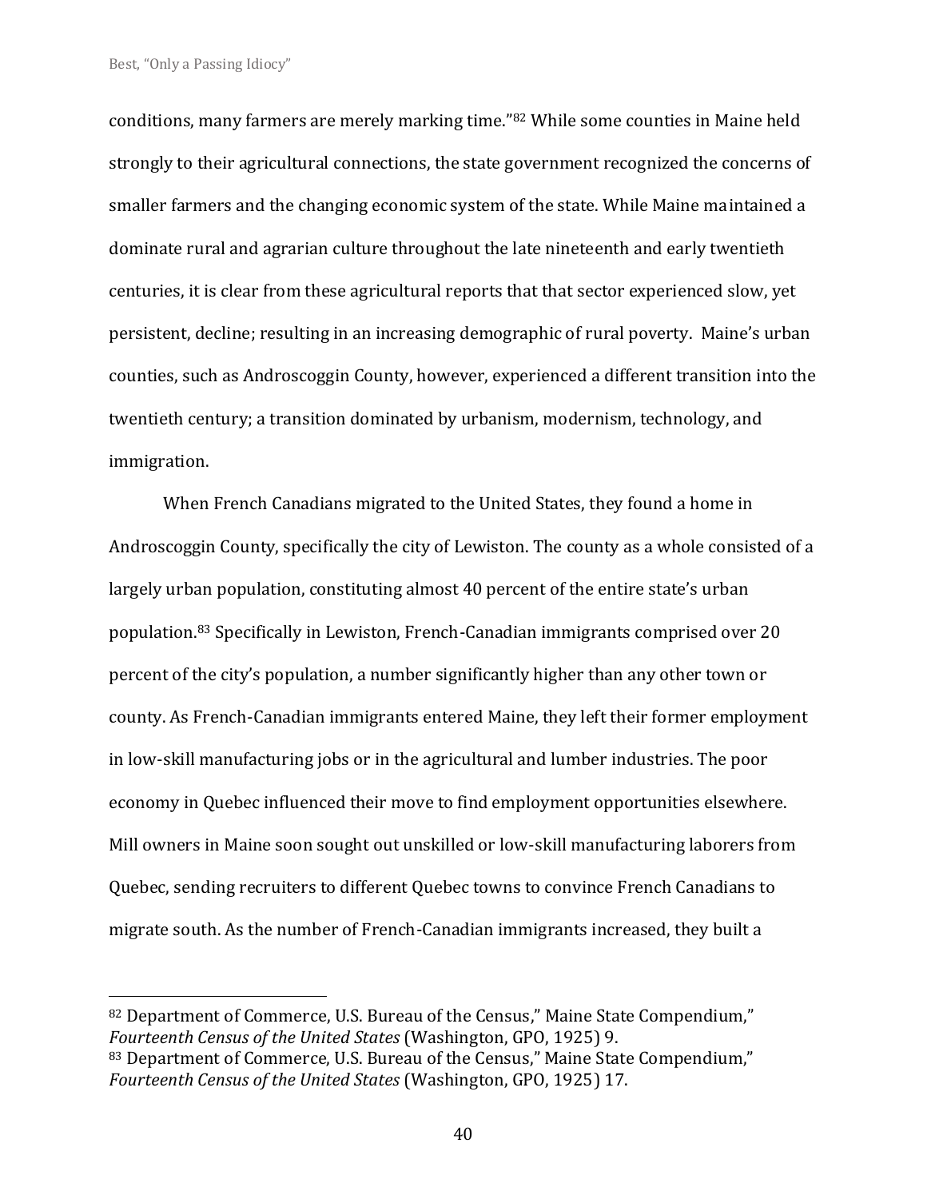conditions, many farmers are merely marking time."[82] While some counties in Maine held strongly to their agricultural connections, the state government recognized the concerns of smaller farmers and the changing economic system of the state. While Maine maintained a dominate rural and agrarian culture throughout the late nineteenth and early twentieth centuries, it is clear from these agricultural reports that that sector experienced slow, yet persistent, decline; resulting in an increasing demographic of rural poverty. Maine's urban counties, such as Androscoggin County, however, experienced a different transition into the twentieth century; a transition dominated by urbanism, modernism, technology, and immigration.

When French Canadians migrated to the United States, they found a home in Androscoggin County, specifically the city of Lewiston. The county as a whole consisted of a largely urban population, constituting almost 40 percent of the entire state's urban population.[83] Specifically in Lewiston, French-Canadian immigrants comprised over 20 percent of the city's population, a number significantly higher than any other town or county. As French-Canadian immigrants entered Maine, they left their former employment in low-skill manufacturing jobs or in the agricultural and lumber industries. The poor economy in Quebec influenced their move to find employment opportunities elsewhere. Mill owners in Maine soon sought out unskilled or low-skill manufacturing laborers from Quebec, sending recruiters to different Quebec towns to convince French Canadians to migrate south. As the number of French-Canadian immigrants increased, they built a

---

[82] Department of Commerce, U.S. Bureau of the Census," Maine State Compendium," *Fourteenth Census of the United States* (Washington, GPO, 1925) 9.

[83] Department of Commerce, U.S. Bureau of the Census," Maine State Compendium," *Fourteenth Census of the United States* (Washington, GPO, 1925) 17.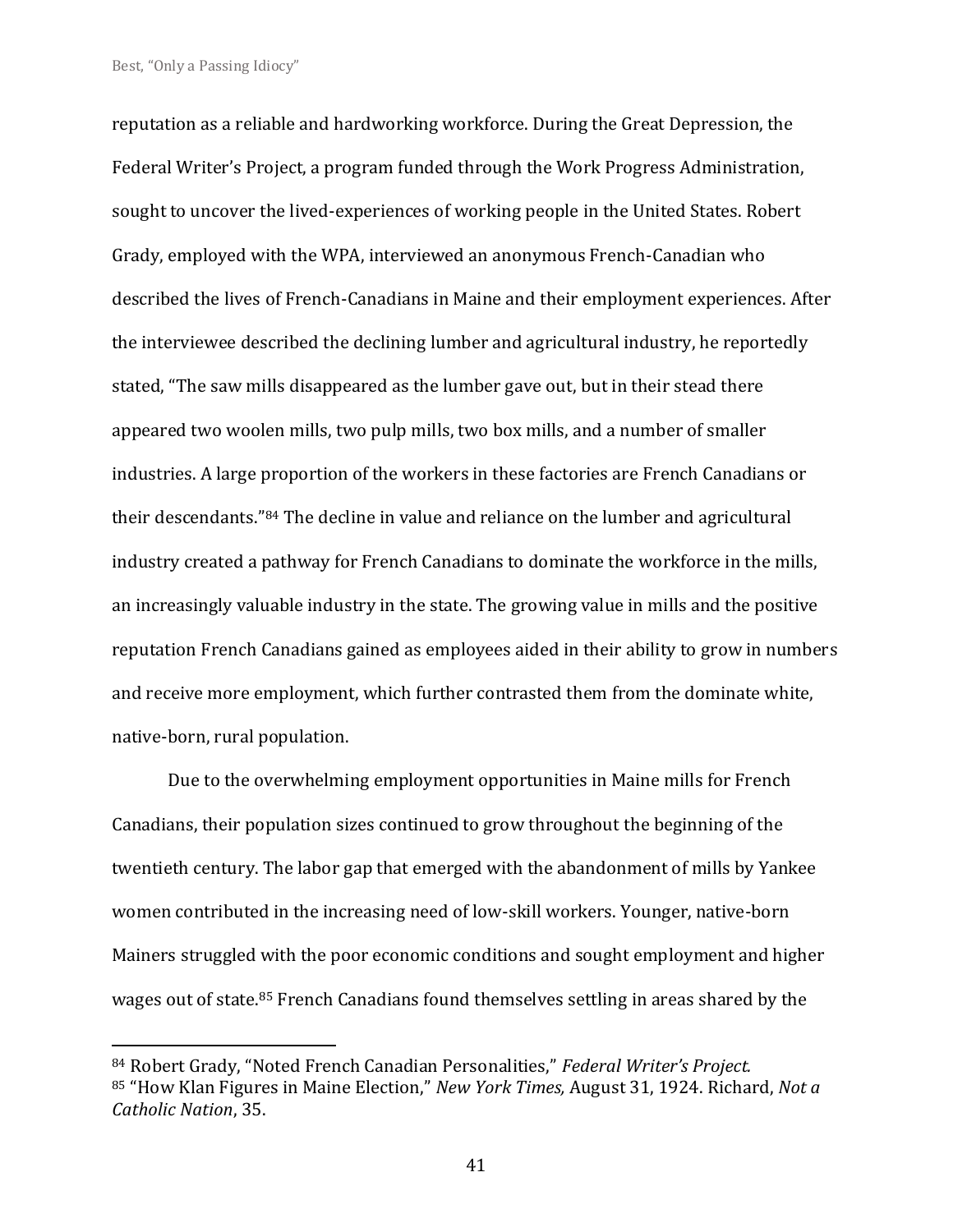reputation as a reliable and hardworking workforce. During the Great Depression, the Federal Writer's Project, a program funded through the Work Progress Administration, sought to uncover the lived-experiences of working people in the United States. Robert Grady, employed with the WPA, interviewed an anonymous French-Canadian who described the lives of French-Canadians in Maine and their employment experiences. After the interviewee described the declining lumber and agricultural industry, he reportedly stated, "The saw mills disappeared as the lumber gave out, but in their stead there appeared two woolen mills, two pulp mills, two box mills, and a number of smaller industries. A large proportion of the workers in these factories are French Canadians or their descendants."[84] The decline in value and reliance on the lumber and agricultural industry created a pathway for French Canadians to dominate the workforce in the mills, an increasingly valuable industry in the state. The growing value in mills and the positive reputation French Canadians gained as employees aided in their ability to grow in numbers and receive more employment, which further contrasted them from the dominate white, native-born, rural population.

Due to the overwhelming employment opportunities in Maine mills for French Canadians, their population sizes continued to grow throughout the beginning of the twentieth century. The labor gap that emerged with the abandonment of mills by Yankee women contributed in the increasing need of low-skill workers. Younger, native-born Mainers struggled with the poor economic conditions and sought employment and higher wages out of state.[85] French Canadians found themselves settling in areas shared by the

---

[84] Robert Grady, "Noted French Canadian Personalities," *Federal Writer's Project.*

[85] "How Klan Figures in Maine Election," *New York Times,* August 31, 1924. Richard, *Not a Catholic Nation*, 35.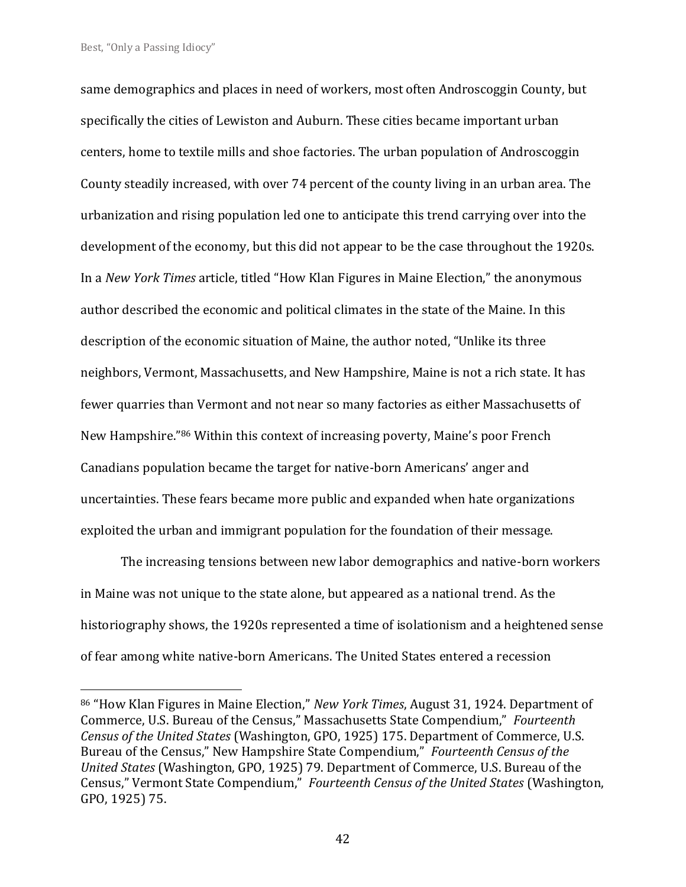same demographics and places in need of workers, most often Androscoggin County, but specifically the cities of Lewiston and Auburn. These cities became important urban centers, home to textile mills and shoe factories. The urban population of Androscoggin County steadily increased, with over 74 percent of the county living in an urban area. The urbanization and rising population led one to anticipate this trend carrying over into the development of the economy, but this did not appear to be the case throughout the 1920s. In a *New York Times* article, titled "How Klan Figures in Maine Election," the anonymous author described the economic and political climates in the state of the Maine. In this description of the economic situation of Maine, the author noted, "Unlike its three neighbors, Vermont, Massachusetts, and New Hampshire, Maine is not a rich state. It has fewer quarries than Vermont and not near so many factories as either Massachusetts of New Hampshire."[86] Within this context of increasing poverty, Maine's poor French Canadians population became the target for native-born Americans' anger and uncertainties. These fears became more public and expanded when hate organizations exploited the urban and immigrant population for the foundation of their message.

The increasing tensions between new labor demographics and native-born workers in Maine was not unique to the state alone, but appeared as a national trend. As the historiography shows, the 1920s represented a time of isolationism and a heightened sense of fear among white native-born Americans. The United States entered a recession

---

[86] "How Klan Figures in Maine Election," *New York Times*, August 31, 1924. Department of Commerce, U.S. Bureau of the Census," Massachusetts State Compendium," *Fourteenth Census of the United States* (Washington, GPO, 1925) 175. Department of Commerce, U.S. Bureau of the Census," New Hampshire State Compendium," *Fourteenth Census of the United States* (Washington, GPO, 1925) 79. Department of Commerce, U.S. Bureau of the Census," Vermont State Compendium," *Fourteenth Census of the United States* (Washington, GPO, 1925) 75.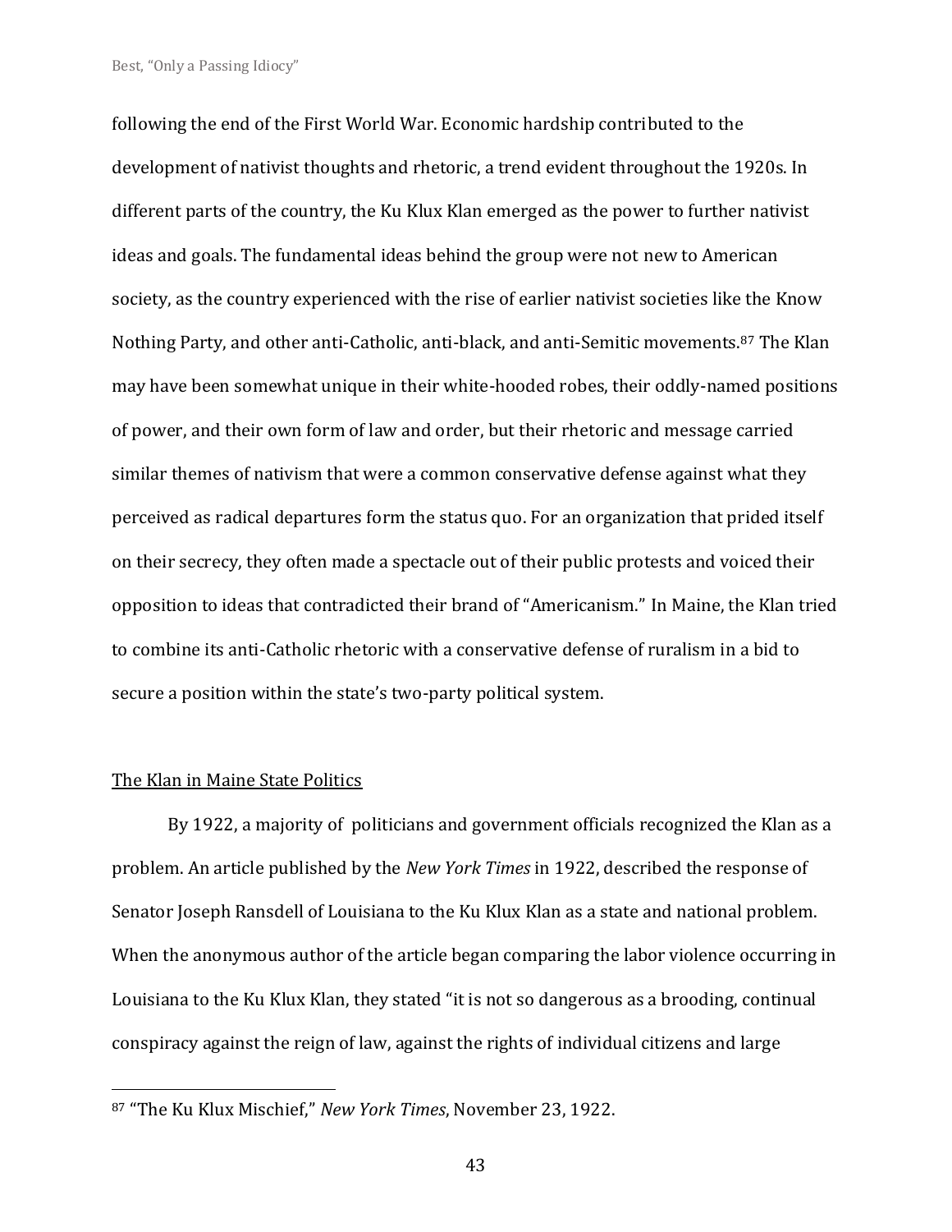following the end of the First World War. Economic hardship contributed to the development of nativist thoughts and rhetoric, a trend evident throughout the 1920s. In different parts of the country, the Ku Klux Klan emerged as the power to further nativist ideas and goals. The fundamental ideas behind the group were not new to American society, as the country experienced with the rise of earlier nativist societies like the Know Nothing Party, and other anti-Catholic, anti-black, and anti-Semitic movements.[87] The Klan may have been somewhat unique in their white-hooded robes, their oddly-named positions of power, and their own form of law and order, but their rhetoric and message carried similar themes of nativism that were a common conservative defense against what they perceived as radical departures form the status quo. For an organization that prided itself on their secrecy, they often made a spectacle out of their public protests and voiced their opposition to ideas that contradicted their brand of "Americanism." In Maine, the Klan tried to combine its anti-Catholic rhetoric with a conservative defense of ruralism in a bid to secure a position within the state's two-party political system.

## The Klan in Maine State Politics

By 1922, a majority of politicians and government officials recognized the Klan as a problem. An article published by the *New York Times* in 1922, described the response of Senator Joseph Ransdell of Louisiana to the Ku Klux Klan as a state and national problem. When the anonymous author of the article began comparing the labor violence occurring in Louisiana to the Ku Klux Klan, they stated "it is not so dangerous as a brooding, continual conspiracy against the reign of law, against the rights of individual citizens and large

---

[87] "The Ku Klux Mischief," *New York Times*, November 23, 1922.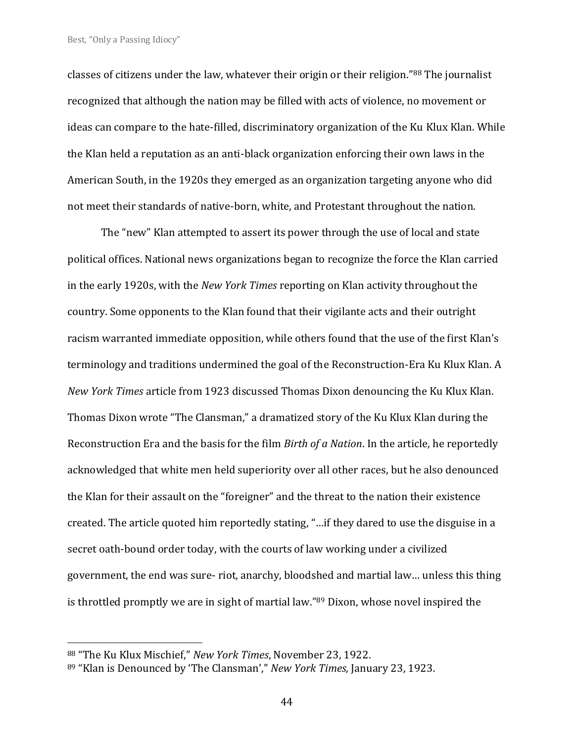classes of citizens under the law, whatever their origin or their religion."[88] The journalist recognized that although the nation may be filled with acts of violence, no movement or ideas can compare to the hate-filled, discriminatory organization of the Ku Klux Klan. While the Klan held a reputation as an anti-black organization enforcing their own laws in the American South, in the 1920s they emerged as an organization targeting anyone who did not meet their standards of native-born, white, and Protestant throughout the nation.

The "new" Klan attempted to assert its power through the use of local and state political offices. National news organizations began to recognize the force the Klan carried in the early 1920s, with the *New York Times* reporting on Klan activity throughout the country. Some opponents to the Klan found that their vigilante acts and their outright racism warranted immediate opposition, while others found that the use of the first Klan's terminology and traditions undermined the goal of the Reconstruction-Era Ku Klux Klan. A *New York Times* article from 1923 discussed Thomas Dixon denouncing the Ku Klux Klan. Thomas Dixon wrote "The Clansman," a dramatized story of the Ku Klux Klan during the Reconstruction Era and the basis for the film *Birth of a Nation*. In the article, he reportedly acknowledged that white men held superiority over all other races, but he also denounced the Klan for their assault on the "foreigner" and the threat to the nation their existence created. The article quoted him reportedly stating, "…if they dared to use the disguise in a secret oath-bound order today, with the courts of law working under a civilized government, the end was sure- riot, anarchy, bloodshed and martial law… unless this thing is throttled promptly we are in sight of martial law."[89] Dixon, whose novel inspired the

---

[88] "The Ku Klux Mischief," *New York Times*, November 23, 1922.

[89] "Klan is Denounced by 'The Clansman'," *New York Times,* January 23, 1923.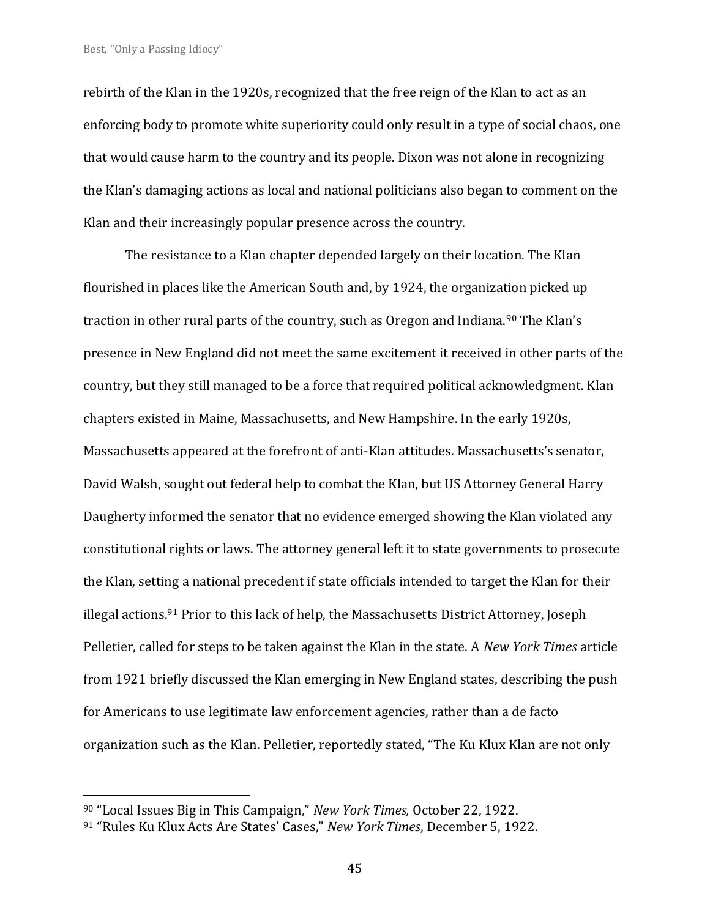rebirth of the Klan in the 1920s, recognized that the free reign of the Klan to act as an enforcing body to promote white superiority could only result in a type of social chaos, one that would cause harm to the country and its people. Dixon was not alone in recognizing the Klan's damaging actions as local and national politicians also began to comment on the Klan and their increasingly popular presence across the country.

The resistance to a Klan chapter depended largely on their location. The Klan flourished in places like the American South and, by 1924, the organization picked up traction in other rural parts of the country, such as Oregon and Indiana.[90] The Klan's presence in New England did not meet the same excitement it received in other parts of the country, but they still managed to be a force that required political acknowledgment. Klan chapters existed in Maine, Massachusetts, and New Hampshire. In the early 1920s, Massachusetts appeared at the forefront of anti-Klan attitudes. Massachusetts's senator, David Walsh, sought out federal help to combat the Klan, but US Attorney General Harry Daugherty informed the senator that no evidence emerged showing the Klan violated any constitutional rights or laws. The attorney general left it to state governments to prosecute the Klan, setting a national precedent if state officials intended to target the Klan for their illegal actions.[91] Prior to this lack of help, the Massachusetts District Attorney, Joseph Pelletier, called for steps to be taken against the Klan in the state. A *New York Times* article from 1921 briefly discussed the Klan emerging in New England states, describing the push for Americans to use legitimate law enforcement agencies, rather than a de facto organization such as the Klan. Pelletier, reportedly stated, "The Ku Klux Klan are not only

---

[90] "Local Issues Big in This Campaign," *New York Times,* October 22, 1922.

[91] "Rules Ku Klux Acts Are States' Cases," *New York Times*, December 5, 1922.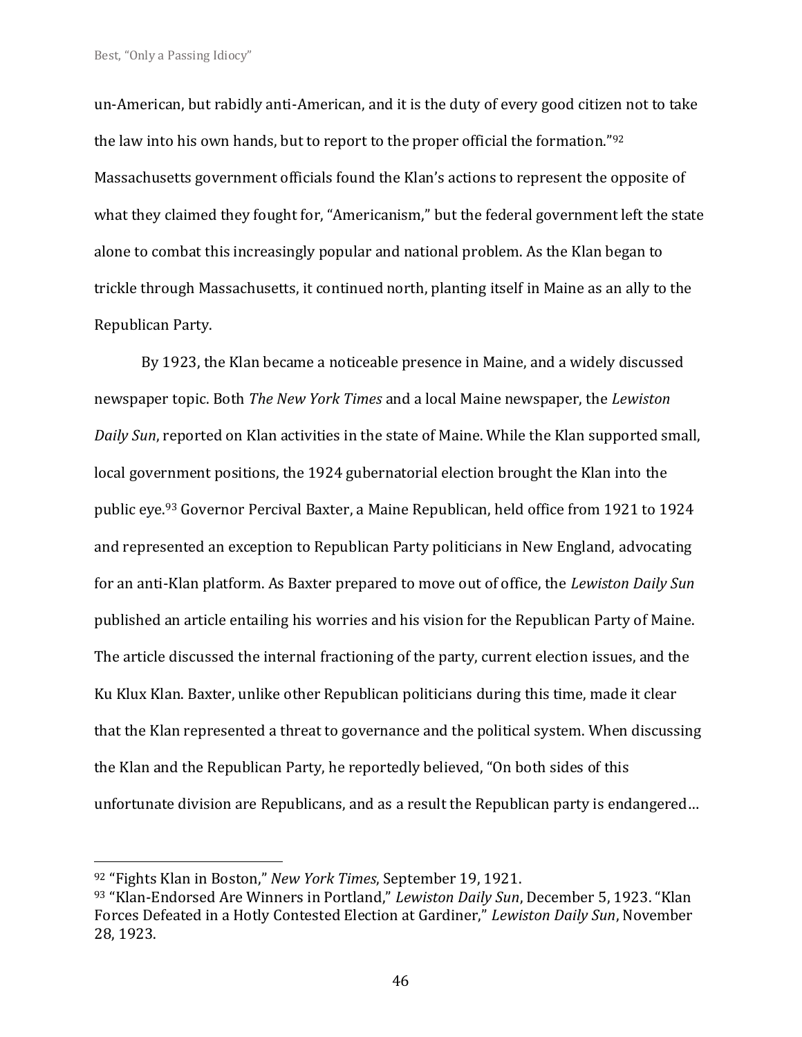un-American, but rabidly anti-American, and it is the duty of every good citizen not to take the law into his own hands, but to report to the proper official the formation."[92] Massachusetts government officials found the Klan's actions to represent the opposite of what they claimed they fought for, "Americanism," but the federal government left the state alone to combat this increasingly popular and national problem. As the Klan began to trickle through Massachusetts, it continued north, planting itself in Maine as an ally to the Republican Party.

By 1923, the Klan became a noticeable presence in Maine, and a widely discussed newspaper topic. Both *The New York Times* and a local Maine newspaper, the *Lewiston Daily Sun*, reported on Klan activities in the state of Maine. While the Klan supported small, local government positions, the 1924 gubernatorial election brought the Klan into the public eye.[93] Governor Percival Baxter, a Maine Republican, held office from 1921 to 1924 and represented an exception to Republican Party politicians in New England, advocating for an anti-Klan platform. As Baxter prepared to move out of office, the *Lewiston Daily Sun* published an article entailing his worries and his vision for the Republican Party of Maine. The article discussed the internal fractioning of the party, current election issues, and the Ku Klux Klan. Baxter, unlike other Republican politicians during this time, made it clear that the Klan represented a threat to governance and the political system. When discussing the Klan and the Republican Party, he reportedly believed, "On both sides of this unfortunate division are Republicans, and as a result the Republican party is endangered…

---

[92] "Fights Klan in Boston," *New York Times*, September 19, 1921.

[93] "Klan-Endorsed Are Winners in Portland," *Lewiston Daily Sun*, December 5, 1923. "Klan Forces Defeated in a Hotly Contested Election at Gardiner," *Lewiston Daily Sun*, November 28, 1923.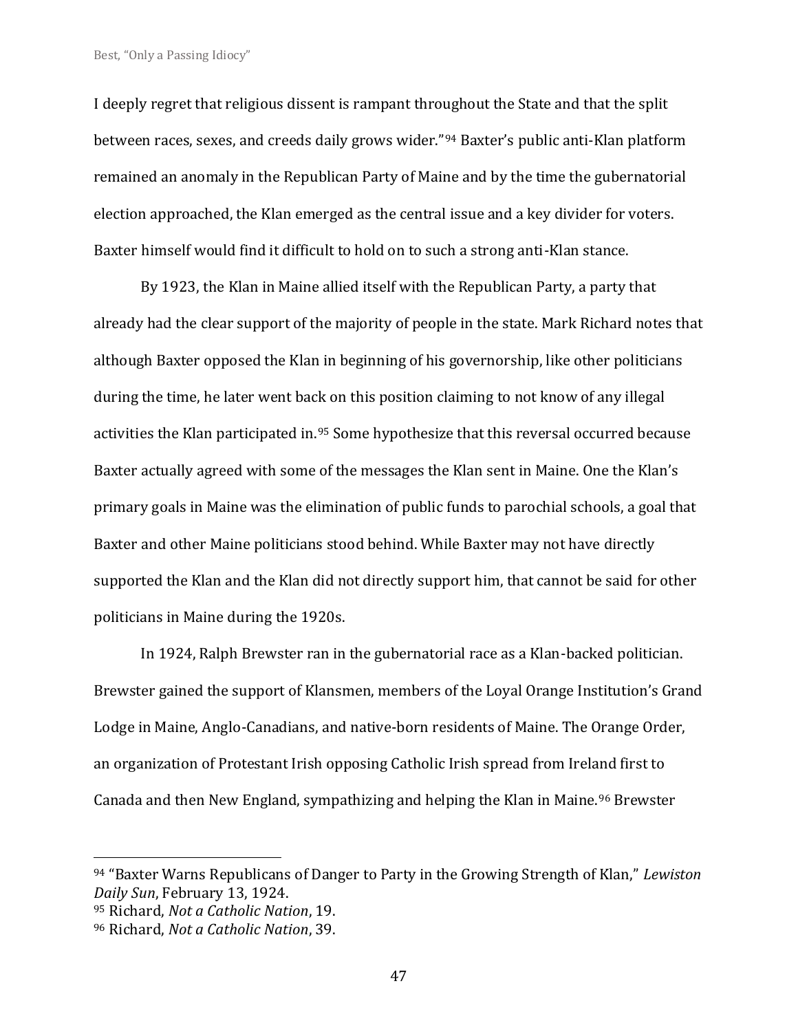I deeply regret that religious dissent is rampant throughout the State and that the split between races, sexes, and creeds daily grows wider."[94] Baxter's public anti-Klan platform remained an anomaly in the Republican Party of Maine and by the time the gubernatorial election approached, the Klan emerged as the central issue and a key divider for voters. Baxter himself would find it difficult to hold on to such a strong anti-Klan stance.

By 1923, the Klan in Maine allied itself with the Republican Party, a party that already had the clear support of the majority of people in the state. Mark Richard notes that although Baxter opposed the Klan in beginning of his governorship, like other politicians during the time, he later went back on this position claiming to not know of any illegal activities the Klan participated in.[95] Some hypothesize that this reversal occurred because Baxter actually agreed with some of the messages the Klan sent in Maine. One the Klan's primary goals in Maine was the elimination of public funds to parochial schools, a goal that Baxter and other Maine politicians stood behind. While Baxter may not have directly supported the Klan and the Klan did not directly support him, that cannot be said for other politicians in Maine during the 1920s.

In 1924, Ralph Brewster ran in the gubernatorial race as a Klan-backed politician. Brewster gained the support of Klansmen, members of the Loyal Orange Institution's Grand Lodge in Maine, Anglo-Canadians, and native-born residents of Maine. The Orange Order, an organization of Protestant Irish opposing Catholic Irish spread from Ireland first to Canada and then New England, sympathizing and helping the Klan in Maine.[96] Brewster

---

[94] "Baxter Warns Republicans of Danger to Party in the Growing Strength of Klan," *Lewiston Daily Sun*, February 13, 1924.

[95] Richard, *Not a Catholic Nation*, 19.

[96] Richard, *Not a Catholic Nation*, 39.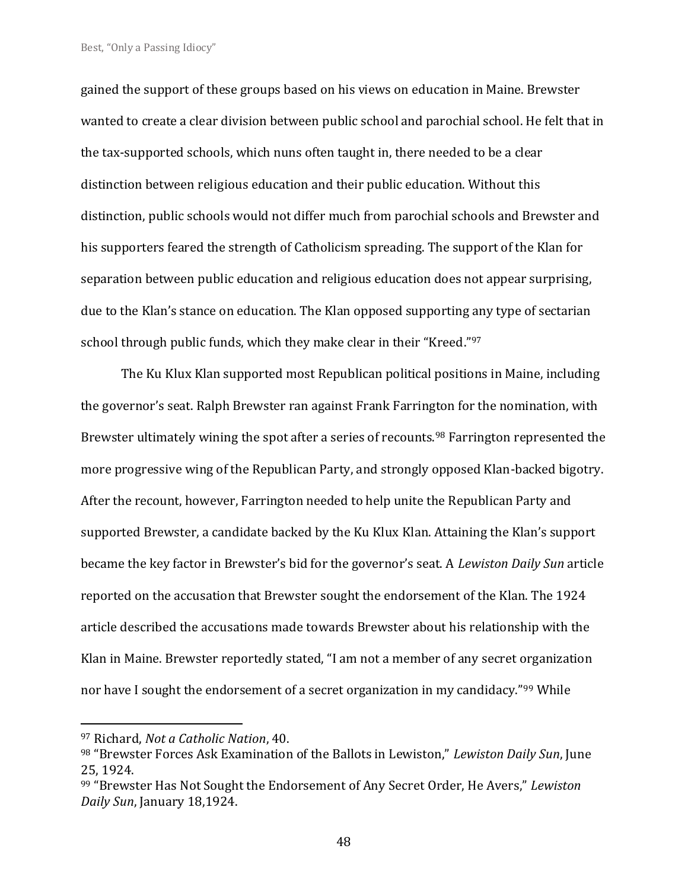gained the support of these groups based on his views on education in Maine. Brewster wanted to create a clear division between public school and parochial school. He felt that in the tax-supported schools, which nuns often taught in, there needed to be a clear distinction between religious education and their public education. Without this distinction, public schools would not differ much from parochial schools and Brewster and his supporters feared the strength of Catholicism spreading. The support of the Klan for separation between public education and religious education does not appear surprising, due to the Klan's stance on education. The Klan opposed supporting any type of sectarian school through public funds, which they make clear in their "Kreed."[97]

The Ku Klux Klan supported most Republican political positions in Maine, including the governor's seat. Ralph Brewster ran against Frank Farrington for the nomination, with Brewster ultimately wining the spot after a series of recounts.[98] Farrington represented the more progressive wing of the Republican Party, and strongly opposed Klan-backed bigotry. After the recount, however, Farrington needed to help unite the Republican Party and supported Brewster, a candidate backed by the Ku Klux Klan. Attaining the Klan's support became the key factor in Brewster's bid for the governor's seat. A *Lewiston Daily Sun* article reported on the accusation that Brewster sought the endorsement of the Klan. The 1924 article described the accusations made towards Brewster about his relationship with the Klan in Maine. Brewster reportedly stated, "I am not a member of any secret organization nor have I sought the endorsement of a secret organization in my candidacy."[99] While

---

[97] Richard, *Not a Catholic Nation*, 40.

[98] "Brewster Forces Ask Examination of the Ballots in Lewiston," *Lewiston Daily Sun*, June 25, 1924.

[99] "Brewster Has Not Sought the Endorsement of Any Secret Order, He Avers," *Lewiston Daily Sun*, January 18,1924.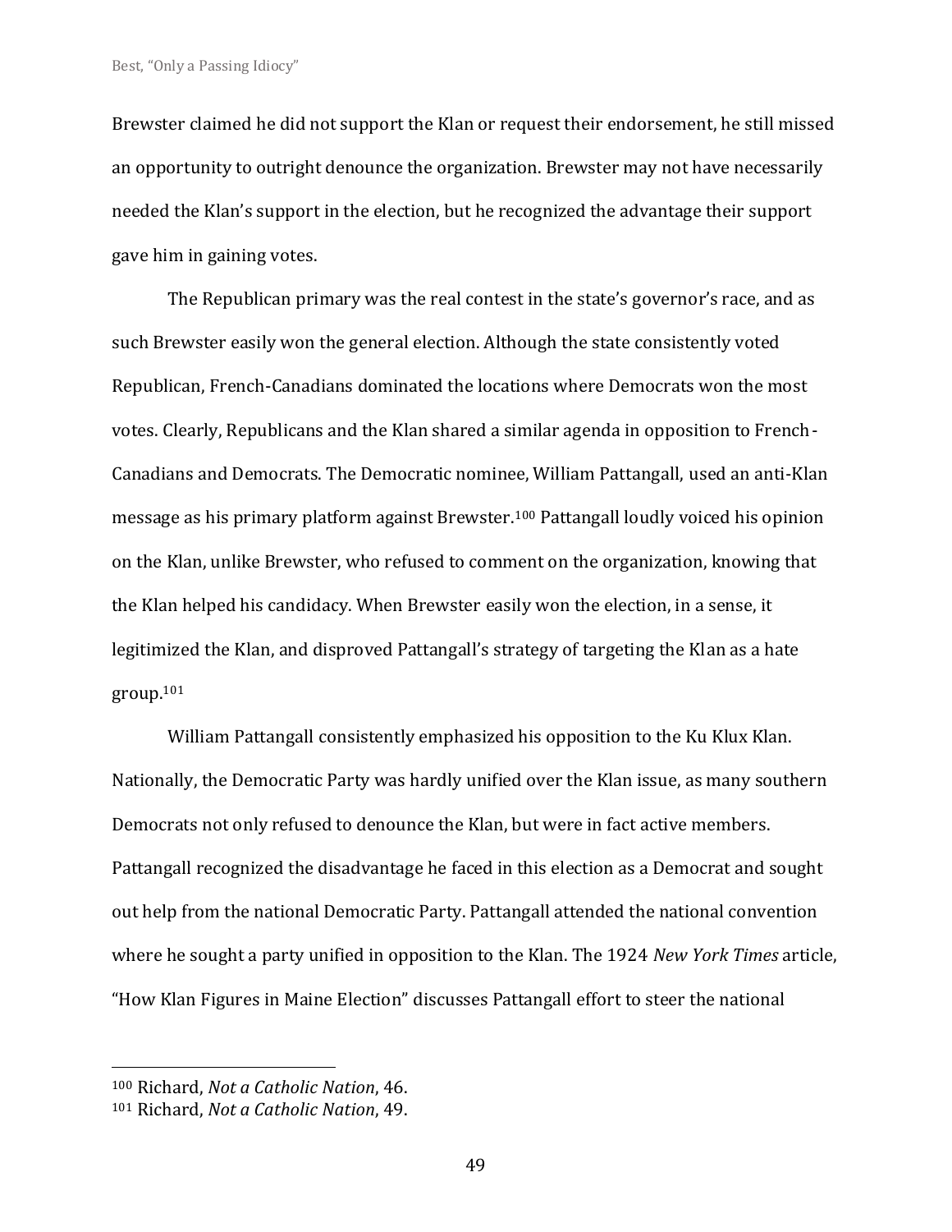Brewster claimed he did not support the Klan or request their endorsement, he still missed an opportunity to outright denounce the organization. Brewster may not have necessarily needed the Klan's support in the election, but he recognized the advantage their support gave him in gaining votes.

The Republican primary was the real contest in the state's governor's race, and as such Brewster easily won the general election. Although the state consistently voted Republican, French-Canadians dominated the locations where Democrats won the most votes. Clearly, Republicans and the Klan shared a similar agenda in opposition to French-Canadians and Democrats. The Democratic nominee, William Pattangall, used an anti-Klan message as his primary platform against Brewster.[100] Pattangall loudly voiced his opinion on the Klan, unlike Brewster, who refused to comment on the organization, knowing that the Klan helped his candidacy. When Brewster easily won the election, in a sense, it legitimized the Klan, and disproved Pattangall's strategy of targeting the Klan as a hate group.[101]

William Pattangall consistently emphasized his opposition to the Ku Klux Klan. Nationally, the Democratic Party was hardly unified over the Klan issue, as many southern Democrats not only refused to denounce the Klan, but were in fact active members. Pattangall recognized the disadvantage he faced in this election as a Democrat and sought out help from the national Democratic Party. Pattangall attended the national convention where he sought a party unified in opposition to the Klan. The 1924 *New York Times* article, "How Klan Figures in Maine Election" discusses Pattangall effort to steer the national

---

[100] Richard, *Not a Catholic Nation*, 46.

[101] Richard, *Not a Catholic Nation*, 49.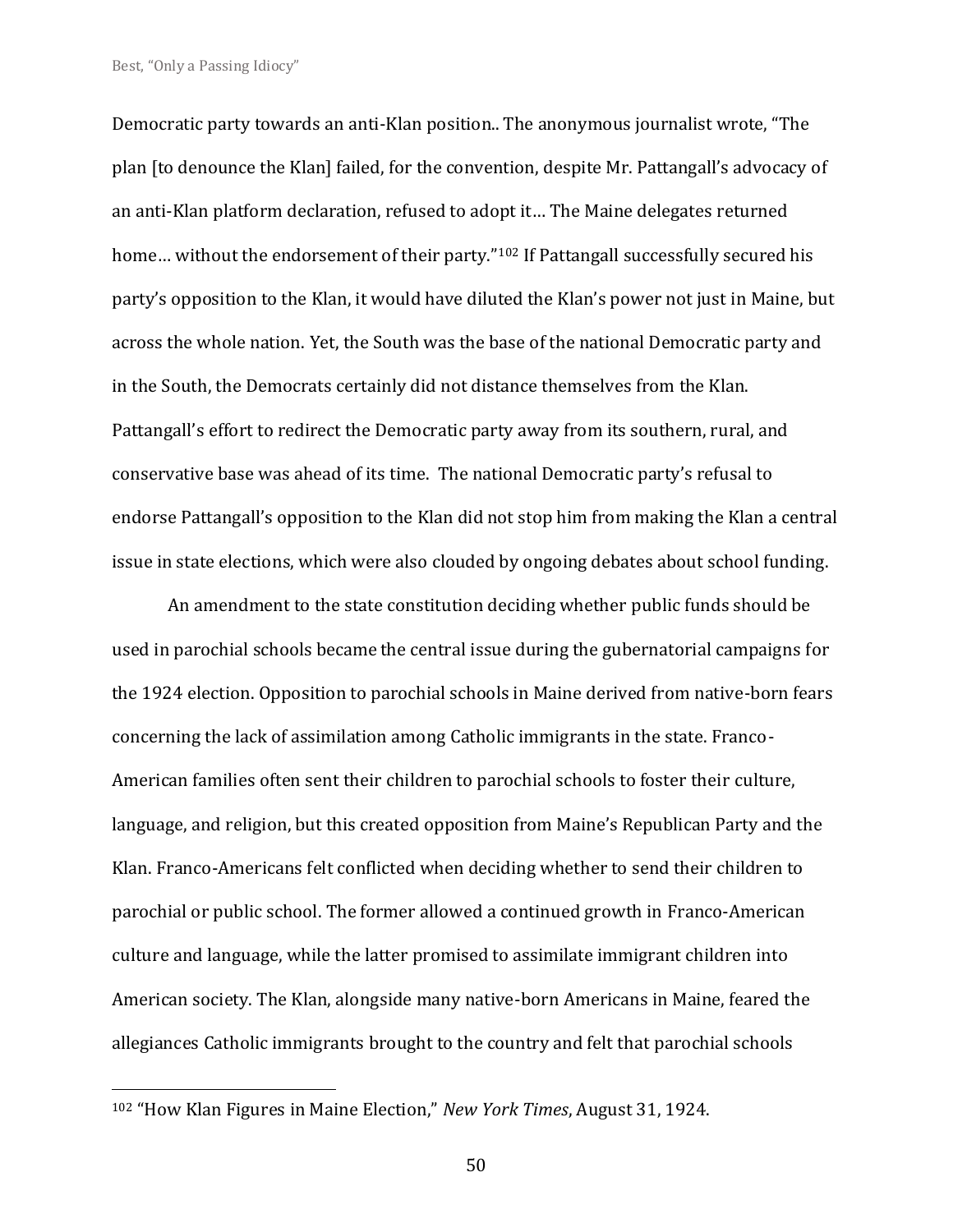Democratic party towards an anti-Klan position.. The anonymous journalist wrote, "The plan [to denounce the Klan] failed, for the convention, despite Mr. Pattangall's advocacy of an anti-Klan platform declaration, refused to adopt it… The Maine delegates returned home… without the endorsement of their party."[102] If Pattangall successfully secured his party's opposition to the Klan, it would have diluted the Klan's power not just in Maine, but across the whole nation. Yet, the South was the base of the national Democratic party and in the South, the Democrats certainly did not distance themselves from the Klan. Pattangall's effort to redirect the Democratic party away from its southern, rural, and conservative base was ahead of its time. The national Democratic party's refusal to endorse Pattangall's opposition to the Klan did not stop him from making the Klan a central issue in state elections, which were also clouded by ongoing debates about school funding.

An amendment to the state constitution deciding whether public funds should be used in parochial schools became the central issue during the gubernatorial campaigns for the 1924 election. Opposition to parochial schools in Maine derived from native-born fears concerning the lack of assimilation among Catholic immigrants in the state. Franco-American families often sent their children to parochial schools to foster their culture, language, and religion, but this created opposition from Maine's Republican Party and the Klan. Franco-Americans felt conflicted when deciding whether to send their children to parochial or public school. The former allowed a continued growth in Franco-American culture and language, while the latter promised to assimilate immigrant children into American society. The Klan, alongside many native-born Americans in Maine, feared the allegiances Catholic immigrants brought to the country and felt that parochial schools

[102] "How Klan Figures in Maine Election," *New York Times*, August 31, 1924.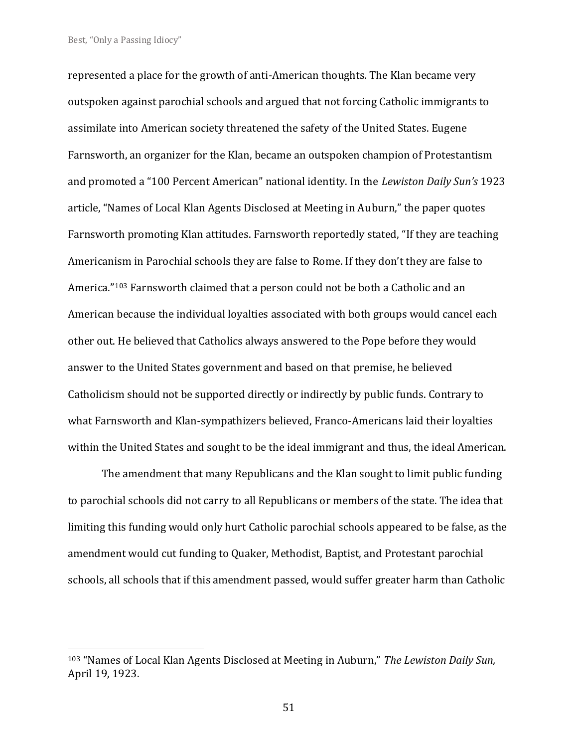represented a place for the growth of anti-American thoughts. The Klan became very outspoken against parochial schools and argued that not forcing Catholic immigrants to assimilate into American society threatened the safety of the United States. Eugene Farnsworth, an organizer for the Klan, became an outspoken champion of Protestantism and promoted a "100 Percent American" national identity. In the *Lewiston Daily Sun's* 1923 article, "Names of Local Klan Agents Disclosed at Meeting in Auburn," the paper quotes Farnsworth promoting Klan attitudes. Farnsworth reportedly stated, "If they are teaching Americanism in Parochial schools they are false to Rome. If they don't they are false to America."[103] Farnsworth claimed that a person could not be both a Catholic and an American because the individual loyalties associated with both groups would cancel each other out. He believed that Catholics always answered to the Pope before they would answer to the United States government and based on that premise, he believed Catholicism should not be supported directly or indirectly by public funds. Contrary to what Farnsworth and Klan-sympathizers believed, Franco-Americans laid their loyalties within the United States and sought to be the ideal immigrant and thus, the ideal American.

The amendment that many Republicans and the Klan sought to limit public funding to parochial schools did not carry to all Republicans or members of the state. The idea that limiting this funding would only hurt Catholic parochial schools appeared to be false, as the amendment would cut funding to Quaker, Methodist, Baptist, and Protestant parochial schools, all schools that if this amendment passed, would suffer greater harm than Catholic

---

[103] "Names of Local Klan Agents Disclosed at Meeting in Auburn," *The Lewiston Daily Sun,* April 19, 1923.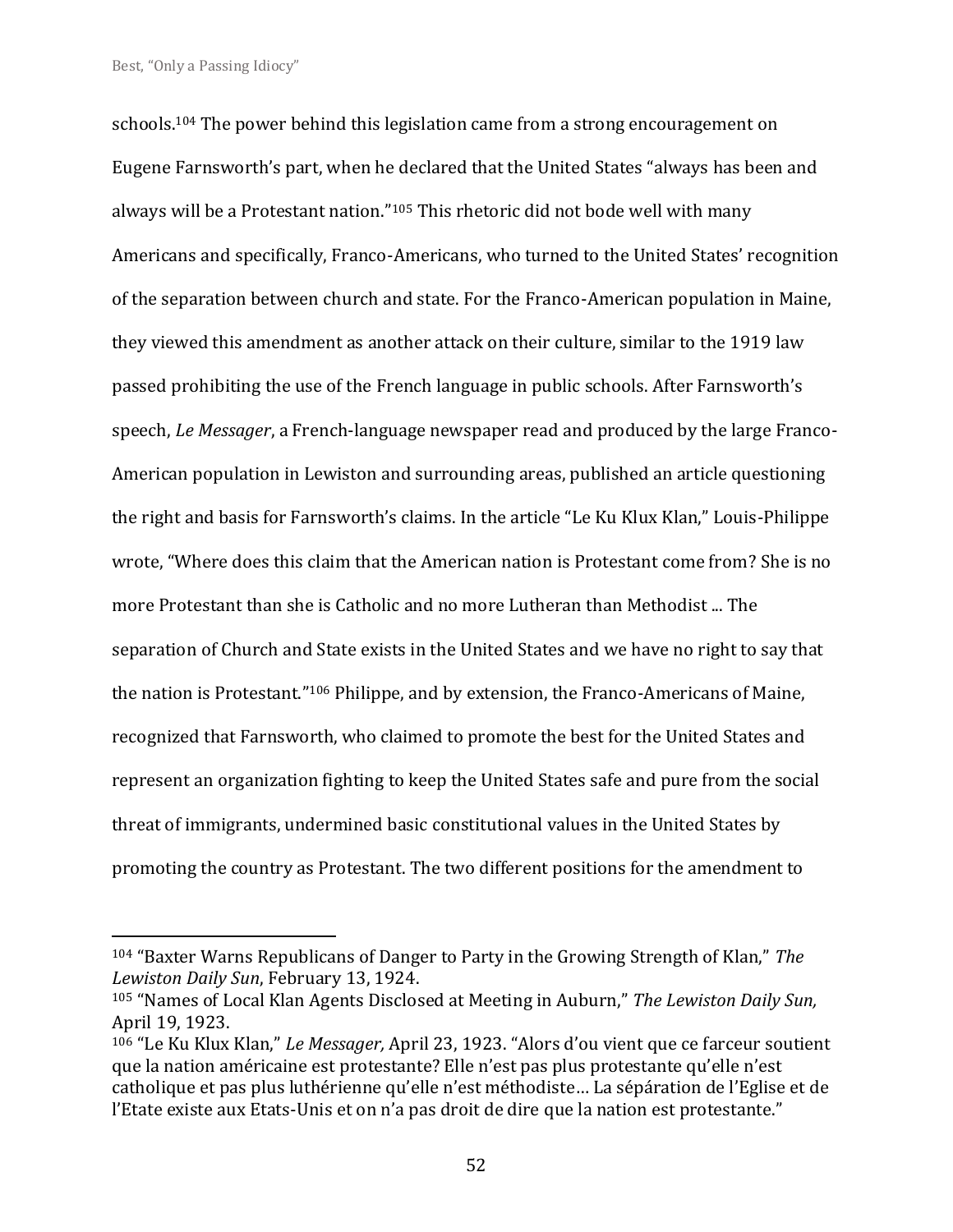schools.[104] The power behind this legislation came from a strong encouragement on Eugene Farnsworth's part, when he declared that the United States "always has been and always will be a Protestant nation."[105] This rhetoric did not bode well with many Americans and specifically, Franco-Americans, who turned to the United States' recognition of the separation between church and state. For the Franco-American population in Maine, they viewed this amendment as another attack on their culture, similar to the 1919 law passed prohibiting the use of the French language in public schools. After Farnsworth's speech, *Le Messager*, a French-language newspaper read and produced by the large Franco-American population in Lewiston and surrounding areas, published an article questioning the right and basis for Farnsworth's claims. In the article "Le Ku Klux Klan," Louis-Philippe wrote, "Where does this claim that the American nation is Protestant come from? She is no more Protestant than she is Catholic and no more Lutheran than Methodist ... The separation of Church and State exists in the United States and we have no right to say that the nation is Protestant."[106] Philippe, and by extension, the Franco-Americans of Maine, recognized that Farnsworth, who claimed to promote the best for the United States and represent an organization fighting to keep the United States safe and pure from the social threat of immigrants, undermined basic constitutional values in the United States by promoting the country as Protestant. The two different positions for the amendment to

---

[104] "Baxter Warns Republicans of Danger to Party in the Growing Strength of Klan," *The Lewiston Daily Sun*, February 13, 1924.

[105] "Names of Local Klan Agents Disclosed at Meeting in Auburn," *The Lewiston Daily Sun,* April 19, 1923.

[106] "Le Ku Klux Klan," *Le Messager,* April 23, 1923. "Alors d'ou vient que ce farceur soutient que la nation américaine est protestante? Elle n'est pas plus protestante qu'elle n'est catholique et pas plus luthérienne qu'elle n'est méthodiste… La séparation de l'Eglise et de l'Etate existe aux Etats-Unis et on n'a pas droit de dire que la nation est protestante."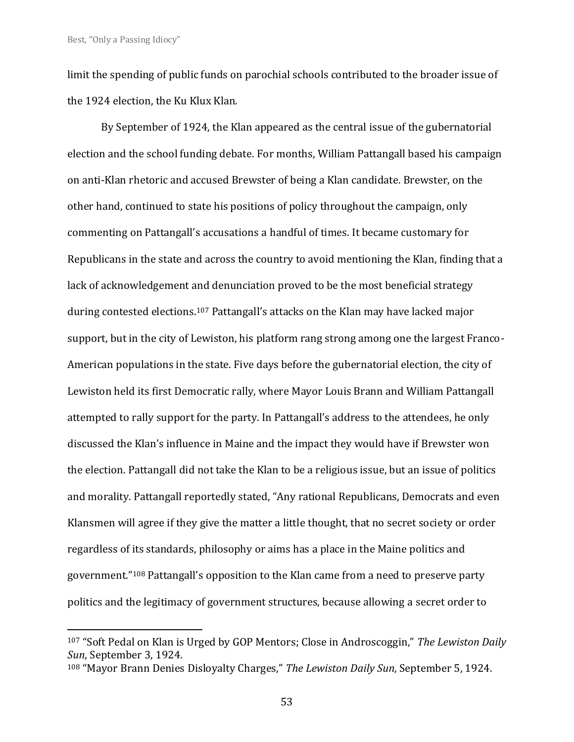limit the spending of public funds on parochial schools contributed to the broader issue of the 1924 election, the Ku Klux Klan.

By September of 1924, the Klan appeared as the central issue of the gubernatorial election and the school funding debate. For months, William Pattangall based his campaign on anti-Klan rhetoric and accused Brewster of being a Klan candidate. Brewster, on the other hand, continued to state his positions of policy throughout the campaign, only commenting on Pattangall's accusations a handful of times. It became customary for Republicans in the state and across the country to avoid mentioning the Klan, finding that a lack of acknowledgement and denunciation proved to be the most beneficial strategy during contested elections.[107] Pattangall's attacks on the Klan may have lacked major support, but in the city of Lewiston, his platform rang strong among one the largest Franco-American populations in the state. Five days before the gubernatorial election, the city of Lewiston held its first Democratic rally, where Mayor Louis Brann and William Pattangall attempted to rally support for the party. In Pattangall's address to the attendees, he only discussed the Klan's influence in Maine and the impact they would have if Brewster won the election. Pattangall did not take the Klan to be a religious issue, but an issue of politics and morality. Pattangall reportedly stated, "Any rational Republicans, Democrats and even Klansmen will agree if they give the matter a little thought, that no secret society or order regardless of its standards, philosophy or aims has a place in the Maine politics and government."[108] Pattangall's opposition to the Klan came from a need to preserve party politics and the legitimacy of government structures, because allowing a secret order to

---

[107] "Soft Pedal on Klan is Urged by GOP Mentors; Close in Androscoggin," *The Lewiston Daily Sun*, September 3, 1924.

[108] "Mayor Brann Denies Disloyalty Charges," *The Lewiston Daily Sun*, September 5, 1924.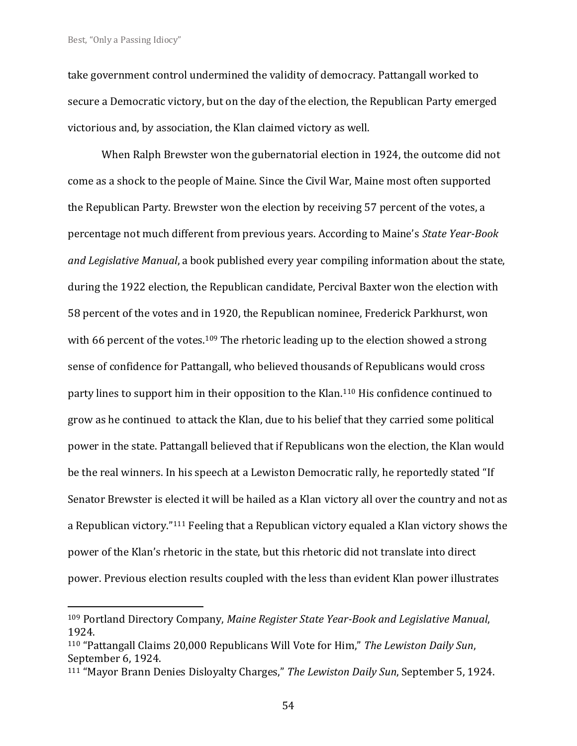take government control undermined the validity of democracy. Pattangall worked to secure a Democratic victory, but on the day of the election, the Republican Party emerged victorious and, by association, the Klan claimed victory as well.

When Ralph Brewster won the gubernatorial election in 1924, the outcome did not come as a shock to the people of Maine. Since the Civil War, Maine most often supported the Republican Party. Brewster won the election by receiving 57 percent of the votes, a percentage not much different from previous years. According to Maine's *State Year-Book and Legislative Manual*, a book published every year compiling information about the state, during the 1922 election, the Republican candidate, Percival Baxter won the election with 58 percent of the votes and in 1920, the Republican nominee, Frederick Parkhurst, won with 66 percent of the votes.[109] The rhetoric leading up to the election showed a strong sense of confidence for Pattangall, who believed thousands of Republicans would cross party lines to support him in their opposition to the Klan.[110] His confidence continued to grow as he continued to attack the Klan, due to his belief that they carried some political power in the state. Pattangall believed that if Republicans won the election, the Klan would be the real winners. In his speech at a Lewiston Democratic rally, he reportedly stated "If Senator Brewster is elected it will be hailed as a Klan victory all over the country and not as a Republican victory."[111] Feeling that a Republican victory equaled a Klan victory shows the power of the Klan's rhetoric in the state, but this rhetoric did not translate into direct power. Previous election results coupled with the less than evident Klan power illustrates

---

[109] Portland Directory Company, *Maine Register State Year-Book and Legislative Manual*, 1924.

[110] "Pattangall Claims 20,000 Republicans Will Vote for Him," *The Lewiston Daily Sun*, September 6, 1924.

[111] "Mayor Brann Denies Disloyalty Charges," *The Lewiston Daily Sun*, September 5, 1924.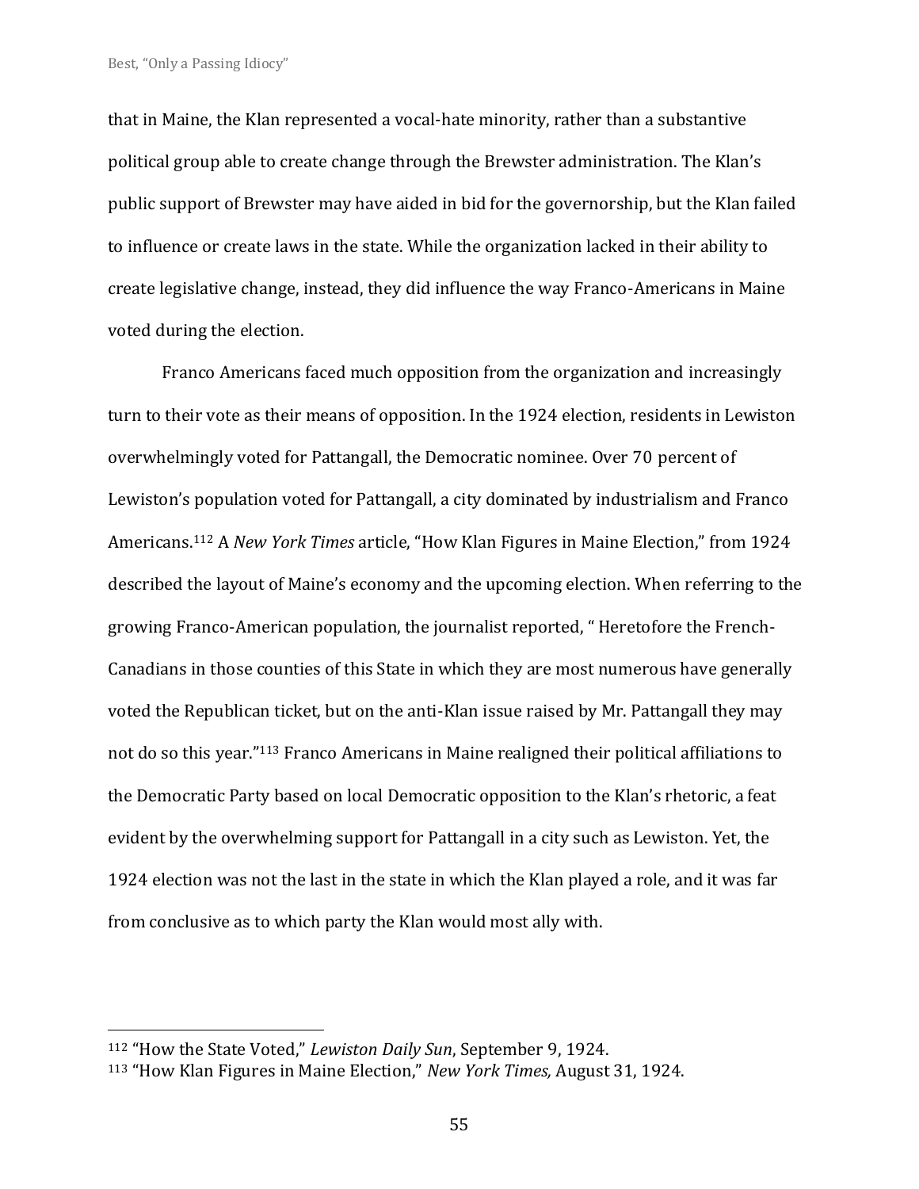that in Maine, the Klan represented a vocal-hate minority, rather than a substantive political group able to create change through the Brewster administration. The Klan's public support of Brewster may have aided in bid for the governorship, but the Klan failed to influence or create laws in the state. While the organization lacked in their ability to create legislative change, instead, they did influence the way Franco-Americans in Maine voted during the election.

Franco Americans faced much opposition from the organization and increasingly turn to their vote as their means of opposition. In the 1924 election, residents in Lewiston overwhelmingly voted for Pattangall, the Democratic nominee. Over 70 percent of Lewiston's population voted for Pattangall, a city dominated by industrialism and Franco Americans.[112] A *New York Times* article, "How Klan Figures in Maine Election," from 1924 described the layout of Maine's economy and the upcoming election. When referring to the growing Franco-American population, the journalist reported, " Heretofore the French-Canadians in those counties of this State in which they are most numerous have generally voted the Republican ticket, but on the anti-Klan issue raised by Mr. Pattangall they may not do so this year."[113] Franco Americans in Maine realigned their political affiliations to the Democratic Party based on local Democratic opposition to the Klan's rhetoric, a feat evident by the overwhelming support for Pattangall in a city such as Lewiston. Yet, the 1924 election was not the last in the state in which the Klan played a role, and it was far from conclusive as to which party the Klan would most ally with.

---

[112] "How the State Voted," *Lewiston Daily Sun*, September 9, 1924.

[113] "How Klan Figures in Maine Election," *New York Times,* August 31, 1924.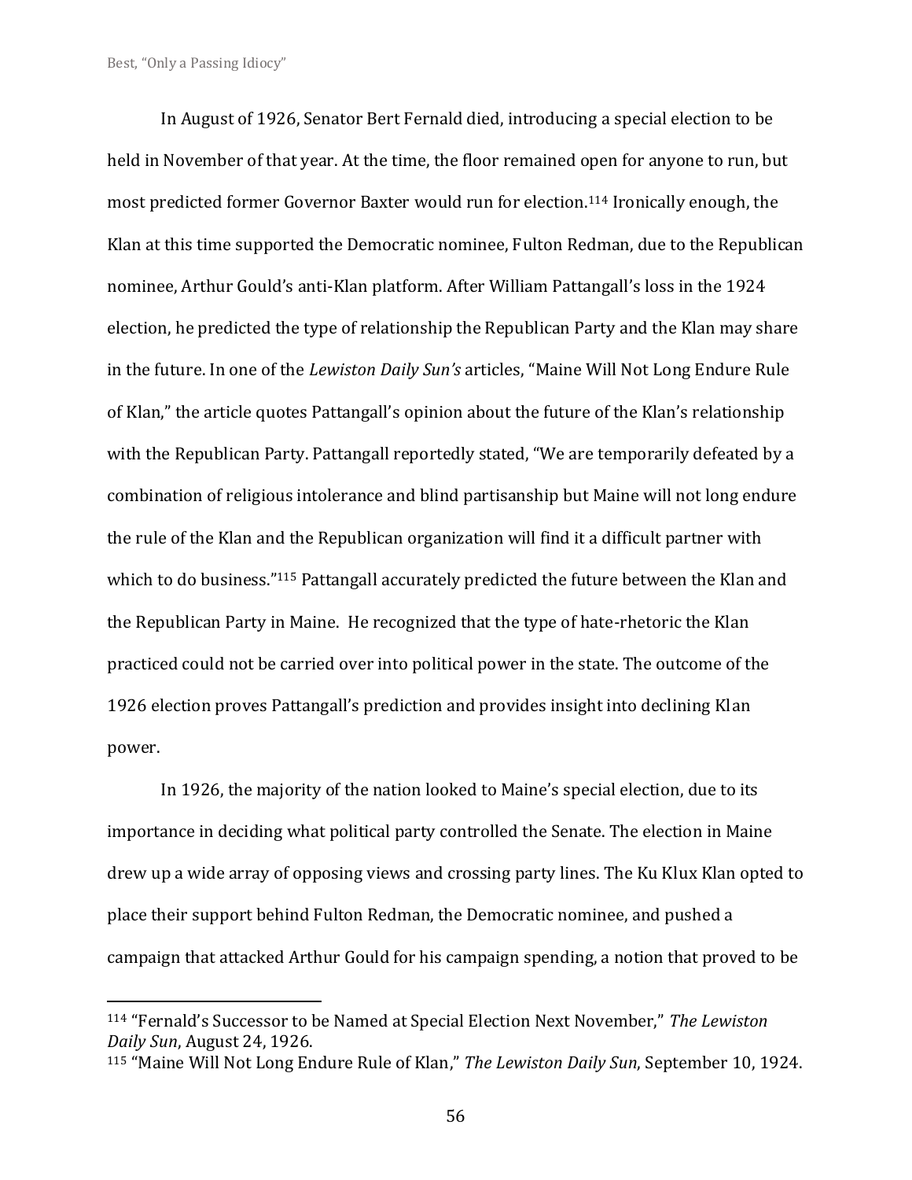In August of 1926, Senator Bert Fernald died, introducing a special election to be held in November of that year. At the time, the floor remained open for anyone to run, but most predicted former Governor Baxter would run for election.[114] Ironically enough, the Klan at this time supported the Democratic nominee, Fulton Redman, due to the Republican nominee, Arthur Gould's anti-Klan platform. After William Pattangall's loss in the 1924 election, he predicted the type of relationship the Republican Party and the Klan may share in the future. In one of the *Lewiston Daily Sun's* articles, "Maine Will Not Long Endure Rule of Klan," the article quotes Pattangall's opinion about the future of the Klan's relationship with the Republican Party. Pattangall reportedly stated, "We are temporarily defeated by a combination of religious intolerance and blind partisanship but Maine will not long endure the rule of the Klan and the Republican organization will find it a difficult partner with which to do business."[115] Pattangall accurately predicted the future between the Klan and the Republican Party in Maine. He recognized that the type of hate-rhetoric the Klan practiced could not be carried over into political power in the state. The outcome of the 1926 election proves Pattangall's prediction and provides insight into declining Klan power.

In 1926, the majority of the nation looked to Maine's special election, due to its importance in deciding what political party controlled the Senate. The election in Maine drew up a wide array of opposing views and crossing party lines. The Ku Klux Klan opted to place their support behind Fulton Redman, the Democratic nominee, and pushed a campaign that attacked Arthur Gould for his campaign spending, a notion that proved to be

---

[114] "Fernald's Successor to be Named at Special Election Next November," *The Lewiston Daily Sun*, August 24, 1926.

[115] "Maine Will Not Long Endure Rule of Klan," *The Lewiston Daily Sun*, September 10, 1924.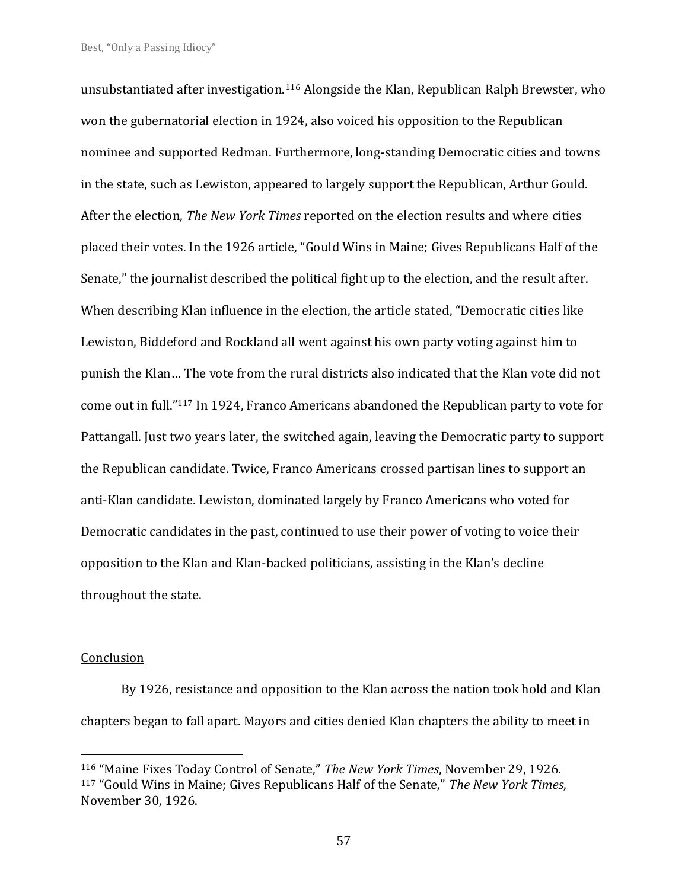unsubstantiated after investigation.[116] Alongside the Klan, Republican Ralph Brewster, who won the gubernatorial election in 1924, also voiced his opposition to the Republican nominee and supported Redman. Furthermore, long-standing Democratic cities and towns in the state, such as Lewiston, appeared to largely support the Republican, Arthur Gould. After the election, *The New York Times* reported on the election results and where cities placed their votes. In the 1926 article, "Gould Wins in Maine; Gives Republicans Half of the Senate," the journalist described the political fight up to the election, and the result after. When describing Klan influence in the election, the article stated, "Democratic cities like Lewiston, Biddeford and Rockland all went against his own party voting against him to punish the Klan… The vote from the rural districts also indicated that the Klan vote did not come out in full."[117] In 1924, Franco Americans abandoned the Republican party to vote for Pattangall. Just two years later, the switched again, leaving the Democratic party to support the Republican candidate. Twice, Franco Americans crossed partisan lines to support an anti-Klan candidate. Lewiston, dominated largely by Franco Americans who voted for Democratic candidates in the past, continued to use their power of voting to voice their opposition to the Klan and Klan-backed politicians, assisting in the Klan's decline throughout the state.

## Conclusion

By 1926, resistance and opposition to the Klan across the nation took hold and Klan chapters began to fall apart. Mayors and cities denied Klan chapters the ability to meet in

---

[116] "Maine Fixes Today Control of Senate," *The New York Times*, November 29, 1926.
[117] "Gould Wins in Maine; Gives Republicans Half of the Senate," *The New York Times*, November 30, 1926.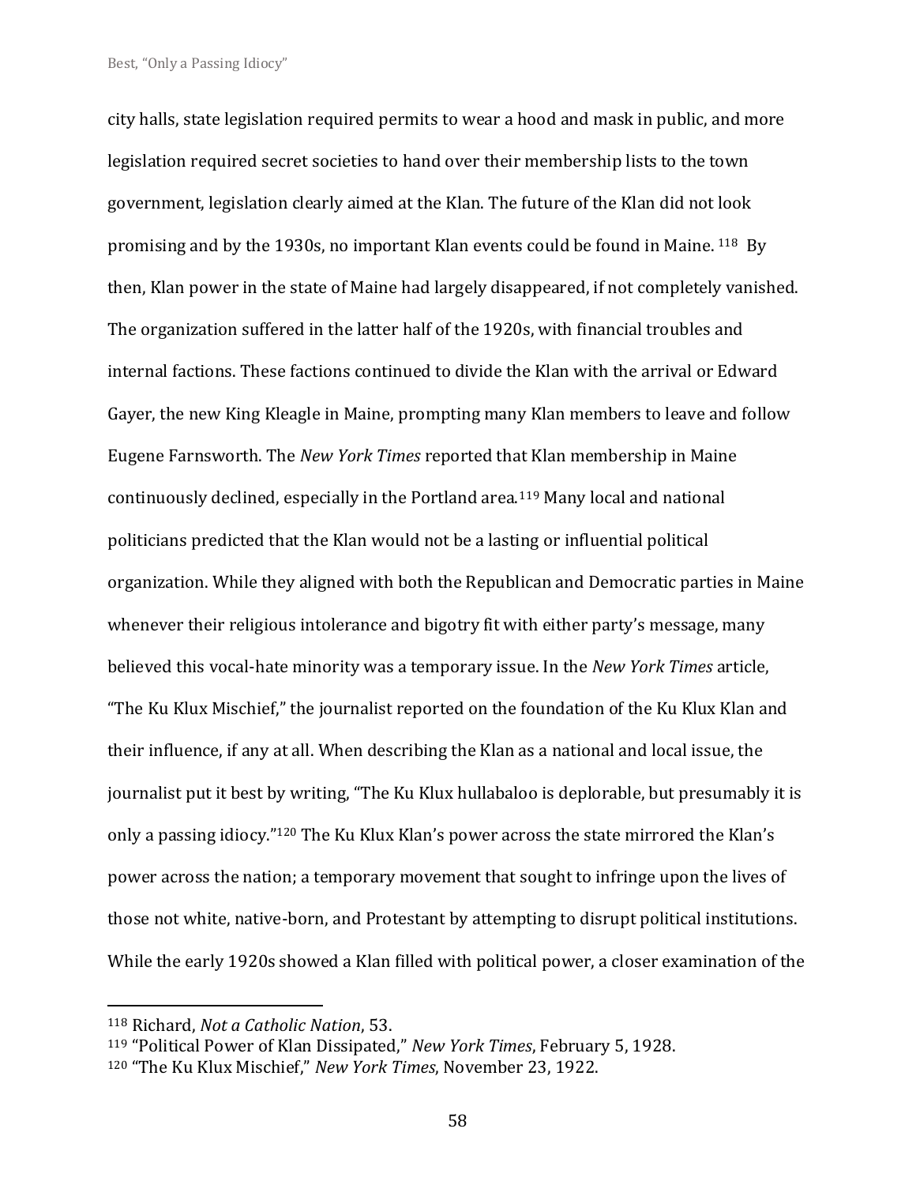city halls, state legislation required permits to wear a hood and mask in public, and more legislation required secret societies to hand over their membership lists to the town government, legislation clearly aimed at the Klan. The future of the Klan did not look promising and by the 1930s, no important Klan events could be found in Maine. [118] By then, Klan power in the state of Maine had largely disappeared, if not completely vanished. The organization suffered in the latter half of the 1920s, with financial troubles and internal factions. These factions continued to divide the Klan with the arrival or Edward Gayer, the new King Kleagle in Maine, prompting many Klan members to leave and follow Eugene Farnsworth. The *New York Times* reported that Klan membership in Maine continuously declined, especially in the Portland area.[119] Many local and national politicians predicted that the Klan would not be a lasting or influential political organization. While they aligned with both the Republican and Democratic parties in Maine whenever their religious intolerance and bigotry fit with either party's message, many believed this vocal-hate minority was a temporary issue. In the *New York Times* article, "The Ku Klux Mischief," the journalist reported on the foundation of the Ku Klux Klan and their influence, if any at all. When describing the Klan as a national and local issue, the journalist put it best by writing, "The Ku Klux hullabaloo is deplorable, but presumably it is only a passing idiocy."[120] The Ku Klux Klan's power across the state mirrored the Klan's power across the nation; a temporary movement that sought to infringe upon the lives of those not white, native-born, and Protestant by attempting to disrupt political institutions. While the early 1920s showed a Klan filled with political power, a closer examination of the

---

[118] Richard, *Not a Catholic Nation*, 53.

[119] "Political Power of Klan Dissipated," *New York Times*, February 5, 1928.

[120] "The Ku Klux Mischief," *New York Times*, November 23, 1922.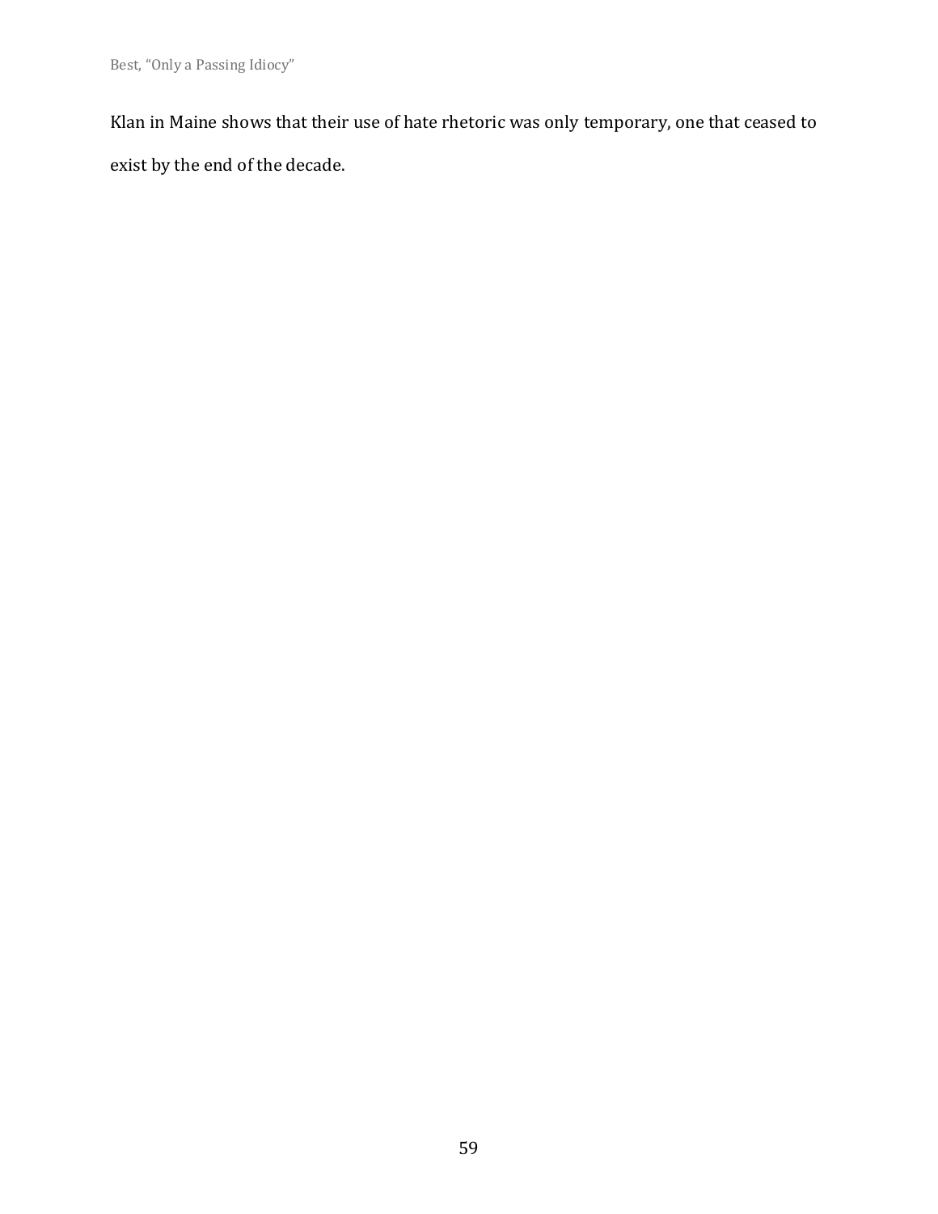Klan in Maine shows that their use of hate rhetoric was only temporary, one that ceased to exist by the end of the decade.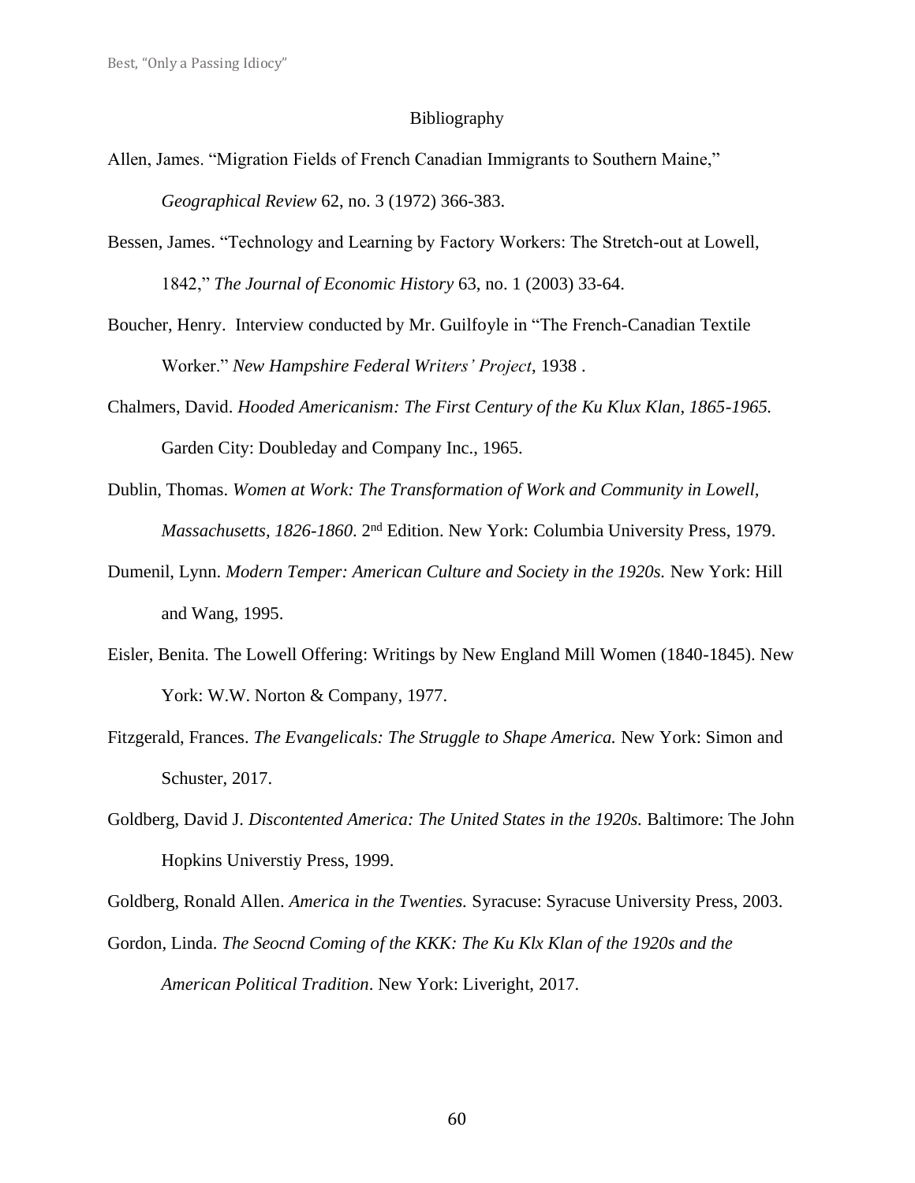# Bibliography

Allen, James. "Migration Fields of French Canadian Immigrants to Southern Maine," *Geographical Review* 62, no. 3 (1972) 366-383.

Bessen, James. "Technology and Learning by Factory Workers: The Stretch-out at Lowell, 1842," *The Journal of Economic History* 63, no. 1 (2003) 33-64.

Boucher, Henry. Interview conducted by Mr. Guilfoyle in "The French-Canadian Textile Worker." *New Hampshire Federal Writers' Project*, 1938 .

Chalmers, David. *Hooded Americanism: The First Century of the Ku Klux Klan, 1865-1965.* Garden City: Doubleday and Company Inc., 1965.

Dublin, Thomas. *Women at Work: The Transformation of Work and Community in Lowell, Massachusetts, 1826-1860.* 2nd Edition. New York: Columbia University Press, 1979.

Dumenil, Lynn. *Modern Temper: American Culture and Society in the 1920s.* New York: Hill and Wang, 1995.

Eisler, Benita. The Lowell Offering: Writings by New England Mill Women (1840-1845). New York: W.W. Norton & Company, 1977.

Fitzgerald, Frances. *The Evangelicals: The Struggle to Shape America.* New York: Simon and Schuster, 2017.

Goldberg, David J. *Discontented America: The United States in the 1920s.* Baltimore: The John Hopkins Universtiy Press, 1999.

Goldberg, Ronald Allen. *America in the Twenties.* Syracuse: Syracuse University Press, 2003.

Gordon, Linda. *The Seocnd Coming of the KKK: The Ku Klx Klan of the 1920s and the American Political Tradition*. New York: Liveright, 2017.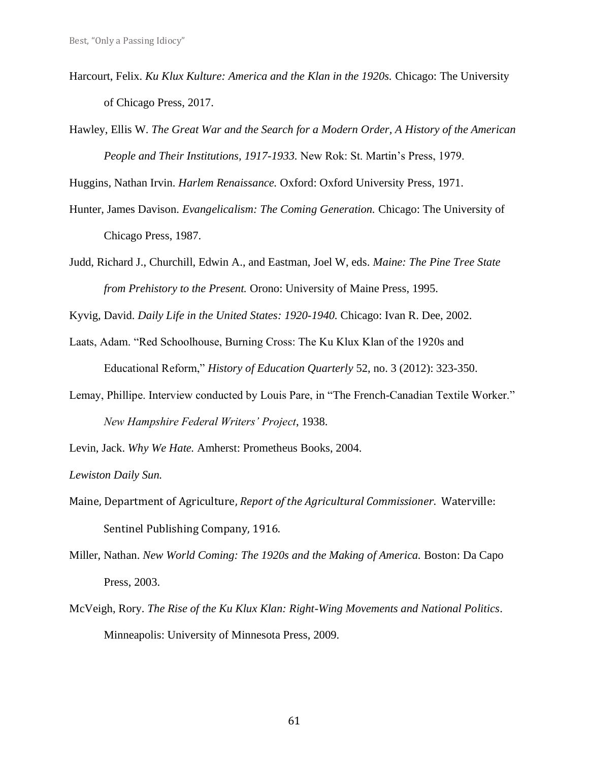Harcourt, Felix. *Ku Klux Kulture: America and the Klan in the 1920s.* Chicago: The University of Chicago Press, 2017.

Hawley, Ellis W. *The Great War and the Search for a Modern Order, A History of the American People and Their Institutions, 1917-1933.* New Rok: St. Martin's Press, 1979.

Huggins, Nathan Irvin. *Harlem Renaissance.* Oxford: Oxford University Press, 1971.

Hunter, James Davison. *Evangelicalism: The Coming Generation.* Chicago: The University of Chicago Press, 1987.

Judd, Richard J., Churchill, Edwin A., and Eastman, Joel W, eds. *Maine: The Pine Tree State from Prehistory to the Present.* Orono: University of Maine Press, 1995.

Kyvig, David. *Daily Life in the United States: 1920-1940.* Chicago: Ivan R. Dee, 2002.

Laats, Adam. "Red Schoolhouse, Burning Cross: The Ku Klux Klan of the 1920s and Educational Reform," *History of Education Quarterly* 52, no. 3 (2012): 323-350.

Lemay, Phillipe. Interview conducted by Louis Pare, in "The French-Canadian Textile Worker." *New Hampshire Federal Writers' Project*, 1938.

Levin, Jack. *Why We Hate.* Amherst: Prometheus Books, 2004.

*Lewiston Daily Sun.*

Maine, Department of Agriculture, *Report of the Agricultural Commissioner.* Waterville: Sentinel Publishing Company, 1916.

Miller, Nathan. *New World Coming: The 1920s and the Making of America.* Boston: Da Capo Press, 2003.

McVeigh, Rory. *The Rise of the Ku Klux Klan: Right-Wing Movements and National Politics*. Minneapolis: University of Minnesota Press, 2009.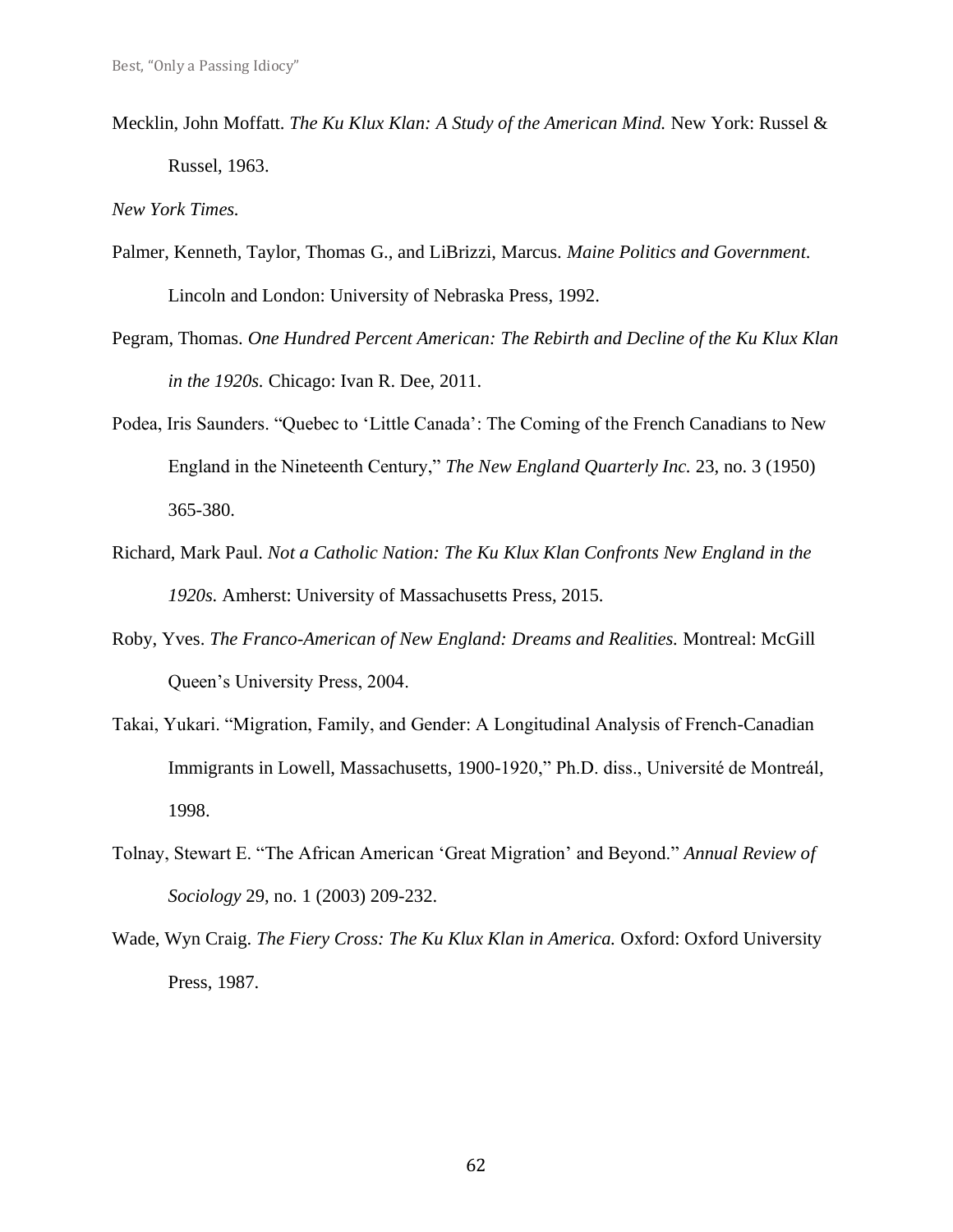Mecklin, John Moffatt. *The Ku Klux Klan: A Study of the American Mind.* New York: Russel & Russel, 1963.

*New York Times.*

Palmer, Kenneth, Taylor, Thomas G., and LiBrizzi, Marcus. *Maine Politics and Government.* Lincoln and London: University of Nebraska Press, 1992.

Pegram, Thomas. *One Hundred Percent American: The Rebirth and Decline of the Ku Klux Klan in the 1920s.* Chicago: Ivan R. Dee, 2011.

Podea, Iris Saunders. "Quebec to 'Little Canada': The Coming of the French Canadians to New England in the Nineteenth Century," *The New England Quarterly Inc.* 23, no. 3 (1950) 365-380.

Richard, Mark Paul. *Not a Catholic Nation: The Ku Klux Klan Confronts New England in the 1920s.* Amherst: University of Massachusetts Press, 2015.

Roby, Yves. *The Franco-American of New England: Dreams and Realities.* Montreal: McGill Queen's University Press, 2004.

Takai, Yukari. "Migration, Family, and Gender: A Longitudinal Analysis of French-Canadian Immigrants in Lowell, Massachusetts, 1900-1920," Ph.D. diss., Université de Montreál, 1998.

Tolnay, Stewart E. "The African American 'Great Migration' and Beyond." *Annual Review of Sociology* 29, no. 1 (2003) 209-232.

Wade, Wyn Craig. *The Fiery Cross: The Ku Klux Klan in America.* Oxford: Oxford University Press, 1987.